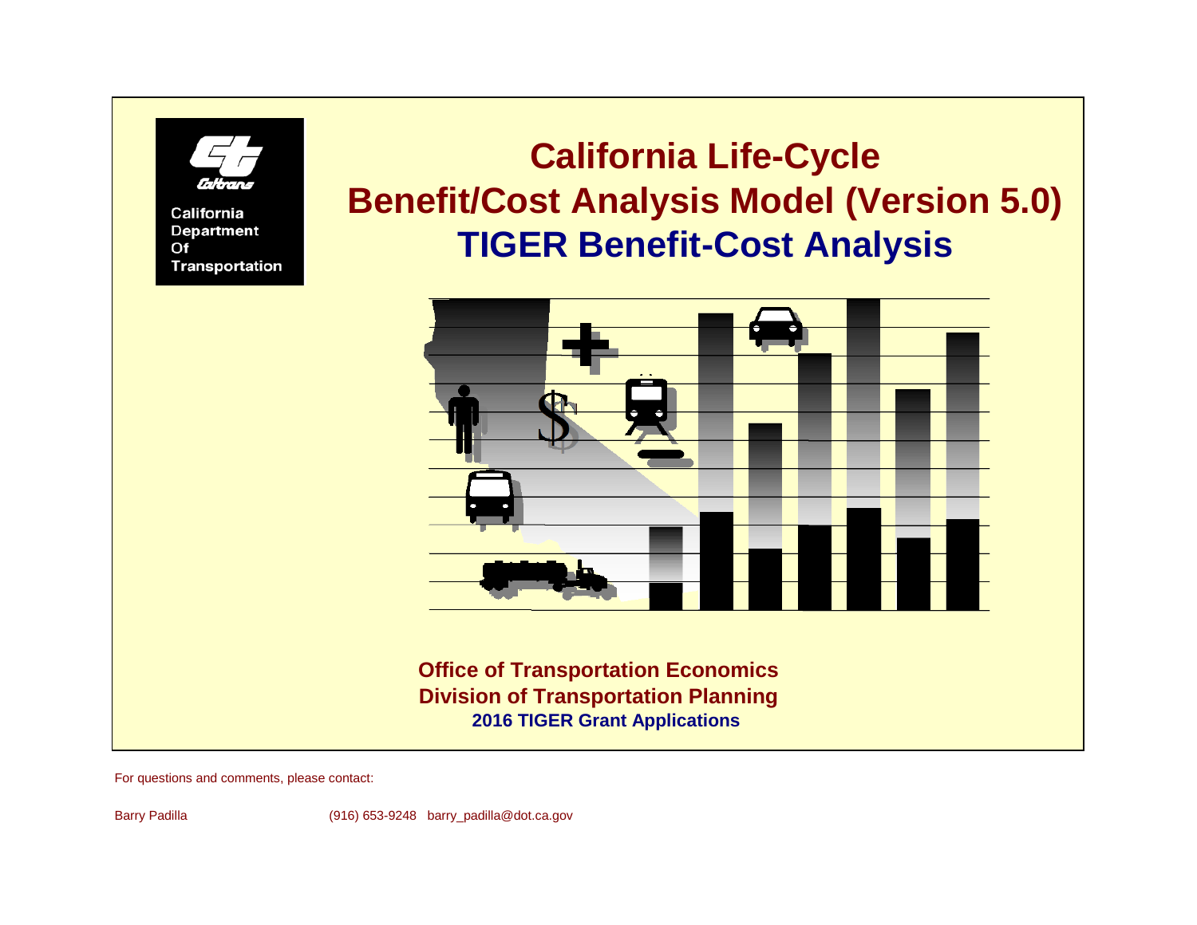California Department Of Transportation

# California Life-Cycle Benefit/Cost Analysis Model (Version 5.0)

## TIGER Benefit-Cost Analysis

**Office of Transportation Economics**
**Division of Transportation Planning**
**2016 TIGER Grant Applications**

For questions and comments, please contact:

Barry Padilla (916) 653-9248 barry_padilla@dot.ca.gov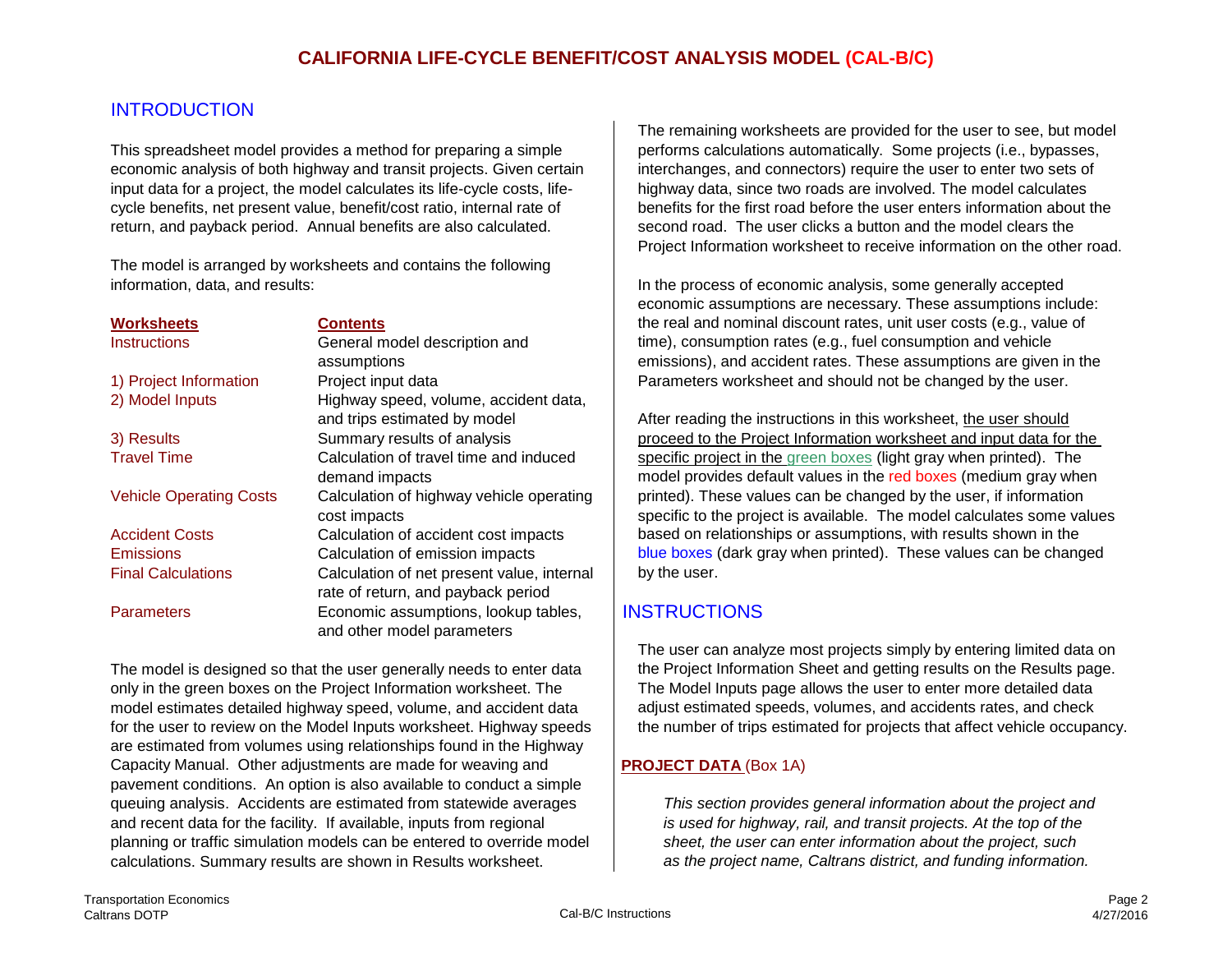# CALIFORNIA LIFE-CYCLE BENEFIT/COST ANALYSIS MODEL (CAL-B/C)

## INTRODUCTION

This spreadsheet model provides a method for preparing a simple economic analysis of both highway and transit projects. Given certain input data for a project, the model calculates its life-cycle costs, life-cycle benefits, net present value, benefit/cost ratio, internal rate of return, and payback period. Annual benefits are also calculated.

The model is arranged by worksheets and contains the following information, data, and results:

| Worksheets | Contents |
|---|---|
| Instructions | General model description and assumptions |
| 1) Project Information | Project input data |
| 2) Model Inputs | Highway speed, volume, accident data, and trips estimated by model |
| 3) Results | Summary results of analysis |
| Travel Time | Calculation of travel time and induced demand impacts |
| Vehicle Operating Costs | Calculation of highway vehicle operating cost impacts |
| Accident Costs | Calculation of accident cost impacts |
| Emissions | Calculation of emission impacts |
| Final Calculations | Calculation of net present value, internal rate of return, and payback period |
| Parameters | Economic assumptions, lookup tables, and other model parameters |

The model is designed so that the user generally needs to enter data only in the green boxes on the Project Information worksheet. The model estimates detailed highway speed, volume, and accident data for the user to review on the Model Inputs worksheet. Highway speeds are estimated from volumes using relationships found in the Highway Capacity Manual. Other adjustments are made for weaving and pavement conditions. An option is also available to conduct a simple queuing analysis. Accidents are estimated from statewide averages and recent data for the facility. If available, inputs from regional planning or traffic simulation models can be entered to override model calculations. Summary results are shown in Results worksheet.

The remaining worksheets are provided for the user to see, but model performs calculations automatically. Some projects (i.e., bypasses, interchanges, and connectors) require the user to enter two sets of highway data, since two roads are involved. The model calculates benefits for the first road before the user enters information about the second road. The user clicks a button and the model clears the Project Information worksheet to receive information on the other road.

In the process of economic analysis, some generally accepted economic assumptions are necessary. These assumptions include: the real and nominal discount rates, unit user costs (e.g., value of time), consumption rates (e.g., fuel consumption and vehicle emissions), and accident rates. These assumptions are given in the Parameters worksheet and should not be changed by the user.

After reading the instructions in this worksheet, the user should proceed to the Project Information worksheet and input data for the specific project in the green boxes (light gray when printed). The model provides default values in the red boxes (medium gray when printed). These values can be changed by the user, if information specific to the project is available. The model calculates some values based on relationships or assumptions, with results shown in the blue boxes (dark gray when printed). These values can be changed by the user.

## INSTRUCTIONS

The user can analyze most projects simply by entering limited data on the Project Information Sheet and getting results on the Results page. The Model Inputs page allows the user to enter more detailed data adjust estimated speeds, volumes, and accidents rates, and check the number of trips estimated for projects that affect vehicle occupancy.

**PROJECT DATA** (Box 1A)

*This section provides general information about the project and is used for highway, rail, and transit projects. At the top of the sheet, the user can enter information about the project, such as the project name, Caltrans district, and funding information.*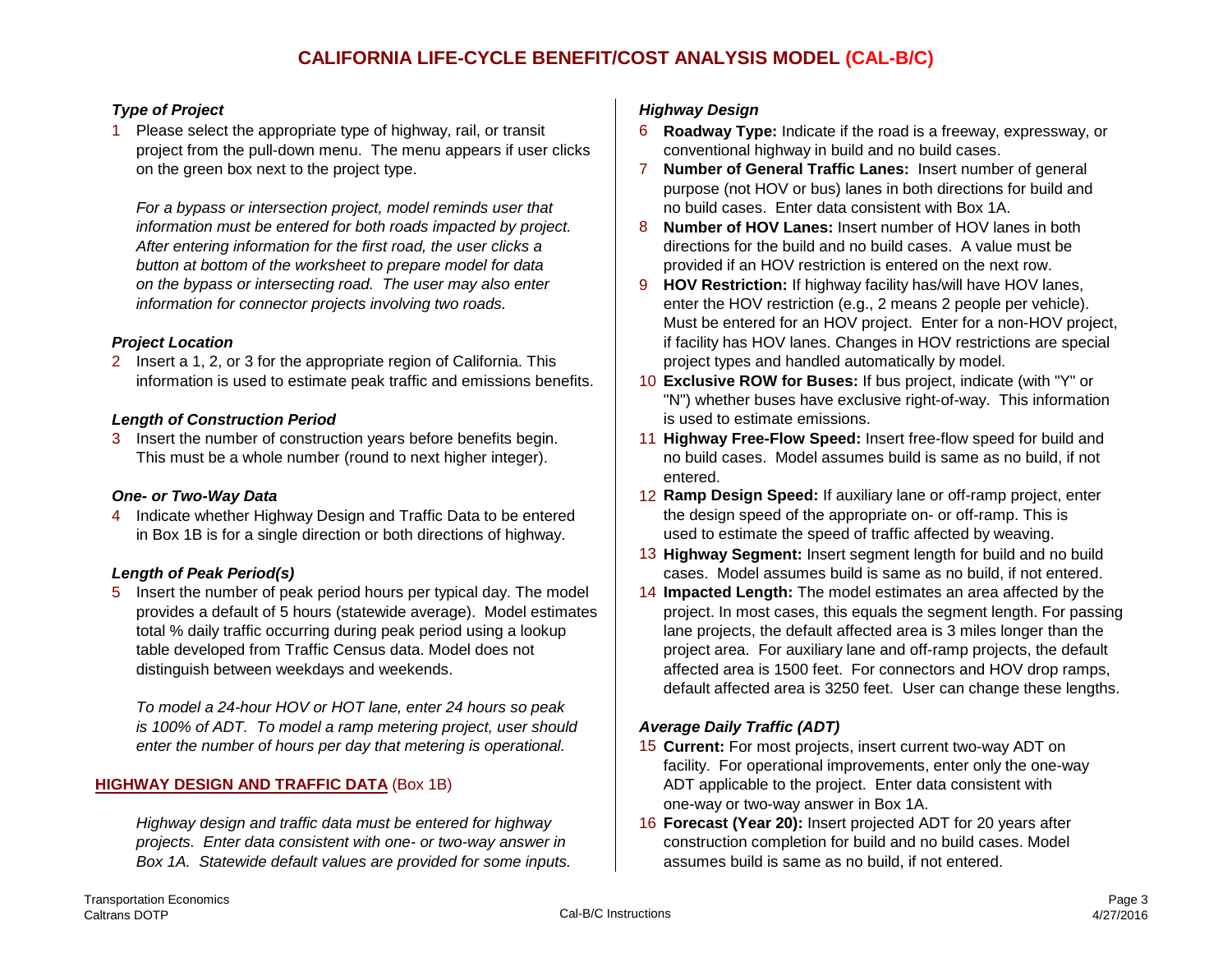# CALIFORNIA LIFE-CYCLE BENEFIT/COST ANALYSIS MODEL (CAL-B/C)

***Type of Project***

1 Please select the appropriate type of highway, rail, or transit project from the pull-down menu. The menu appears if user clicks on the green box next to the project type.

*For a bypass or intersection project, model reminds user that information must be entered for both roads impacted by project. After entering information for the first road, the user clicks a button at bottom of the worksheet to prepare model for data on the bypass or intersecting road. The user may also enter information for connector projects involving two roads.*

***Project Location***

2 Insert a 1, 2, or 3 for the appropriate region of California. This information is used to estimate peak traffic and emissions benefits.

***Length of Construction Period***

3 Insert the number of construction years before benefits begin. This must be a whole number (round to next higher integer).

***One- or Two-Way Data***

4 Indicate whether Highway Design and Traffic Data to be entered in Box 1B is for a single direction or both directions of highway.

***Length of Peak Period(s)***

5 Insert the number of peak period hours per typical day. The model provides a default of 5 hours (statewide average). Model estimates total % daily traffic occurring during peak period using a lookup table developed from Traffic Census data. Model does not distinguish between weekdays and weekends.

*To model a 24-hour HOV or HOT lane, enter 24 hours so peak is 100% of ADT. To model a ramp metering project, user should enter the number of hours per day that metering is operational.*

## HIGHWAY DESIGN AND TRAFFIC DATA (Box 1B)

*Highway design and traffic data must be entered for highway projects. Enter data consistent with one- or two-way answer in Box 1A. Statewide default values are provided for some inputs.*

***Highway Design***

6 **Roadway Type:** Indicate if the road is a freeway, expressway, or conventional highway in build and no build cases.

7 **Number of General Traffic Lanes:** Insert number of general purpose (not HOV or bus) lanes in both directions for build and no build cases. Enter data consistent with Box 1A.

8 **Number of HOV Lanes:** Insert number of HOV lanes in both directions for the build and no build cases. A value must be provided if an HOV restriction is entered on the next row.

9 **HOV Restriction:** If highway facility has/will have HOV lanes, enter the HOV restriction (e.g., 2 means 2 people per vehicle). Must be entered for an HOV project. Enter for a non-HOV project, if facility has HOV lanes. Changes in HOV restrictions are special project types and handled automatically by model.

10 **Exclusive ROW for Buses:** If bus project, indicate (with "Y" or "N") whether buses have exclusive right-of-way. This information is used to estimate emissions.

11 **Highway Free-Flow Speed:** Insert free-flow speed for build and no build cases. Model assumes build is same as no build, if not entered.

12 **Ramp Design Speed:** If auxiliary lane or off-ramp project, enter the design speed of the appropriate on- or off-ramp. This is used to estimate the speed of traffic affected by weaving.

13 **Highway Segment:** Insert segment length for build and no build cases. Model assumes build is same as no build, if not entered.

14 **Impacted Length:** The model estimates an area affected by the project. In most cases, this equals the segment length. For passing lane projects, the default affected area is 3 miles longer than the project area. For auxiliary lane and off-ramp projects, the default affected area is 1500 feet. For connectors and HOV drop ramps, default affected area is 3250 feet. User can change these lengths.

***Average Daily Traffic (ADT)***

15 **Current:** For most projects, insert current two-way ADT on facility. For operational improvements, enter only the one-way ADT applicable to the project. Enter data consistent with one-way or two-way answer in Box 1A.

16 **Forecast (Year 20):** Insert projected ADT for 20 years after construction completion for build and no build cases. Model assumes build is same as no build, if not entered.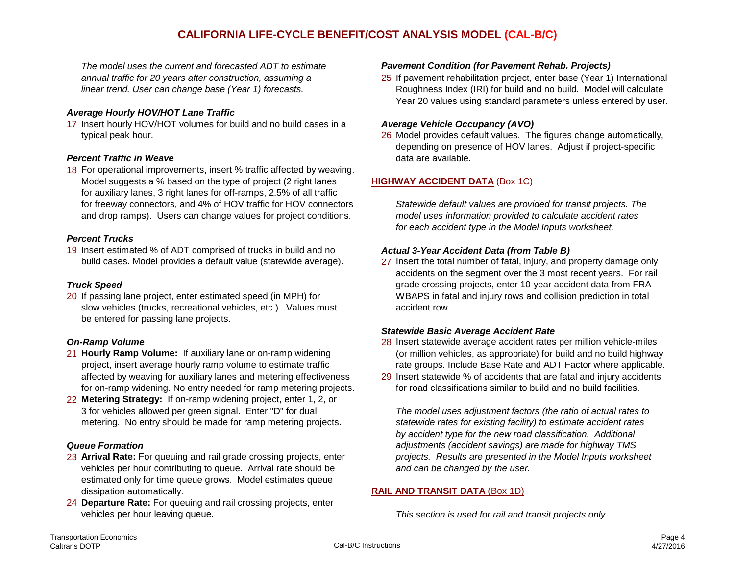# CALIFORNIA LIFE-CYCLE BENEFIT/COST ANALYSIS MODEL (CAL-B/C)

*The model uses the current and forecasted ADT to estimate annual traffic for 20 years after construction, assuming a linear trend. User can change base (Year 1) forecasts.*

### *Average Hourly HOV/HOT Lane Traffic*

17 Insert hourly HOV/HOT volumes for build and no build cases in a typical peak hour.

### *Percent Traffic in Weave*

18 For operational improvements, insert % traffic affected by weaving. Model suggests a % based on the type of project (2 right lanes for auxiliary lanes, 3 right lanes for off-ramps, 2.5% of all traffic for freeway connectors, and 4% of HOV traffic for HOV connectors and drop ramps). Users can change values for project conditions.

### *Percent Trucks*

19 Insert estimated % of ADT comprised of trucks in build and no build cases. Model provides a default value (statewide average).

### *Truck Speed*

20 If passing lane project, enter estimated speed (in MPH) for slow vehicles (trucks, recreational vehicles, etc.). Values must be entered for passing lane projects.

### *On-Ramp Volume*

21 **Hourly Ramp Volume:** If auxiliary lane or on-ramp widening project, insert average hourly ramp volume to estimate traffic affected by weaving for auxiliary lanes and metering effectiveness for on-ramp widening. No entry needed for ramp metering projects.

22 **Metering Strategy:** If on-ramp widening project, enter 1, 2, or 3 for vehicles allowed per green signal. Enter "D" for dual metering. No entry should be made for ramp metering projects.

### *Queue Formation*

23 **Arrival Rate:** For queuing and rail grade crossing projects, enter vehicles per hour contributing to queue. Arrival rate should be estimated only for time queue grows. Model estimates queue dissipation automatically.

24 **Departure Rate:** For queuing and rail crossing projects, enter vehicles per hour leaving queue.

### *Pavement Condition (for Pavement Rehab. Projects)*

25 If pavement rehabilitation project, enter base (Year 1) International Roughness Index (IRI) for build and no build. Model will calculate Year 20 values using standard parameters unless entered by user.

### *Average Vehicle Occupancy (AVO)*

26 Model provides default values. The figures change automatically, depending on presence of HOV lanes. Adjust if project-specific data are available.

## HIGHWAY ACCIDENT DATA (Box 1C)

*Statewide default values are provided for transit projects. The model uses information provided to calculate accident rates for each accident type in the Model Inputs worksheet.*

### *Actual 3-Year Accident Data (from Table B)*

27 Insert the total number of fatal, injury, and property damage only accidents on the segment over the 3 most recent years. For rail grade crossing projects, enter 10-year accident data from FRA WBAPS in fatal and injury rows and collision prediction in total accident row.

### *Statewide Basic Average Accident Rate*

28 Insert statewide average accident rates per million vehicle-miles (or million vehicles, as appropriate) for build and no build highway rate groups. Include Base Rate and ADT Factor where applicable.

29 Insert statewide % of accidents that are fatal and injury accidents for road classifications similar to build and no build facilities.

*The model uses adjustment factors (the ratio of actual rates to statewide rates for existing facility) to estimate accident rates by accident type for the new road classification. Additional adjustments (accident savings) are made for highway TMS projects. Results are presented in the Model Inputs worksheet and can be changed by the user.*

## RAIL AND TRANSIT DATA (Box 1D)

*This section is used for rail and transit projects only.*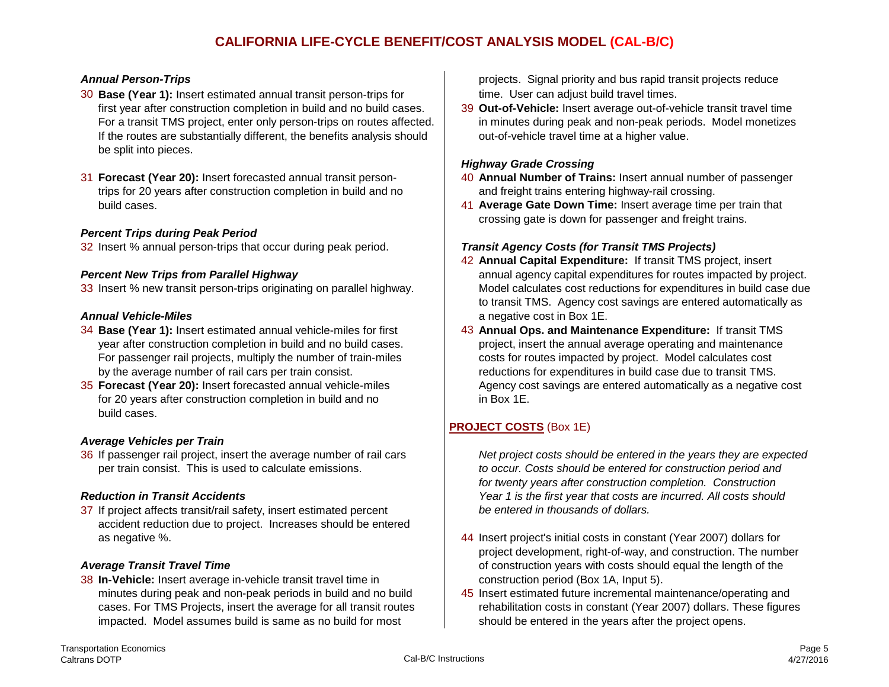# CALIFORNIA LIFE-CYCLE BENEFIT/COST ANALYSIS MODEL (CAL-B/C)

### *Annual Person-Trips*

30 **Base (Year 1):** Insert estimated annual transit person-trips for first year after construction completion in build and no build cases. For a transit TMS project, enter only person-trips on routes affected. If the routes are substantially different, the benefits analysis should be split into pieces.

31 **Forecast (Year 20):** Insert forecasted annual transit person-trips for 20 years after construction completion in build and no build cases.

### *Percent Trips during Peak Period*

32 Insert % annual person-trips that occur during peak period.

### *Percent New Trips from Parallel Highway*

33 Insert % new transit person-trips originating on parallel highway.

### *Annual Vehicle-Miles*

34 **Base (Year 1):** Insert estimated annual vehicle-miles for first year after construction completion in build and no build cases. For passenger rail projects, multiply the number of train-miles by the average number of rail cars per train consist.

35 **Forecast (Year 20):** Insert forecasted annual vehicle-miles for 20 years after construction completion in build and no build cases.

### *Average Vehicles per Train*

36 If passenger rail project, insert the average number of rail cars per train consist. This is used to calculate emissions.

### *Reduction in Transit Accidents*

37 If project affects transit/rail safety, insert estimated percent accident reduction due to project. Increases should be entered as negative %.

### *Average Transit Travel Time*

38 **In-Vehicle:** Insert average in-vehicle transit travel time in minutes during peak and non-peak periods in build and no build cases. For TMS Projects, insert the average for all transit routes impacted. Model assumes build is same as no build for most projects. Signal priority and bus rapid transit projects reduce time. User can adjust build travel times.

39 **Out-of-Vehicle:** Insert average out-of-vehicle transit travel time in minutes during peak and non-peak periods. Model monetizes out-of-vehicle travel time at a higher value.

### *Highway Grade Crossing*

40 **Annual Number of Trains:** Insert annual number of passenger and freight trains entering highway-rail crossing.

41 **Average Gate Down Time:** Insert average time per train that crossing gate is down for passenger and freight trains.

### *Transit Agency Costs (for Transit TMS Projects)*

42 **Annual Capital Expenditure:** If transit TMS project, insert annual agency capital expenditures for routes impacted by project. Model calculates cost reductions for expenditures in build case due to transit TMS. Agency cost savings are entered automatically as a negative cost in Box 1E.

43 **Annual Ops. and Maintenance Expenditure:** If transit TMS project, insert the annual average operating and maintenance costs for routes impacted by project. Model calculates cost reductions for expenditures in build case due to transit TMS. Agency cost savings are entered automatically as a negative cost in Box 1E.

## PROJECT COSTS (Box 1E)

*Net project costs should be entered in the years they are expected to occur. Costs should be entered for construction period and for twenty years after construction completion. Construction Year 1 is the first year that costs are incurred. All costs should be entered in thousands of dollars.*

44 Insert project's initial costs in constant (Year 2007) dollars for project development, right-of-way, and construction. The number of construction years with costs should equal the length of the construction period (Box 1A, Input 5).

45 Insert estimated future incremental maintenance/operating and rehabilitation costs in constant (Year 2007) dollars. These figures should be entered in the years after the project opens.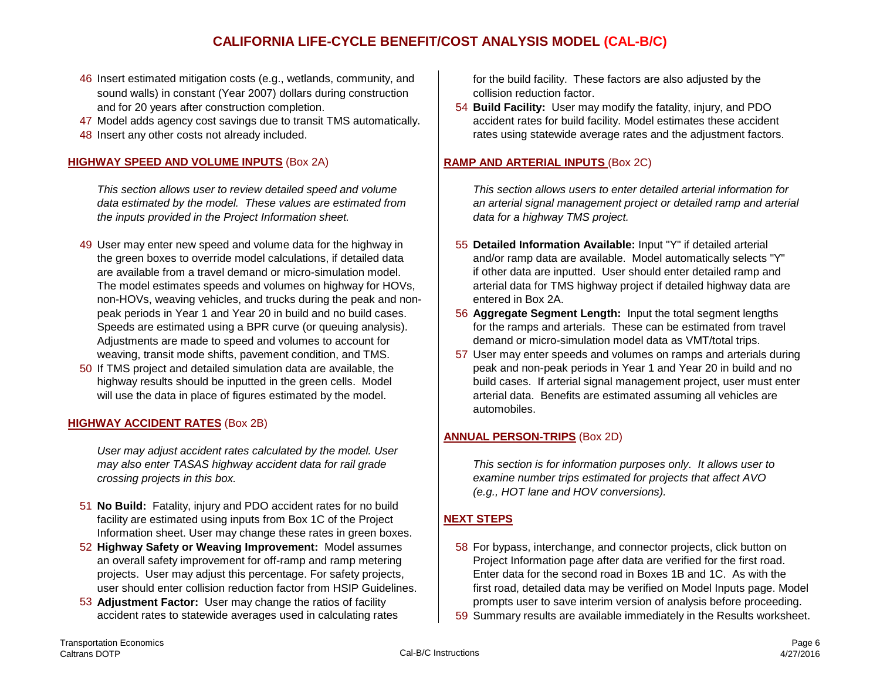46 Insert estimated mitigation costs (e.g., wetlands, community, and sound walls) in constant (Year 2007) dollars during construction and for 20 years after construction completion.

47 Model adds agency cost savings due to transit TMS automatically.

48 Insert any other costs not already included.

## HIGHWAY SPEED AND VOLUME INPUTS (Box 2A)

*This section allows user to review detailed speed and volume data estimated by the model. These values are estimated from the inputs provided in the Project Information sheet.*

49 User may enter new speed and volume data for the highway in the green boxes to override model calculations, if detailed data are available from a travel demand or micro-simulation model. The model estimates speeds and volumes on highway for HOVs, non-HOVs, weaving vehicles, and trucks during the peak and non-peak periods in Year 1 and Year 20 in build and no build cases. Speeds are estimated using a BPR curve (or queuing analysis). Adjustments are made to speed and volumes to account for weaving, transit mode shifts, pavement condition, and TMS.

50 If TMS project and detailed simulation data are available, the highway results should be inputted in the green cells. Model will use the data in place of figures estimated by the model.

## HIGHWAY ACCIDENT RATES (Box 2B)

*User may adjust accident rates calculated by the model. User may also enter TASAS highway accident data for rail grade crossing projects in this box.*

51 **No Build:** Fatality, injury and PDO accident rates for no build facility are estimated using inputs from Box 1C of the Project Information sheet. User may change these rates in green boxes.

52 **Highway Safety or Weaving Improvement:** Model assumes an overall safety improvement for off-ramp and ramp metering projects. User may adjust this percentage. For safety projects, user should enter collision reduction factor from HSIP Guidelines.

53 **Adjustment Factor:** User may change the ratios of facility accident rates to statewide averages used in calculating rates for the build facility. These factors are also adjusted by the collision reduction factor.

54 **Build Facility:** User may modify the fatality, injury, and PDO accident rates for build facility. Model estimates these accident rates using statewide average rates and the adjustment factors.

## RAMP AND ARTERIAL INPUTS (Box 2C)

*This section allows users to enter detailed arterial information for an arterial signal management project or detailed ramp and arterial data for a highway TMS project.*

55 **Detailed Information Available:** Input "Y" if detailed arterial and/or ramp data are available. Model automatically selects "Y" if other data are inputted. User should enter detailed ramp and arterial data for TMS highway project if detailed highway data are entered in Box 2A.

56 **Aggregate Segment Length:** Input the total segment lengths for the ramps and arterials. These can be estimated from travel demand or micro-simulation model data as VMT/total trips.

57 User may enter speeds and volumes on ramps and arterials during peak and non-peak periods in Year 1 and Year 20 in build and no build cases. If arterial signal management project, user must enter arterial data. Benefits are estimated assuming all vehicles are automobiles.

## ANNUAL PERSON-TRIPS (Box 2D)

*This section is for information purposes only. It allows user to examine number trips estimated for projects that affect AVO (e.g., HOT lane and HOV conversions).*

## NEXT STEPS

58 For bypass, interchange, and connector projects, click button on Project Information page after data are verified for the first road. Enter data for the second road in Boxes 1B and 1C. As with the first road, detailed data may be verified on Model Inputs page. Model prompts user to save interim version of analysis before proceeding.

59 Summary results are available immediately in the Results worksheet.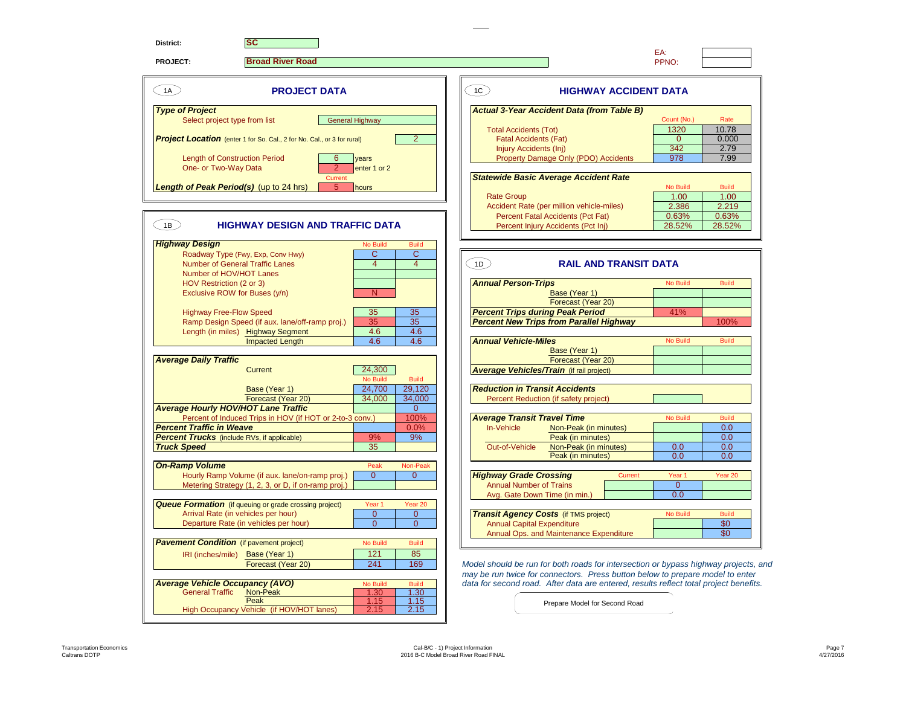**District:** SC

**PROJECT:** Broad River Road

EA:
PPNO:

## 1A PROJECT DATA

***Type of Project***

| | |
|---|---|
| Select project type from list | General Highway |
| ***Project Location*** (enter 1 for So. Cal., 2 for No. Cal., or 3 for rural) | 2 |
| Length of Construction Period | 6 years |
| One- or Two-Way Data | 2 enter 1 or 2 |
| ***Length of Peak Period(s)*** (up to 24 hrs) | Current: 5 hours |

## 1B HIGHWAY DESIGN AND TRAFFIC DATA

| ***Highway Design*** | No Build | Build |
|---|---|---|
| Roadway Type (Fwy, Exp, Conv Hwy) | C | C |
| Number of General Traffic Lanes | 4 | 4 |
| Number of HOV/HOT Lanes | | |
| HOV Restriction (2 or 3) | | |
| Exclusive ROW for Buses (y/n) | N | |
| Highway Free-Flow Speed | 35 | 35 |
| Ramp Design Speed (if aux. lane/off-ramp proj.) | 35 | 35 |
| Length (in miles) Highway Segment | 4.6 | 4.6 |
| Impacted Length | 4.6 | 4.6 |

| ***Average Daily Traffic*** | | |
|---|---|---|
| Current | 24,300 | |
| | No Build | Build |
| Base (Year 1) | 24,700 | 29,120 |
| Forecast (Year 20) | 34,000 | 34,000 |
| ***Average Hourly HOV/HOT Lane Traffic*** | | 0 |
| Percent of Induced Trips in HOV (if HOT or 2-to-3 conv.) | | 100% |
| ***Percent Traffic in Weave*** | | 0.0% |
| ***Percent Trucks*** (include RVs, if applicable) | 9% | 9% |
| ***Truck Speed*** | 35 | |

| ***On-Ramp Volume*** | Peak | Non-Peak |
|---|---|---|
| Hourly Ramp Volume (if aux. lane/on-ramp proj.) | 0 | 0 |
| Metering Strategy (1, 2, 3, or D, if on-ramp proj.) | | |

| ***Queue Formation*** (if queuing or grade crossing project) | Year 1 | Year 20 |
|---|---|---|
| Arrival Rate (in vehicles per hour) | 0 | 0 |
| Departure Rate (in vehicles per hour) | 0 | 0 |

| ***Pavement Condition*** (if pavement project) | No Build | Build |
|---|---|---|
| IRI (inches/mile) Base (Year 1) | 121 | 85 |
| Forecast (Year 20) | 241 | 169 |

| ***Average Vehicle Occupancy (AVO)*** | No Build | Build |
|---|---|---|
| General Traffic Non-Peak | 1.30 | 1.30 |
| Peak | 1.15 | 1.15 |
| High Occupancy Vehicle (if HOV/HOT lanes) | 2.15 | 2.15 |

## 1C HIGHWAY ACCIDENT DATA

| ***Actual 3-Year Accident Data (from Table B)*** | Count (No.) | Rate |
|---|---|---|
| Total Accidents (Tot) | 1320 | 10.78 |
| Fatal Accidents (Fat) | 0 | 0.000 |
| Injury Accidents (Inj) | 342 | 2.79 |
| Property Damage Only (PDO) Accidents | 978 | 7.99 |

| ***Statewide Basic Average Accident Rate*** | No Build | Build |
|---|---|---|
| Rate Group | 1.00 | 1.00 |
| Accident Rate (per million vehicle-miles) | 2.386 | 2.219 |
| Percent Fatal Accidents (Pct Fat) | 0.63% | 0.63% |
| Percent Injury Accidents (Pct Inj) | 28.52% | 28.52% |

## 1D RAIL AND TRANSIT DATA

| ***Annual Person-Trips*** | No Build | Build |
|---|---|---|
| Base (Year 1) | | |
| Forecast (Year 20) | | |
| ***Percent Trips during Peak Period*** | 41% | |
| ***Percent New Trips from Parallel Highway*** | | 100% |

| ***Annual Vehicle-Miles*** | No Build | Build |
|---|---|---|
| Base (Year 1) | | |
| Forecast (Year 20) | | |
| ***Average Vehicles/Train*** (if rail project) | | |

| ***Reduction in Transit Accidents*** | |
|---|---|
| Percent Reduction (if safety project) | |

| ***Average Transit Travel Time*** | | No Build | Build |
|---|---|---|---|
| In-Vehicle | Non-Peak (in minutes) | | 0.0 |
| | Peak (in minutes) | | 0.0 |
| Out-of-Vehicle | Non-Peak (in minutes) | 0.0 | 0.0 |
| | Peak (in minutes) | 0.0 | 0.0 |

| ***Highway Grade Crossing*** | Current | Year 1 | Year 20 |
|---|---|---|---|
| Annual Number of Trains | | 0 | |
| Avg. Gate Down Time (in min.) | | 0.0 | |

| ***Transit Agency Costs*** (if TMS project) | No Build | Build |
|---|---|---|
| Annual Capital Expenditure | | $0 |
| Annual Ops. and Maintenance Expenditure | | $0 |

*Model should be run for both roads for intersection or bypass highway projects, and may be run twice for connectors. Press button below to prepare model to enter data for second road. After data are entered, results reflect total project benefits.*

Prepare Model for Second Road

Transportation Economics
Caltrans DOTP

Cal-B/C - 1) Project Information
2016 B-C Model Broad River Road FINAL

4/27/2016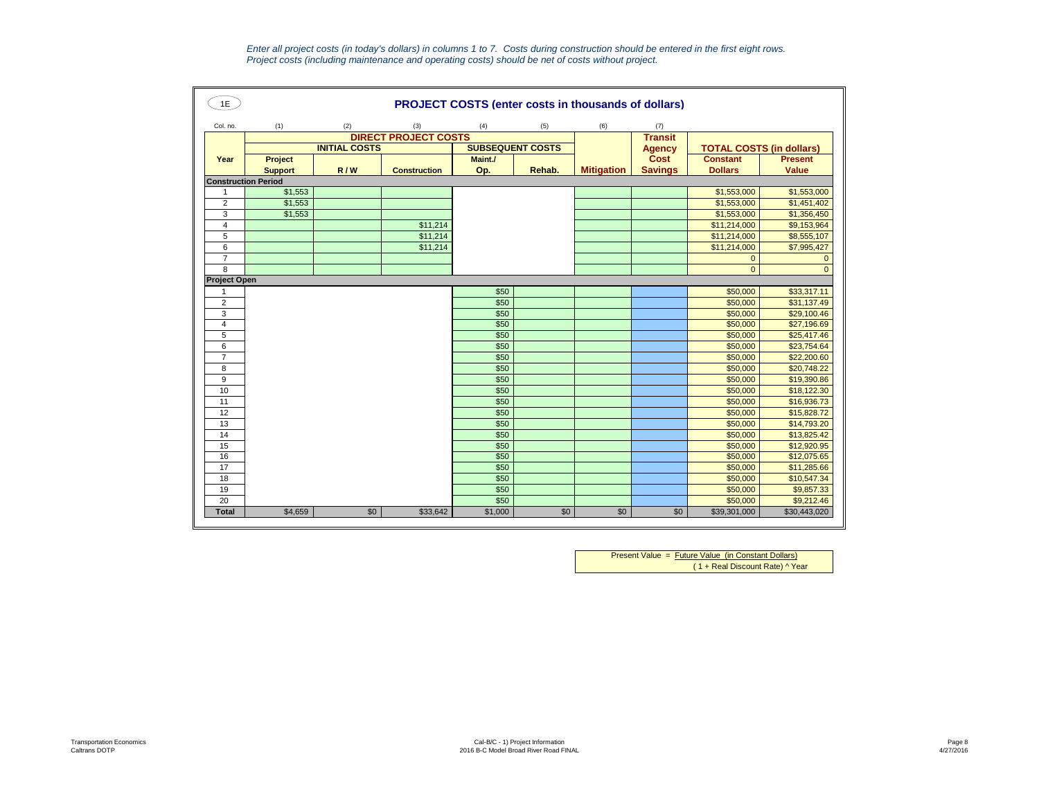*Enter all project costs (in today's dollars) in columns 1 to 7. Costs during construction should be entered in the first eight rows.*
*Project costs (including maintenance and operating costs) should be net of costs without project.*

1E

## PROJECT COSTS (enter costs in thousands of dollars)

| Col. no. | (1) | (2) | (3) | (4) | (5) | (6) | (7) | | |
|---|---|---|---|---|---|---|---|---|---|
| | DIRECT PROJECT COSTS | | | | | | Transit Agency Cost Savings | TOTAL COSTS (in dollars) | |
| | INITIAL COSTS | | | SUBSEQUENT COSTS | | | | | |
| Year | Project Support | R / W | Construction | Maint./ Op. | Rehab. | Mitigation | | Constant Dollars | Present Value |
| **Construction Period** | | | | | | | | | |
| 1 | $1,553 | | | | | | | $1,553,000 | $1,553,000 |
| 2 | $1,553 | | | | | | | $1,553,000 | $1,451,402 |
| 3 | $1,553 | | | | | | | $1,553,000 | $1,356,450 |
| 4 | | | $11,214 | | | | | $11,214,000 | $9,153,964 |
| 5 | | | $11,214 | | | | | $11,214,000 | $8,555,107 |
| 6 | | | $11,214 | | | | | $11,214,000 | $7,995,427 |
| 7 | | | | | | | | 0 | 0 |
| 8 | | | | | | | | 0 | 0 |
| **Project Open** | | | | | | | | | |
| 1 | | | | $50 | | | | $50,000 | $33,317.11 |
| 2 | | | | $50 | | | | $50,000 | $31,137.49 |
| 3 | | | | $50 | | | | $50,000 | $29,100.46 |
| 4 | | | | $50 | | | | $50,000 | $27,196.69 |
| 5 | | | | $50 | | | | $50,000 | $25,417.46 |
| 6 | | | | $50 | | | | $50,000 | $23,754.64 |
| 7 | | | | $50 | | | | $50,000 | $22,200.60 |
| 8 | | | | $50 | | | | $50,000 | $20,748.22 |
| 9 | | | | $50 | | | | $50,000 | $19,390.86 |
| 10 | | | | $50 | | | | $50,000 | $18,122.30 |
| 11 | | | | $50 | | | | $50,000 | $16,936.73 |
| 12 | | | | $50 | | | | $50,000 | $15,828.72 |
| 13 | | | | $50 | | | | $50,000 | $14,793.20 |
| 14 | | | | $50 | | | | $50,000 | $13,825.42 |
| 15 | | | | $50 | | | | $50,000 | $12,920.95 |
| 16 | | | | $50 | | | | $50,000 | $12,075.65 |
| 17 | | | | $50 | | | | $50,000 | $11,285.66 |
| 18 | | | | $50 | | | | $50,000 | $10,547.34 |
| 19 | | | | $50 | | | | $50,000 | $9,857.33 |
| 20 | | | | $50 | | | | $50,000 | $9,212.46 |
| **Total** | $4,659 | $0 | $33,642 | $1,000 | $0 | $0 | $0 | $39,301,000 | $30,443,020 |

$$\text{Present Value} = \frac{\text{Future Value (in Constant Dollars)}}{(1 + \text{Real Discount Rate})^{\text{Year}}}$$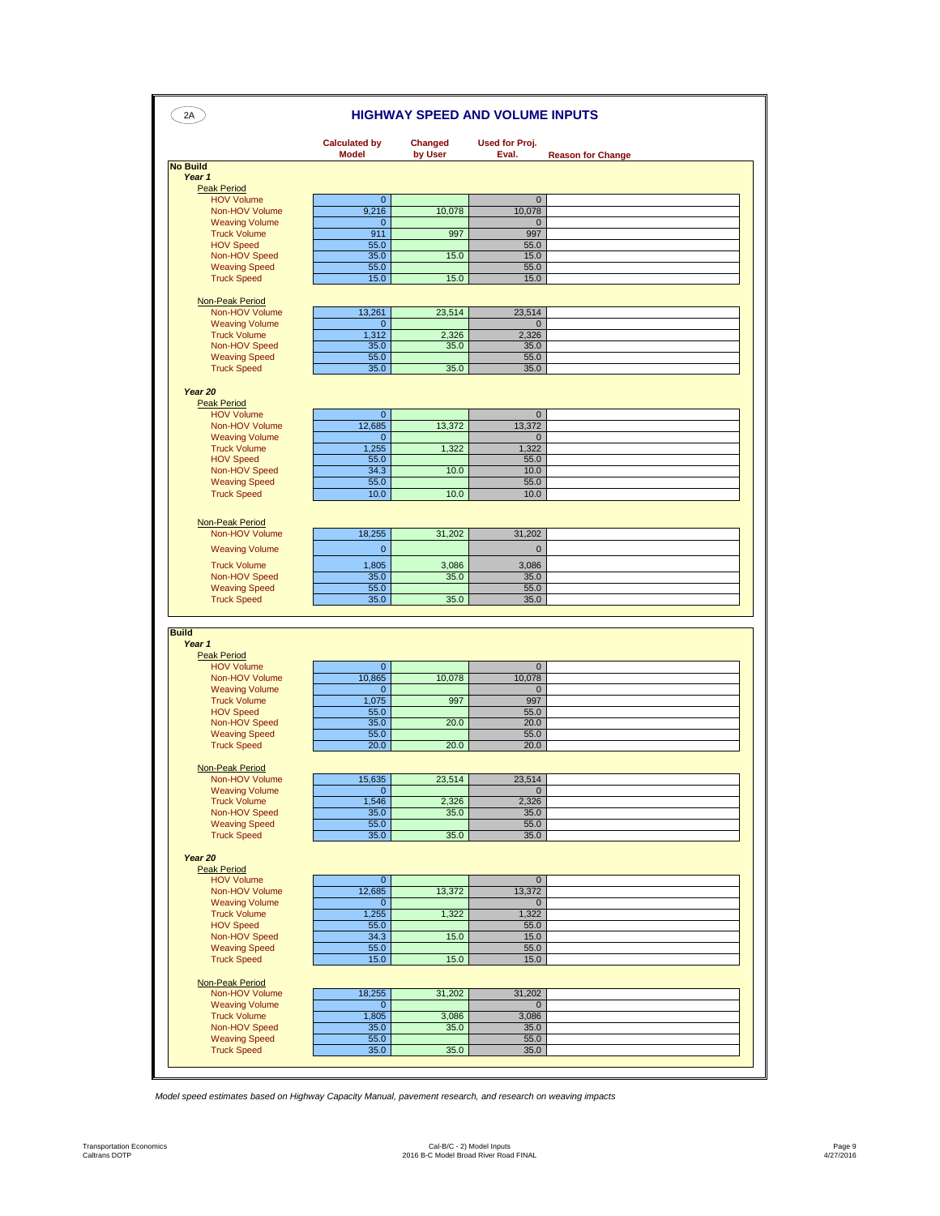## 2A HIGHWAY SPEED AND VOLUME INPUTS

| | Calculated by Model | Changed by User | Used for Proj. Eval. | Reason for Change |
|---|---|---|---|---|
| **No Build** | | | | |
| ***Year 1*** | | | | |
| Peak Period | | | | |
| HOV Volume | 0 | | 0 | |
| Non-HOV Volume | 9,216 | 10,078 | 10,078 | |
| Weaving Volume | 0 | | 0 | |
| Truck Volume | 911 | 997 | 997 | |
| HOV Speed | 55.0 | | 55.0 | |
| Non-HOV Speed | 35.0 | 15.0 | 15.0 | |
| Weaving Speed | 55.0 | | 55.0 | |
| Truck Speed | 15.0 | 15.0 | 15.0 | |
| Non-Peak Period | | | | |
| Non-HOV Volume | 13,261 | 23,514 | 23,514 | |
| Weaving Volume | 0 | | 0 | |
| Truck Volume | 1,312 | 2,326 | 2,326 | |
| Non-HOV Speed | 35.0 | 35.0 | 35.0 | |
| Weaving Speed | 55.0 | | 55.0 | |
| Truck Speed | 35.0 | 35.0 | 35.0 | |
| ***Year 20*** | | | | |
| Peak Period | | | | |
| HOV Volume | 0 | | 0 | |
| Non-HOV Volume | 12,685 | 13,372 | 13,372 | |
| Weaving Volume | 0 | | 0 | |
| Truck Volume | 1,255 | 1,322 | 1,322 | |
| HOV Speed | 55.0 | | 55.0 | |
| Non-HOV Speed | 34.3 | 10.0 | 10.0 | |
| Weaving Speed | 55.0 | | 55.0 | |
| Truck Speed | 10.0 | 10.0 | 10.0 | |
| Non-Peak Period | | | | |
| Non-HOV Volume | 18,255 | 31,202 | 31,202 | |
| Weaving Volume | 0 | | 0 | |
| Truck Volume | 1,805 | 3,086 | 3,086 | |
| Non-HOV Speed | 35.0 | 35.0 | 35.0 | |
| Weaving Speed | 55.0 | | 55.0 | |
| Truck Speed | 35.0 | 35.0 | 35.0 | |
| **Build** | | | | |
| ***Year 1*** | | | | |
| Peak Period | | | | |
| HOV Volume | 0 | | 0 | |
| Non-HOV Volume | 10,865 | 10,078 | 10,078 | |
| Weaving Volume | 0 | | 0 | |
| Truck Volume | 1,075 | 997 | 997 | |
| HOV Speed | 55.0 | | 55.0 | |
| Non-HOV Speed | 35.0 | 20.0 | 20.0 | |
| Weaving Speed | 55.0 | | 55.0 | |
| Truck Speed | 20.0 | 20.0 | 20.0 | |
| Non-Peak Period | | | | |
| Non-HOV Volume | 15,635 | 23,514 | 23,514 | |
| Weaving Volume | 0 | | 0 | |
| Truck Volume | 1,546 | 2,326 | 2,326 | |
| Non-HOV Speed | 35.0 | 35.0 | 35.0 | |
| Weaving Speed | 55.0 | | 55.0 | |
| Truck Speed | 35.0 | 35.0 | 35.0 | |
| ***Year 20*** | | | | |
| Peak Period | | | | |
| HOV Volume | 0 | | 0 | |
| Non-HOV Volume | 12,685 | 13,372 | 13,372 | |
| Weaving Volume | 0 | | 0 | |
| Truck Volume | 1,255 | 1,322 | 1,322 | |
| HOV Speed | 55.0 | | 55.0 | |
| Non-HOV Speed | 34.3 | 15.0 | 15.0 | |
| Weaving Speed | 55.0 | | 55.0 | |
| Truck Speed | 15.0 | 15.0 | 15.0 | |
| Non-Peak Period | | | | |
| Non-HOV Volume | 18,255 | 31,202 | 31,202 | |
| Weaving Volume | 0 | | 0 | |
| Truck Volume | 1,805 | 3,086 | 3,086 | |
| Non-HOV Speed | 35.0 | 35.0 | 35.0 | |
| Weaving Speed | 55.0 | | 55.0 | |
| Truck Speed | 35.0 | 35.0 | 35.0 | |

*Model speed estimates based on Highway Capacity Manual, pavement research, and research on weaving impacts*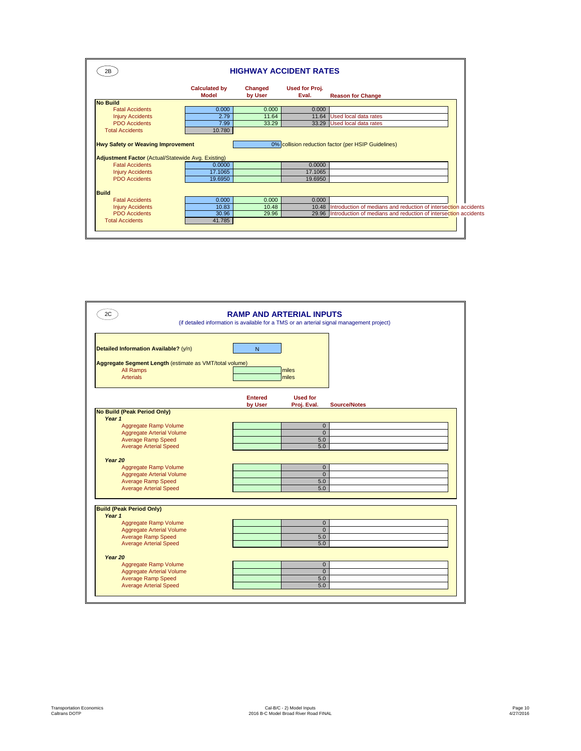## 2B HIGHWAY ACCIDENT RATES

| | Calculated by Model | Changed by User | Used for Proj. Eval. | Reason for Change |
|---|---|---|---|---|
| **No Build** | | | | |
| Fatal Accidents | 0.000 | 0.000 | 0.000 | |
| Injury Accidents | 2.79 | 11.64 | 11.64 | Used local data rates |
| PDO Accidents | 7.99 | 33.29 | 33.29 | Used local data rates |
| Total Accidents | 10.780 | | | |
| **Hwy Safety or Weaving Improvement** | | 0% | collision reduction factor (per HSIP Guidelines) | |
| **Adjustment Factor** (Actual/Statewide Avg. Existing) | | | | |
| Fatal Accidents | 0.0000 | | 0.0000 | |
| Injury Accidents | 17.1065 | | 17.1065 | |
| PDO Accidents | 19.6950 | | 19.6950 | |
| **Build** | | | | |
| Fatal Accidents | 0.000 | 0.000 | 0.000 | |
| Injury Accidents | 10.83 | 10.48 | 10.48 | Introduction of medians and reduction of intersection accidents |
| PDO Accidents | 30.96 | 29.96 | 29.96 | Introduction of medians and reduction of intersection accidents |
| Total Accidents | 41.785 | | | |

## 2C RAMP AND ARTERIAL INPUTS

(if detailed information is available for a TMS or an arterial signal management project)

**Detailed Information Available?** (y/n): N

**Aggregate Segment Length** (estimate as VMT/total volume)

| | | |
|---|---|---|
| All Ramps | | miles |
| Arterials | | miles |

| | Entered by User | Used for Proj. Eval. | Source/Notes |
|---|---|---|---|
| **No Build (Peak Period Only)** | | | |
| *Year 1* | | | |
| Aggregate Ramp Volume | | 0 | |
| Aggregate Arterial Volume | | 0 | |
| Average Ramp Speed | | 5.0 | |
| Average Arterial Speed | | 5.0 | |
| *Year 20* | | | |
| Aggregate Ramp Volume | | 0 | |
| Aggregate Arterial Volume | | 0 | |
| Average Ramp Speed | | 5.0 | |
| Average Arterial Speed | | 5.0 | |
| **Build (Peak Period Only)** | | | |
| *Year 1* | | | |
| Aggregate Ramp Volume | | 0 | |
| Aggregate Arterial Volume | | 0 | |
| Average Ramp Speed | | 5.0 | |
| Average Arterial Speed | | 5.0 | |
| *Year 20* | | | |
| Aggregate Ramp Volume | | 0 | |
| Aggregate Arterial Volume | | 0 | |
| Average Ramp Speed | | 5.0 | |
| Average Arterial Speed | | 5.0 | |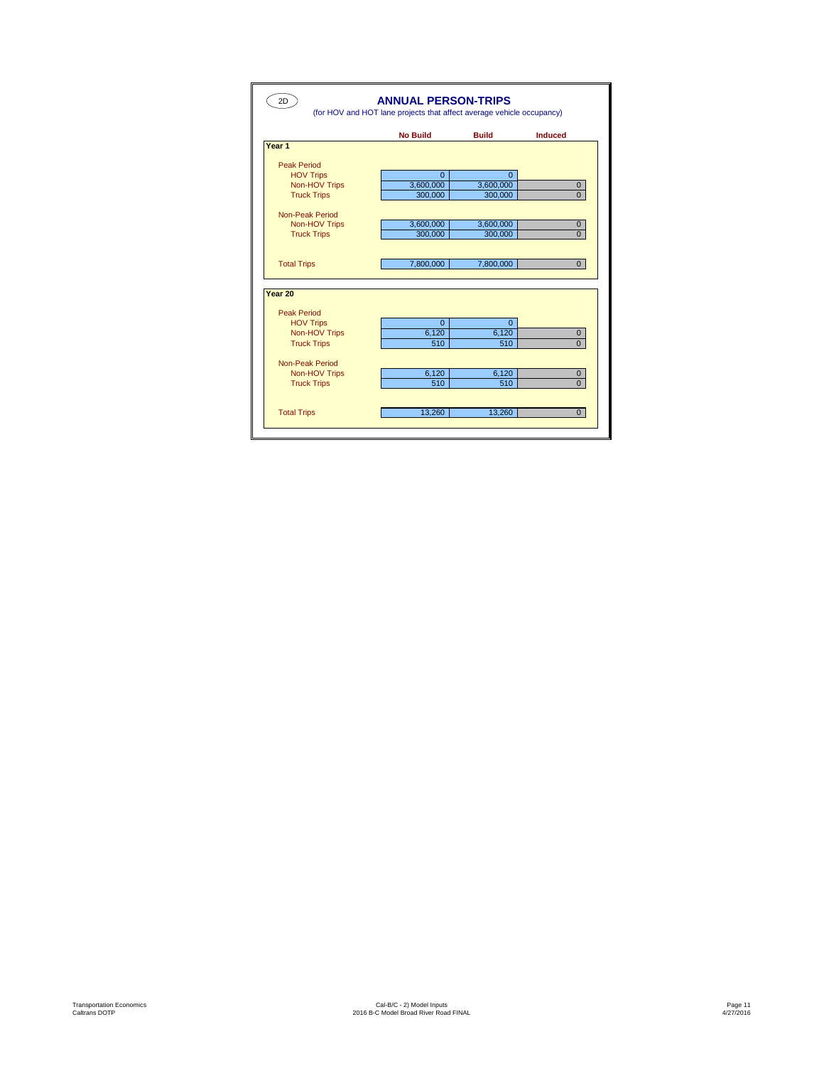2D

## ANNUAL PERSON-TRIPS

(for HOV and HOT lane projects that affect average vehicle occupancy)

| | No Build | Build | Induced |
|---|---|---|---|
| **Year 1** | | | |
| Peak Period | | | |
| HOV Trips | 0 | 0 | |
| Non-HOV Trips | 3,600,000 | 3,600,000 | 0 |
| Truck Trips | 300,000 | 300,000 | 0 |
| Non-Peak Period | | | |
| Non-HOV Trips | 3,600,000 | 3,600,000 | 0 |
| Truck Trips | 300,000 | 300,000 | 0 |
| Total Trips | 7,800,000 | 7,800,000 | 0 |
| **Year 20** | | | |
| Peak Period | | | |
| HOV Trips | 0 | 0 | |
| Non-HOV Trips | 6,120 | 6,120 | 0 |
| Truck Trips | 510 | 510 | 0 |
| Non-Peak Period | | | |
| Non-HOV Trips | 6,120 | 6,120 | 0 |
| Truck Trips | 510 | 510 | 0 |
| Total Trips | 13,260 | 13,260 | 0 |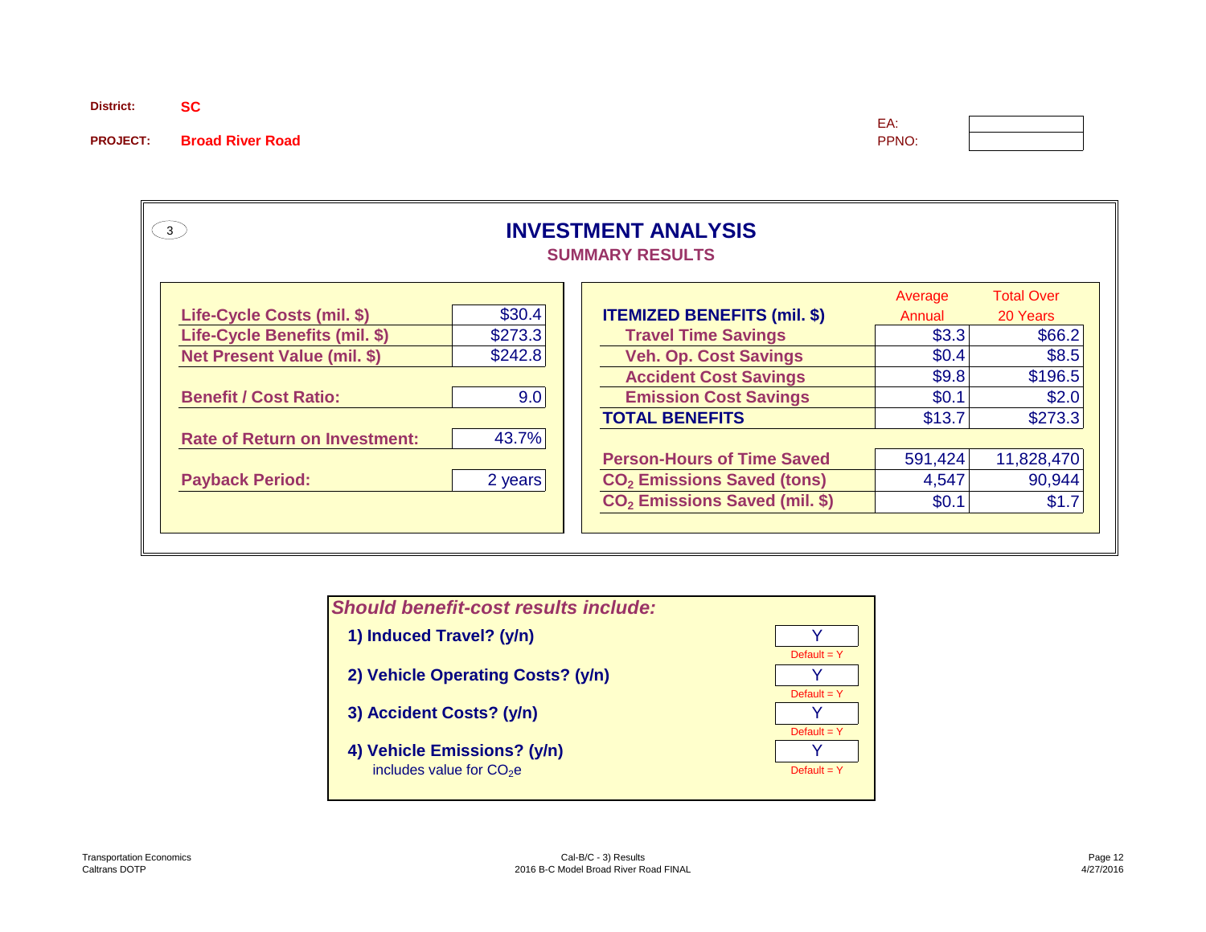**District:** SC

**PROJECT:** Broad River Road

EA: 
PPNO: 

3

# INVESTMENT ANALYSIS

## SUMMARY RESULTS

| | |
|---|---|
| Life-Cycle Costs (mil. $) | $30.4 |
| Life-Cycle Benefits (mil. $) | $273.3 |
| Net Present Value (mil. $) | $242.8 |
| Benefit / Cost Ratio: | 9.0 |
| Rate of Return on Investment: | 43.7% |
| Payback Period: | 2 years |

| ITEMIZED BENEFITS (mil. $) | Average Annual | Total Over 20 Years |
|---|---|---|
| Travel Time Savings | $3.3 | $66.2 |
| Veh. Op. Cost Savings | $0.4 | $8.5 |
| Accident Cost Savings | $9.8 | $196.5 |
| Emission Cost Savings | $0.1 | $2.0 |
| **TOTAL BENEFITS** | $13.7 | $273.3 |
| | | |
| Person-Hours of Time Saved | 591,424 | 11,828,470 |
| $CO_2$ Emissions Saved (tons) | 4,547 | 90,944 |
| $CO_2$ Emissions Saved (mil. $) | $0.1 | $1.7 |

***Should benefit-cost results include:***

| | | |
|---|---|---|
| **1) Induced Travel? (y/n)** | Y | Default = Y |
| **2) Vehicle Operating Costs? (y/n)** | Y | Default = Y |
| **3) Accident Costs? (y/n)** | Y | Default = Y |
| **4) Vehicle Emissions? (y/n)** includes value for $CO_2$e | Y | Default = Y |

Transportation Economics
Caltrans DOTP

Cal-B/C - 3) Results
2016 B-C Model Broad River Road FINAL

4/27/2016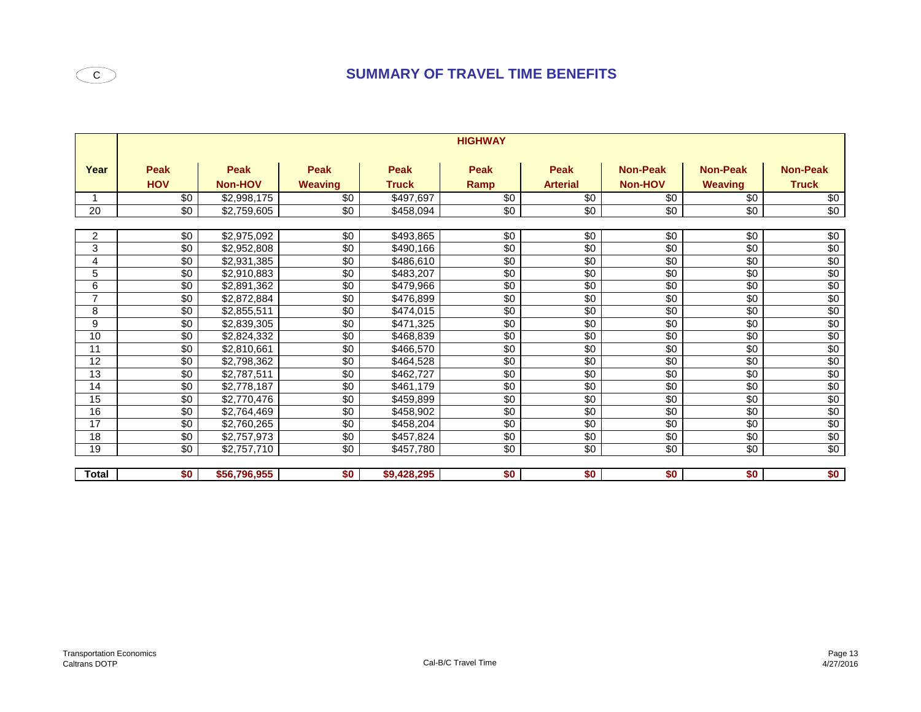C

# SUMMARY OF TRAVEL TIME BENEFITS

| Year | HIGHWAY | | | | | | | | |
|---|---|---|---|---|---|---|---|---|---|
| | Peak HOV | Peak Non-HOV | Peak Weaving | Peak Truck | Peak Ramp | Peak Arterial | Non-Peak Non-HOV | Non-Peak Weaving | Non-Peak Truck |
| 1 | $0 | $2,998,175 | $0 | $497,697 | $0 | $0 | $0 | $0 | $0 |
| 20 | $0 | $2,759,605 | $0 | $458,094 | $0 | $0 | $0 | $0 | $0 |
| 2 | $0 | $2,975,092 | $0 | $493,865 | $0 | $0 | $0 | $0 | $0 |
| 3 | $0 | $2,952,808 | $0 | $490,166 | $0 | $0 | $0 | $0 | $0 |
| 4 | $0 | $2,931,385 | $0 | $486,610 | $0 | $0 | $0 | $0 | $0 |
| 5 | $0 | $2,910,883 | $0 | $483,207 | $0 | $0 | $0 | $0 | $0 |
| 6 | $0 | $2,891,362 | $0 | $479,966 | $0 | $0 | $0 | $0 | $0 |
| 7 | $0 | $2,872,884 | $0 | $476,899 | $0 | $0 | $0 | $0 | $0 |
| 8 | $0 | $2,855,511 | $0 | $474,015 | $0 | $0 | $0 | $0 | $0 |
| 9 | $0 | $2,839,305 | $0 | $471,325 | $0 | $0 | $0 | $0 | $0 |
| 10 | $0 | $2,824,332 | $0 | $468,839 | $0 | $0 | $0 | $0 | $0 |
| 11 | $0 | $2,810,661 | $0 | $466,570 | $0 | $0 | $0 | $0 | $0 |
| 12 | $0 | $2,798,362 | $0 | $464,528 | $0 | $0 | $0 | $0 | $0 |
| 13 | $0 | $2,787,511 | $0 | $462,727 | $0 | $0 | $0 | $0 | $0 |
| 14 | $0 | $2,778,187 | $0 | $461,179 | $0 | $0 | $0 | $0 | $0 |
| 15 | $0 | $2,770,476 | $0 | $459,899 | $0 | $0 | $0 | $0 | $0 |
| 16 | $0 | $2,764,469 | $0 | $458,902 | $0 | $0 | $0 | $0 | $0 |
| 17 | $0 | $2,760,265 | $0 | $458,204 | $0 | $0 | $0 | $0 | $0 |
| 18 | $0 | $2,757,973 | $0 | $457,824 | $0 | $0 | $0 | $0 | $0 |
| 19 | $0 | $2,757,710 | $0 | $457,780 | $0 | $0 | $0 | $0 | $0 |
| **Total** | **$0** | **$56,796,955** | **$0** | **$9,428,295** | **$0** | **$0** | **$0** | **$0** | **$0** |

Transportation Economics
Caltrans DOTP

Cal-B/C Travel Time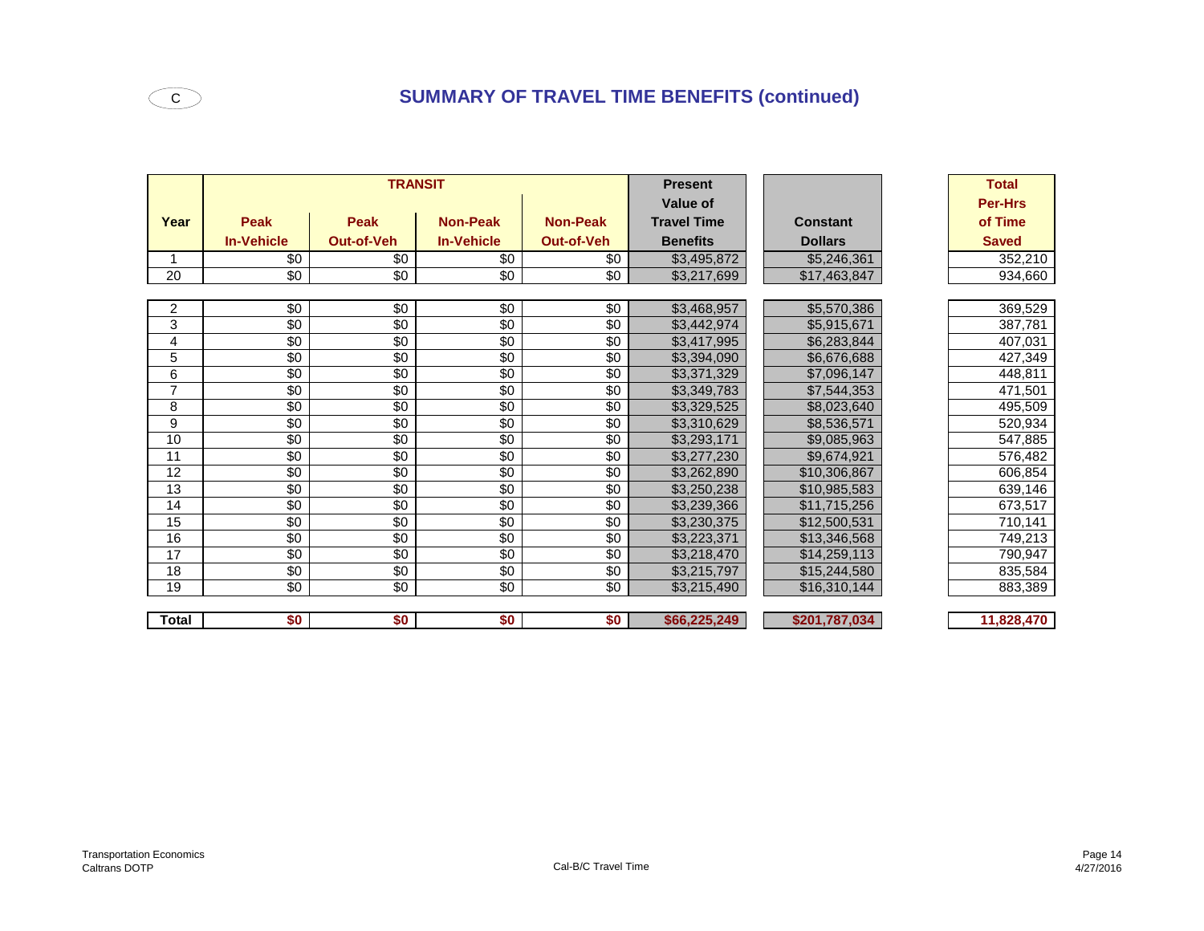C

## SUMMARY OF TRAVEL TIME BENEFITS (continued)

| Year | TRANSIT Peak In-Vehicle | TRANSIT Peak Out-of-Veh | TRANSIT Non-Peak In-Vehicle | TRANSIT Non-Peak Out-of-Veh | Present Value of Travel Time Benefits | Constant Dollars | Total Per-Hrs of Time Saved |
|---|---|---|---|---|---|---|---|
| 1 | $0 | $0 | $0 | $0 | $3,495,872 | $5,246,361 | 352,210 |
| 20 | $0 | $0 | $0 | $0 | $3,217,699 | $17,463,847 | 934,660 |
| 2 | $0 | $0 | $0 | $0 | $3,468,957 | $5,570,386 | 369,529 |
| 3 | $0 | $0 | $0 | $0 | $3,442,974 | $5,915,671 | 387,781 |
| 4 | $0 | $0 | $0 | $0 | $3,417,995 | $6,283,844 | 407,031 |
| 5 | $0 | $0 | $0 | $0 | $3,394,090 | $6,676,688 | 427,349 |
| 6 | $0 | $0 | $0 | $0 | $3,371,329 | $7,096,147 | 448,811 |
| 7 | $0 | $0 | $0 | $0 | $3,349,783 | $7,544,353 | 471,501 |
| 8 | $0 | $0 | $0 | $0 | $3,329,525 | $8,023,640 | 495,509 |
| 9 | $0 | $0 | $0 | $0 | $3,310,629 | $8,536,571 | 520,934 |
| 10 | $0 | $0 | $0 | $0 | $3,293,171 | $9,085,963 | 547,885 |
| 11 | $0 | $0 | $0 | $0 | $3,277,230 | $9,674,921 | 576,482 |
| 12 | $0 | $0 | $0 | $0 | $3,262,890 | $10,306,867 | 606,854 |
| 13 | $0 | $0 | $0 | $0 | $3,250,238 | $10,985,583 | 639,146 |
| 14 | $0 | $0 | $0 | $0 | $3,239,366 | $11,715,256 | 673,517 |
| 15 | $0 | $0 | $0 | $0 | $3,230,375 | $12,500,531 | 710,141 |
| 16 | $0 | $0 | $0 | $0 | $3,223,371 | $13,346,568 | 749,213 |
| 17 | $0 | $0 | $0 | $0 | $3,218,470 | $14,259,113 | 790,947 |
| 18 | $0 | $0 | $0 | $0 | $3,215,797 | $15,244,580 | 835,584 |
| 19 | $0 | $0 | $0 | $0 | $3,215,490 | $16,310,144 | 883,389 |
| **Total** | **$0** | **$0** | **$0** | **$0** | **$66,225,249** | **$201,787,034** | **11,828,470** |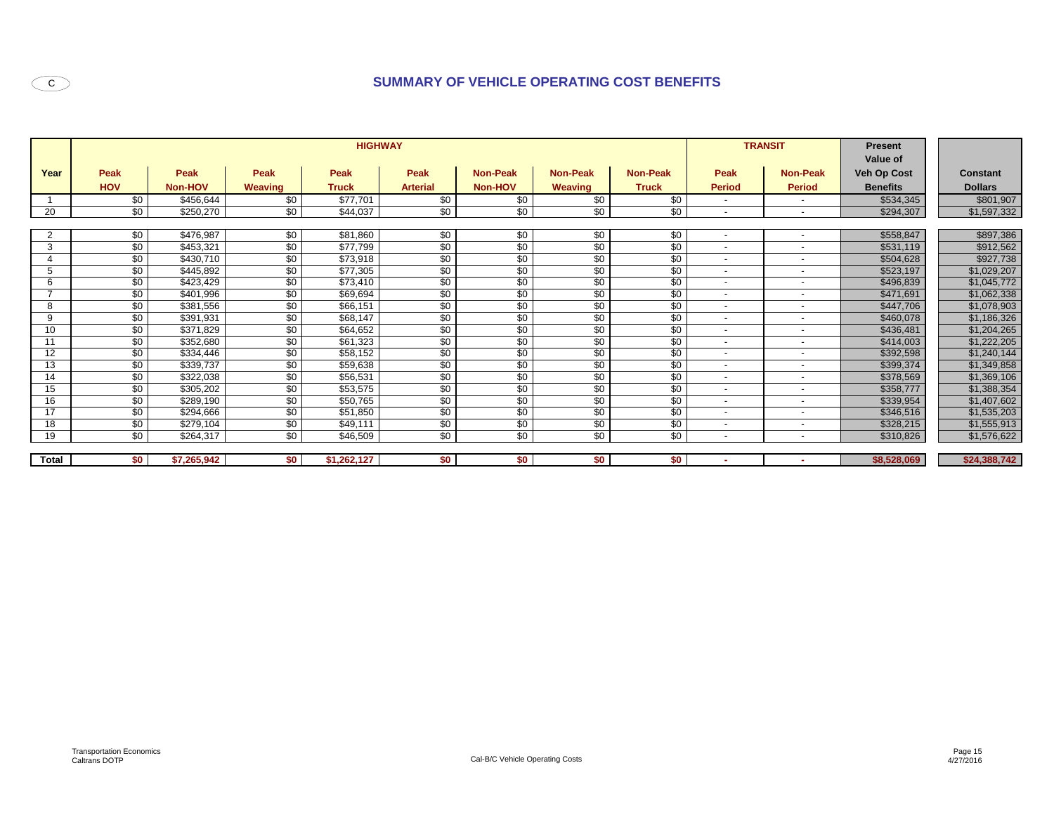C

## SUMMARY OF VEHICLE OPERATING COST BENEFITS

| Year | HIGHWAY | | | | | | | | TRANSIT | | Present Value of Veh Op Cost Benefits | Constant Dollars |
|---|---|---|---|---|---|---|---|---|---|---|---|---|
| | Peak HOV | Peak Non-HOV | Peak Weaving | Peak Truck | Peak Arterial | Non-Peak Non-HOV | Non-Peak Weaving | Non-Peak Truck | Peak Period | Non-Peak Period | | |
| 1 | $0 | $456,644 | $0 | $77,701 | $0 | $0 | $0 | $0 | - | - | $534,345 | $801,907 |
| 20 | $0 | $250,270 | $0 | $44,037 | $0 | $0 | $0 | $0 | - | - | $294,307 | $1,597,332 |
| 2 | $0 | $476,987 | $0 | $81,860 | $0 | $0 | $0 | $0 | - | - | $558,847 | $897,386 |
| 3 | $0 | $453,321 | $0 | $77,799 | $0 | $0 | $0 | $0 | - | - | $531,119 | $912,562 |
| 4 | $0 | $430,710 | $0 | $73,918 | $0 | $0 | $0 | $0 | - | - | $504,628 | $927,738 |
| 5 | $0 | $445,892 | $0 | $77,305 | $0 | $0 | $0 | $0 | - | - | $523,197 | $1,029,207 |
| 6 | $0 | $423,429 | $0 | $73,410 | $0 | $0 | $0 | $0 | - | - | $496,839 | $1,045,772 |
| 7 | $0 | $401,996 | $0 | $69,694 | $0 | $0 | $0 | $0 | - | - | $471,691 | $1,062,338 |
| 8 | $0 | $381,556 | $0 | $66,151 | $0 | $0 | $0 | $0 | - | - | $447,706 | $1,078,903 |
| 9 | $0 | $391,931 | $0 | $68,147 | $0 | $0 | $0 | $0 | - | - | $460,078 | $1,186,326 |
| 10 | $0 | $371,829 | $0 | $64,652 | $0 | $0 | $0 | $0 | - | - | $436,481 | $1,204,265 |
| 11 | $0 | $352,680 | $0 | $61,323 | $0 | $0 | $0 | $0 | - | - | $414,003 | $1,222,205 |
| 12 | $0 | $334,446 | $0 | $58,152 | $0 | $0 | $0 | $0 | - | - | $392,598 | $1,240,144 |
| 13 | $0 | $339,737 | $0 | $59,638 | $0 | $0 | $0 | $0 | - | - | $399,374 | $1,349,858 |
| 14 | $0 | $322,038 | $0 | $56,531 | $0 | $0 | $0 | $0 | - | - | $378,569 | $1,369,106 |
| 15 | $0 | $305,202 | $0 | $53,575 | $0 | $0 | $0 | $0 | - | - | $358,777 | $1,388,354 |
| 16 | $0 | $289,190 | $0 | $50,765 | $0 | $0 | $0 | $0 | - | - | $339,954 | $1,407,602 |
| 17 | $0 | $294,666 | $0 | $51,850 | $0 | $0 | $0 | $0 | - | - | $346,516 | $1,535,203 |
| 18 | $0 | $279,104 | $0 | $49,111 | $0 | $0 | $0 | $0 | - | - | $328,215 | $1,555,913 |
| 19 | $0 | $264,317 | $0 | $46,509 | $0 | $0 | $0 | $0 | - | - | $310,826 | $1,576,622 |
| **Total** | **$0** | **$7,265,942** | **$0** | **$1,262,127** | **$0** | **$0** | **$0** | **$0** | **-** | **-** | **$8,528,069** | **$24,388,742** |

Transportation Economics
Caltrans DOTP

Cal-B/C Vehicle Operating Costs

4/27/2016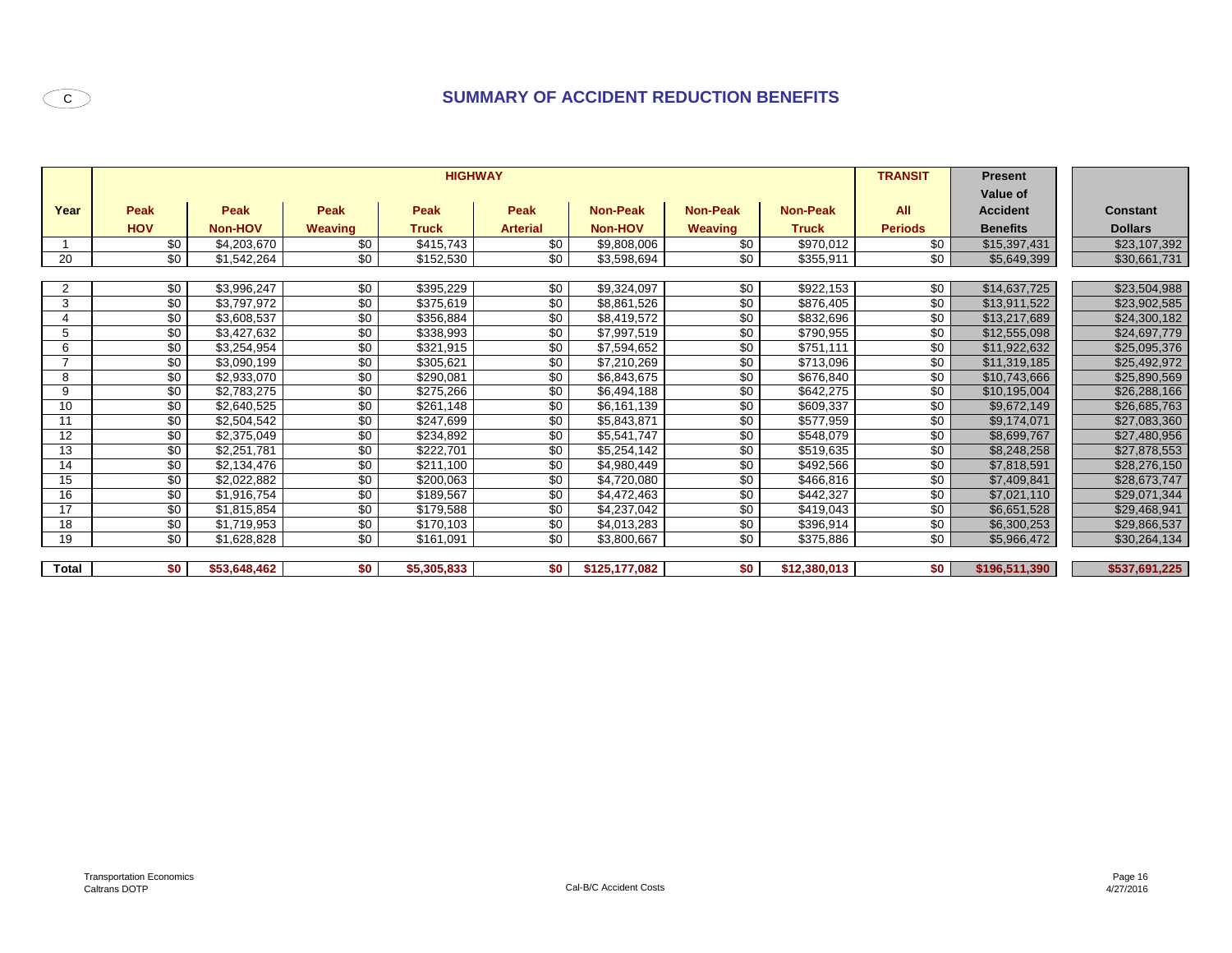C

## SUMMARY OF ACCIDENT REDUCTION BENEFITS

| Year | HIGHWAY | | | | | | | | TRANSIT | Present Value of Accident Benefits | Constant Dollars |
|---|---|---|---|---|---|---|---|---|---|---|---|
| | Peak HOV | Peak Non-HOV | Peak Weaving | Peak Truck | Peak Arterial | Non-Peak Non-HOV | Non-Peak Weaving | Non-Peak Truck | All Periods | | |
| 1 | $0 | $4,203,670 | $0 | $415,743 | $0 | $9,808,006 | $0 | $970,012 | $0 | $15,397,431 | $23,107,392 |
| 20 | $0 | $1,542,264 | $0 | $152,530 | $0 | $3,598,694 | $0 | $355,911 | $0 | $5,649,399 | $30,661,731 |
| 2 | $0 | $3,996,247 | $0 | $395,229 | $0 | $9,324,097 | $0 | $922,153 | $0 | $14,637,725 | $23,504,988 |
| 3 | $0 | $3,797,972 | $0 | $375,619 | $0 | $8,861,526 | $0 | $876,405 | $0 | $13,911,522 | $23,902,585 |
| 4 | $0 | $3,608,537 | $0 | $356,884 | $0 | $8,419,572 | $0 | $832,696 | $0 | $13,217,689 | $24,300,182 |
| 5 | $0 | $3,427,632 | $0 | $338,993 | $0 | $7,997,519 | $0 | $790,955 | $0 | $12,555,098 | $24,697,779 |
| 6 | $0 | $3,254,954 | $0 | $321,915 | $0 | $7,594,652 | $0 | $751,111 | $0 | $11,922,632 | $25,095,376 |
| 7 | $0 | $3,090,199 | $0 | $305,621 | $0 | $7,210,269 | $0 | $713,096 | $0 | $11,319,185 | $25,492,972 |
| 8 | $0 | $2,933,070 | $0 | $290,081 | $0 | $6,843,675 | $0 | $676,840 | $0 | $10,743,666 | $25,890,569 |
| 9 | $0 | $2,783,275 | $0 | $275,266 | $0 | $6,494,188 | $0 | $642,275 | $0 | $10,195,004 | $26,288,166 |
| 10 | $0 | $2,640,525 | $0 | $261,148 | $0 | $6,161,139 | $0 | $609,337 | $0 | $9,672,149 | $26,685,763 |
| 11 | $0 | $2,504,542 | $0 | $247,699 | $0 | $5,843,871 | $0 | $577,959 | $0 | $9,174,071 | $27,083,360 |
| 12 | $0 | $2,375,049 | $0 | $234,892 | $0 | $5,541,747 | $0 | $548,079 | $0 | $8,699,767 | $27,480,956 |
| 13 | $0 | $2,251,781 | $0 | $222,701 | $0 | $5,254,142 | $0 | $519,635 | $0 | $8,248,258 | $27,878,553 |
| 14 | $0 | $2,134,476 | $0 | $211,100 | $0 | $4,980,449 | $0 | $492,566 | $0 | $7,818,591 | $28,276,150 |
| 15 | $0 | $2,022,882 | $0 | $200,063 | $0 | $4,720,080 | $0 | $466,816 | $0 | $7,409,841 | $28,673,747 |
| 16 | $0 | $1,916,754 | $0 | $189,567 | $0 | $4,472,463 | $0 | $442,327 | $0 | $7,021,110 | $29,071,344 |
| 17 | $0 | $1,815,854 | $0 | $179,588 | $0 | $4,237,042 | $0 | $419,043 | $0 | $6,651,528 | $29,468,941 |
| 18 | $0 | $1,719,953 | $0 | $170,103 | $0 | $4,013,283 | $0 | $396,914 | $0 | $6,300,253 | $29,866,537 |
| 19 | $0 | $1,628,828 | $0 | $161,091 | $0 | $3,800,667 | $0 | $375,886 | $0 | $5,966,472 | $30,264,134 |
| **Total** | **$0** | **$53,648,462** | **$0** | **$5,305,833** | **$0** | **$125,177,082** | **$0** | **$12,380,013** | **$0** | **$196,511,390** | **$537,691,225** |

Transportation Economics
Caltrans DOTP

Cal-B/C Accident Costs

4/27/2016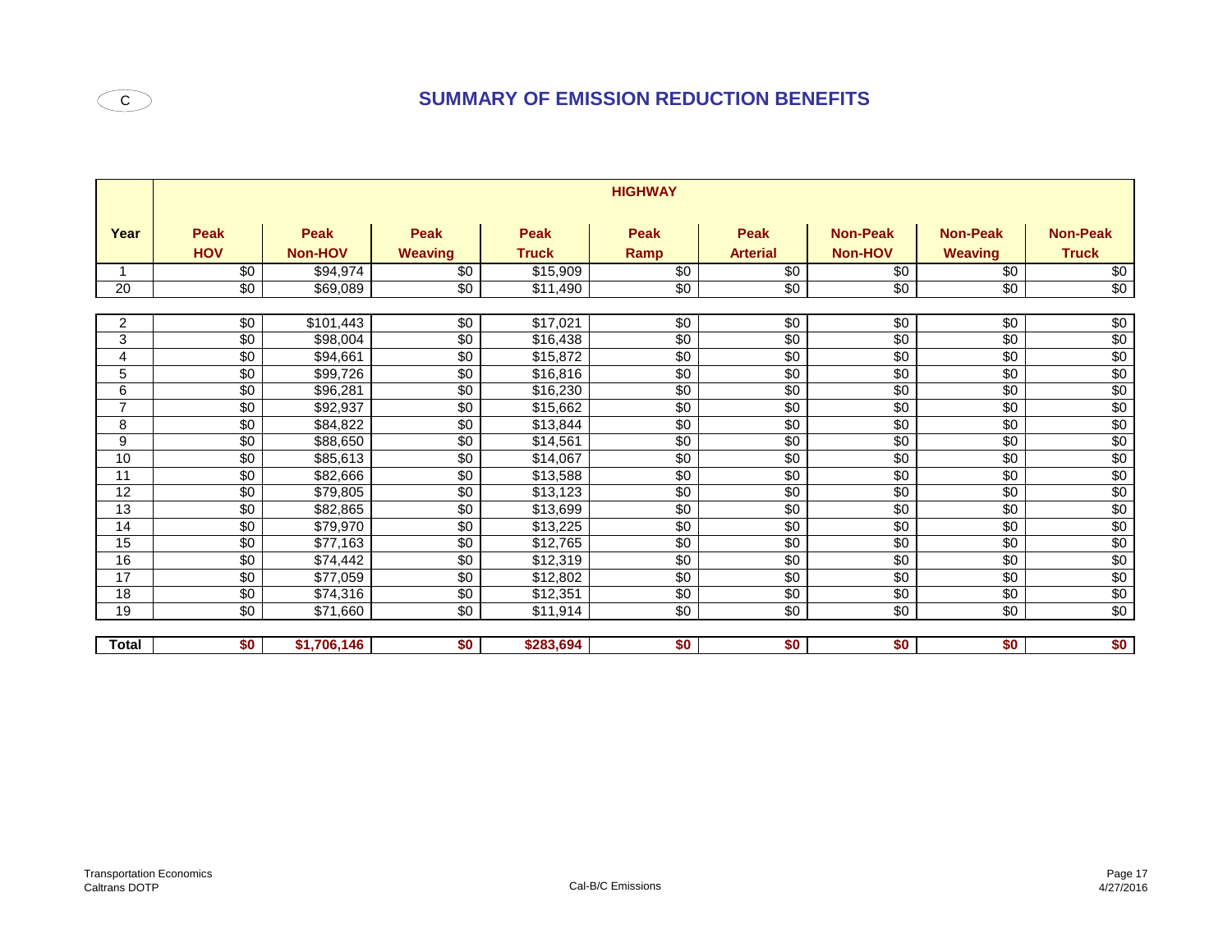C

## SUMMARY OF EMISSION REDUCTION BENEFITS

| Year | HIGHWAY | | | | | | | | |
|---|---|---|---|---|---|---|---|---|---|
| | Peak HOV | Peak Non-HOV | Peak Weaving | Peak Truck | Peak Ramp | Peak Arterial | Non-Peak Non-HOV | Non-Peak Weaving | Non-Peak Truck |
| 1 | $0 | $94,974 | $0 | $15,909 | $0 | $0 | $0 | $0 | $0 |
| 20 | $0 | $69,089 | $0 | $11,490 | $0 | $0 | $0 | $0 | $0 |
| 2 | $0 | $101,443 | $0 | $17,021 | $0 | $0 | $0 | $0 | $0 |
| 3 | $0 | $98,004 | $0 | $16,438 | $0 | $0 | $0 | $0 | $0 |
| 4 | $0 | $94,661 | $0 | $15,872 | $0 | $0 | $0 | $0 | $0 |
| 5 | $0 | $99,726 | $0 | $16,816 | $0 | $0 | $0 | $0 | $0 |
| 6 | $0 | $96,281 | $0 | $16,230 | $0 | $0 | $0 | $0 | $0 |
| 7 | $0 | $92,937 | $0 | $15,662 | $0 | $0 | $0 | $0 | $0 |
| 8 | $0 | $84,822 | $0 | $13,844 | $0 | $0 | $0 | $0 | $0 |
| 9 | $0 | $88,650 | $0 | $14,561 | $0 | $0 | $0 | $0 | $0 |
| 10 | $0 | $85,613 | $0 | $14,067 | $0 | $0 | $0 | $0 | $0 |
| 11 | $0 | $82,666 | $0 | $13,588 | $0 | $0 | $0 | $0 | $0 |
| 12 | $0 | $79,805 | $0 | $13,123 | $0 | $0 | $0 | $0 | $0 |
| 13 | $0 | $82,865 | $0 | $13,699 | $0 | $0 | $0 | $0 | $0 |
| 14 | $0 | $79,970 | $0 | $13,225 | $0 | $0 | $0 | $0 | $0 |
| 15 | $0 | $77,163 | $0 | $12,765 | $0 | $0 | $0 | $0 | $0 |
| 16 | $0 | $74,442 | $0 | $12,319 | $0 | $0 | $0 | $0 | $0 |
| 17 | $0 | $77,059 | $0 | $12,802 | $0 | $0 | $0 | $0 | $0 |
| 18 | $0 | $74,316 | $0 | $12,351 | $0 | $0 | $0 | $0 | $0 |
| 19 | $0 | $71,660 | $0 | $11,914 | $0 | $0 | $0 | $0 | $0 |
| **Total** | **$0** | **$1,706,146** | **$0** | **$283,694** | **$0** | **$0** | **$0** | **$0** | **$0** |

Transportation Economics
Caltrans DOTP

Cal-B/C Emissions

4/27/2016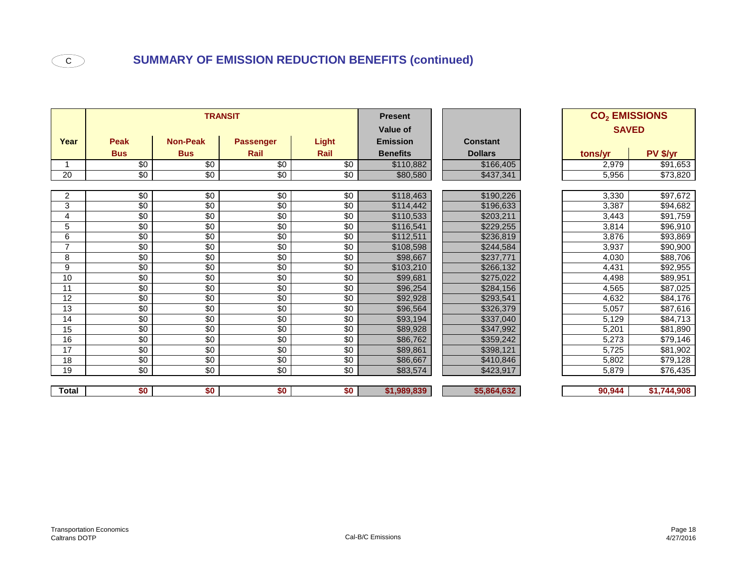C

## SUMMARY OF EMISSION REDUCTION BENEFITS (continued)

| Year | TRANSIT | | | | Present Value of Emission Benefits | Constant Dollars | $CO_2$ EMISSIONS SAVED | |
|---|---|---|---|---|---|---|---|---|
| | Peak Bus | Non-Peak Bus | Passenger Rail | Light Rail | | | tons/yr | PV $/yr |
| 1 | $0 | $0 | $0 | $0 | $110,882 | $166,405 | 2,979 | $91,653 |
| 20 | $0 | $0 | $0 | $0 | $80,580 | $437,341 | 5,956 | $73,820 |
| 2 | $0 | $0 | $0 | $0 | $118,463 | $190,226 | 3,330 | $97,672 |
| 3 | $0 | $0 | $0 | $0 | $114,442 | $196,633 | 3,387 | $94,682 |
| 4 | $0 | $0 | $0 | $0 | $110,533 | $203,211 | 3,443 | $91,759 |
| 5 | $0 | $0 | $0 | $0 | $116,541 | $229,255 | 3,814 | $96,910 |
| 6 | $0 | $0 | $0 | $0 | $112,511 | $236,819 | 3,876 | $93,869 |
| 7 | $0 | $0 | $0 | $0 | $108,598 | $244,584 | 3,937 | $90,900 |
| 8 | $0 | $0 | $0 | $0 | $98,667 | $237,771 | 4,030 | $88,706 |
| 9 | $0 | $0 | $0 | $0 | $103,210 | $266,132 | 4,431 | $92,955 |
| 10 | $0 | $0 | $0 | $0 | $99,681 | $275,022 | 4,498 | $89,951 |
| 11 | $0 | $0 | $0 | $0 | $96,254 | $284,156 | 4,565 | $87,025 |
| 12 | $0 | $0 | $0 | $0 | $92,928 | $293,541 | 4,632 | $84,176 |
| 13 | $0 | $0 | $0 | $0 | $96,564 | $326,379 | 5,057 | $87,616 |
| 14 | $0 | $0 | $0 | $0 | $93,194 | $337,040 | 5,129 | $84,713 |
| 15 | $0 | $0 | $0 | $0 | $89,928 | $347,992 | 5,201 | $81,890 |
| 16 | $0 | $0 | $0 | $0 | $86,762 | $359,242 | 5,273 | $79,146 |
| 17 | $0 | $0 | $0 | $0 | $89,861 | $398,121 | 5,725 | $81,902 |
| 18 | $0 | $0 | $0 | $0 | $86,667 | $410,846 | 5,802 | $79,128 |
| 19 | $0 | $0 | $0 | $0 | $83,574 | $423,917 | 5,879 | $76,435 |
| **Total** | **$0** | **$0** | **$0** | **$0** | **$1,989,839** | **$5,864,632** | **90,944** | **$1,744,908** |

Transportation Economics
Caltrans DOTP

Cal-B/C Emissions

4/27/2016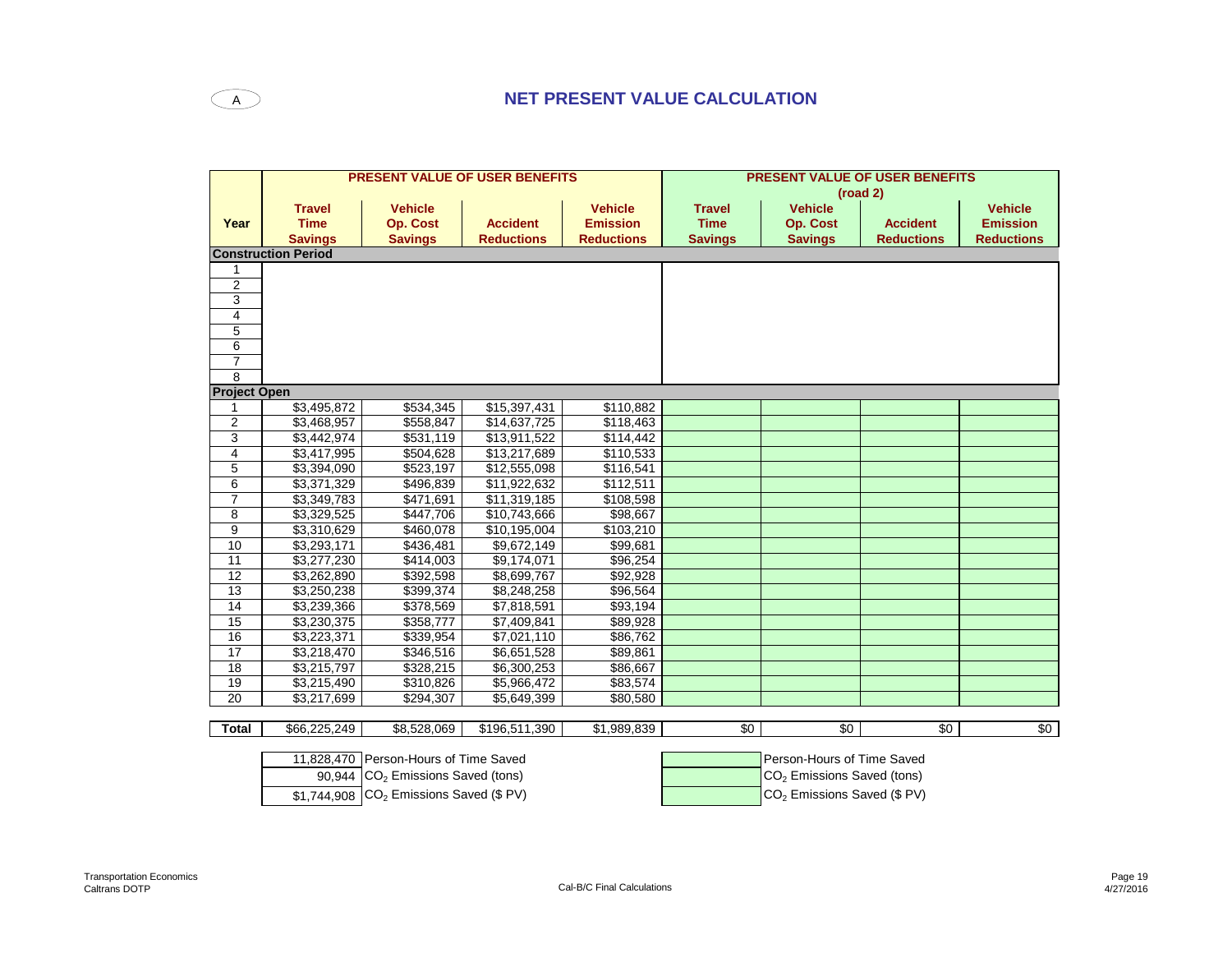A

# NET PRESENT VALUE CALCULATION

| Year | PRESENT VALUE OF USER BENEFITS | | | | PRESENT VALUE OF USER BENEFITS (road 2) | | | |
|---|---|---|---|---|---|---|---|---|
| | Travel Time Savings | Vehicle Op. Cost Savings | Accident Reductions | Vehicle Emission Reductions | Travel Time Savings | Vehicle Op. Cost Savings | Accident Reductions | Vehicle Emission Reductions |
| **Construction Period** | | | | | | | | |
| 1 | | | | | | | | |
| 2 | | | | | | | | |
| 3 | | | | | | | | |
| 4 | | | | | | | | |
| 5 | | | | | | | | |
| 6 | | | | | | | | |
| 7 | | | | | | | | |
| 8 | | | | | | | | |
| **Project Open** | | | | | | | | |
| 1 | $3,495,872 | $534,345 | $15,397,431 | $110,882 | | | | |
| 2 | $3,468,957 | $558,847 | $14,637,725 | $118,463 | | | | |
| 3 | $3,442,974 | $531,119 | $13,911,522 | $114,442 | | | | |
| 4 | $3,417,995 | $504,628 | $13,217,689 | $110,533 | | | | |
| 5 | $3,394,090 | $523,197 | $12,555,098 | $116,541 | | | | |
| 6 | $3,371,329 | $496,839 | $11,922,632 | $112,511 | | | | |
| 7 | $3,349,783 | $471,691 | $11,319,185 | $108,598 | | | | |
| 8 | $3,329,525 | $447,706 | $10,743,666 | $98,667 | | | | |
| 9 | $3,310,629 | $460,078 | $10,195,004 | $103,210 | | | | |
| 10 | $3,293,171 | $436,481 | $9,672,149 | $99,681 | | | | |
| 11 | $3,277,230 | $414,003 | $9,174,071 | $96,254 | | | | |
| 12 | $3,262,890 | $392,598 | $8,699,767 | $92,928 | | | | |
| 13 | $3,250,238 | $399,374 | $8,248,258 | $96,564 | | | | |
| 14 | $3,239,366 | $378,569 | $7,818,591 | $93,194 | | | | |
| 15 | $3,230,375 | $358,777 | $7,409,841 | $89,928 | | | | |
| 16 | $3,223,371 | $339,954 | $7,021,110 | $86,762 | | | | |
| 17 | $3,218,470 | $346,516 | $6,651,528 | $89,861 | | | | |
| 18 | $3,215,797 | $328,215 | $6,300,253 | $86,667 | | | | |
| 19 | $3,215,490 | $310,826 | $5,966,472 | $83,574 | | | | |
| 20 | $3,217,699 | $294,307 | $5,649,399 | $80,580 | | | | |
| **Total** | $66,225,249 | $8,528,069 | $196,511,390 | $1,989,839 | $0 | $0 | $0 | $0 |

| Value | Description | Value (road 2) | Description |
|---|---|---|---|
| 11,828,470 | Person-Hours of Time Saved | | Person-Hours of Time Saved |
| 90,944 | $CO_2$ Emissions Saved (tons) | | $CO_2$ Emissions Saved (tons) |
| $1,744,908 | $CO_2$ Emissions Saved ($ PV) | | $CO_2$ Emissions Saved ($ PV) |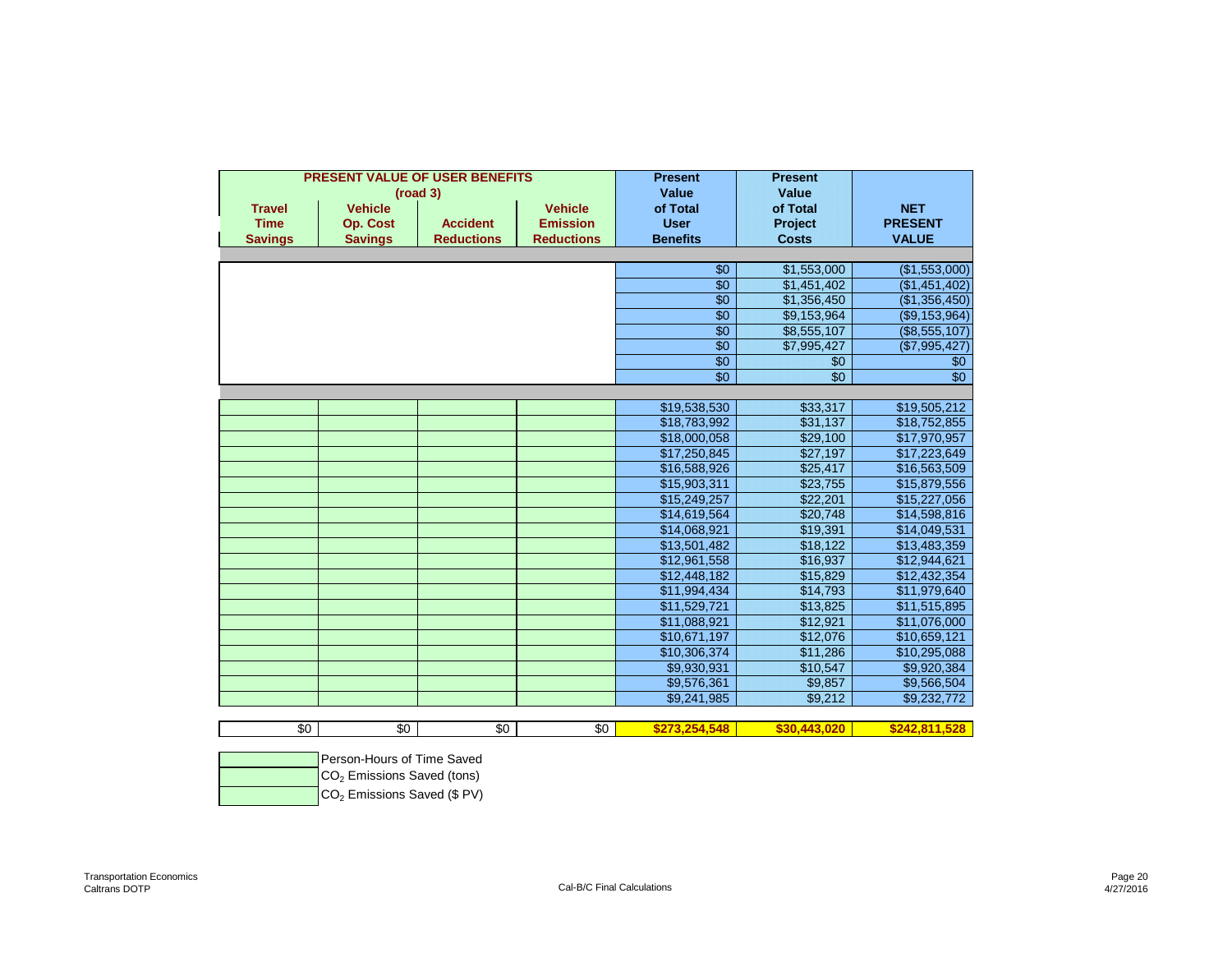| PRESENT VALUE OF USER BENEFITS (road 3) | | | | Present Value of Total User Benefits | Present Value of Total Project Costs | NET PRESENT VALUE |
|---|---|---|---|---|---|---|
| Travel Time Savings | Vehicle Op. Cost Savings | Accident Reductions | Vehicle Emission Reductions | | | |
| | | | | $0 | $1,553,000 | ($1,553,000) |
| | | | | $0 | $1,451,402 | ($1,451,402) |
| | | | | $0 | $1,356,450 | ($1,356,450) |
| | | | | $0 | $9,153,964 | ($9,153,964) |
| | | | | $0 | $8,555,107 | ($8,555,107) |
| | | | | $0 | $7,995,427 | ($7,995,427) |
| | | | | $0 | $0 | $0 |
| | | | | $0 | $0 | $0 |
| | | | | $19,538,530 | $33,317 | $19,505,212 |
| | | | | $18,783,992 | $31,137 | $18,752,855 |
| | | | | $18,000,058 | $29,100 | $17,970,957 |
| | | | | $17,250,845 | $27,197 | $17,223,649 |
| | | | | $16,588,926 | $25,417 | $16,563,509 |
| | | | | $15,903,311 | $23,755 | $15,879,556 |
| | | | | $15,249,257 | $22,201 | $15,227,056 |
| | | | | $14,619,564 | $20,748 | $14,598,816 |
| | | | | $14,068,921 | $19,391 | $14,049,531 |
| | | | | $13,501,482 | $18,122 | $13,483,359 |
| | | | | $12,961,558 | $16,937 | $12,944,621 |
| | | | | $12,448,182 | $15,829 | $12,432,354 |
| | | | | $11,994,434 | $14,793 | $11,979,640 |
| | | | | $11,529,721 | $13,825 | $11,515,895 |
| | | | | $11,088,921 | $12,921 | $11,076,000 |
| | | | | $10,671,197 | $12,076 | $10,659,121 |
| | | | | $10,306,374 | $11,286 | $10,295,088 |
| | | | | $9,930,931 | $10,547 | $9,920,384 |
| | | | | $9,576,361 | $9,857 | $9,566,504 |
| | | | | $9,241,985 | $9,212 | $9,232,772 |
| $0 | $0 | $0 | $0 | **$273,254,548** | **$30,443,020** | **$242,811,528** |

| | |
|---|---|
| | Person-Hours of Time Saved |
| | $CO_2$ Emissions Saved (tons) |
| | $CO_2$ Emissions Saved ($ PV) |

Transportation Economics
Caltrans DOTP

Cal-B/C Final Calculations

4/27/2016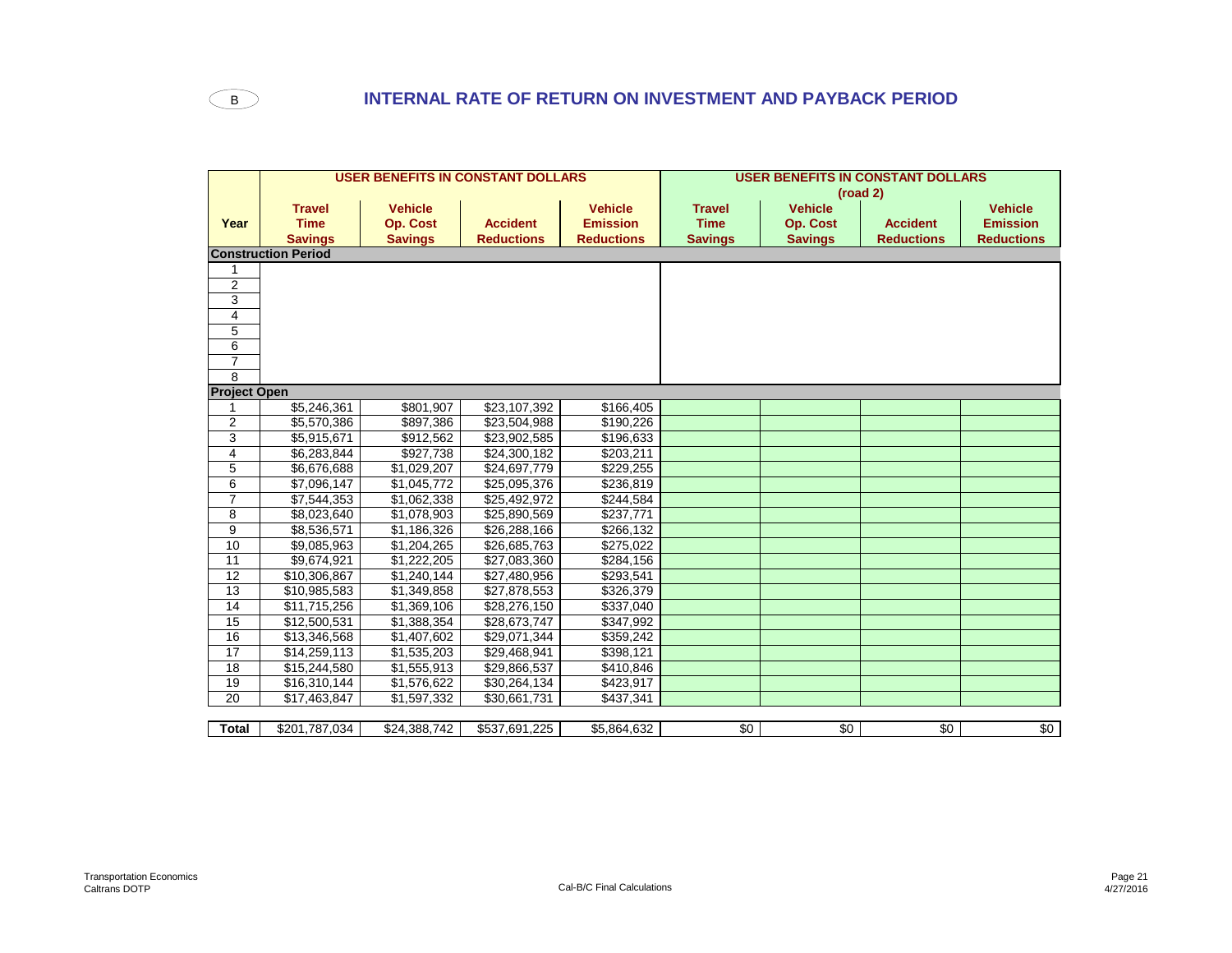B

## INTERNAL RATE OF RETURN ON INVESTMENT AND PAYBACK PERIOD

| Year | USER BENEFITS IN CONSTANT DOLLARS | | | | USER BENEFITS IN CONSTANT DOLLARS (road 2) | | | |
|---|---|---|---|---|---|---|---|---|
| | Travel Time Savings | Vehicle Op. Cost Savings | Accident Reductions | Vehicle Emission Reductions | Travel Time Savings | Vehicle Op. Cost Savings | Accident Reductions | Vehicle Emission Reductions |
| **Construction Period** | | | | | | | | |
| 1 | | | | | | | | |
| 2 | | | | | | | | |
| 3 | | | | | | | | |
| 4 | | | | | | | | |
| 5 | | | | | | | | |
| 6 | | | | | | | | |
| 7 | | | | | | | | |
| 8 | | | | | | | | |
| **Project Open** | | | | | | | | |
| 1 | $5,246,361 | $801,907 | $23,107,392 | $166,405 | | | | |
| 2 | $5,570,386 | $897,386 | $23,504,988 | $190,226 | | | | |
| 3 | $5,915,671 | $912,562 | $23,902,585 | $196,633 | | | | |
| 4 | $6,283,844 | $927,738 | $24,300,182 | $203,211 | | | | |
| 5 | $6,676,688 | $1,029,207 | $24,697,779 | $229,255 | | | | |
| 6 | $7,096,147 | $1,045,772 | $25,095,376 | $236,819 | | | | |
| 7 | $7,544,353 | $1,062,338 | $25,492,972 | $244,584 | | | | |
| 8 | $8,023,640 | $1,078,903 | $25,890,569 | $237,771 | | | | |
| 9 | $8,536,571 | $1,186,326 | $26,288,166 | $266,132 | | | | |
| 10 | $9,085,963 | $1,204,265 | $26,685,763 | $275,022 | | | | |
| 11 | $9,674,921 | $1,222,205 | $27,083,360 | $284,156 | | | | |
| 12 | $10,306,867 | $1,240,144 | $27,480,956 | $293,541 | | | | |
| 13 | $10,985,583 | $1,349,858 | $27,878,553 | $326,379 | | | | |
| 14 | $11,715,256 | $1,369,106 | $28,276,150 | $337,040 | | | | |
| 15 | $12,500,531 | $1,388,354 | $28,673,747 | $347,992 | | | | |
| 16 | $13,346,568 | $1,407,602 | $29,071,344 | $359,242 | | | | |
| 17 | $14,259,113 | $1,535,203 | $29,468,941 | $398,121 | | | | |
| 18 | $15,244,580 | $1,555,913 | $29,866,537 | $410,846 | | | | |
| 19 | $16,310,144 | $1,576,622 | $30,264,134 | $423,917 | | | | |
| 20 | $17,463,847 | $1,597,332 | $30,661,731 | $437,341 | | | | |
| **Total** | $201,787,034 | $24,388,742 | $537,691,225 | $5,864,632 | $0 | $0 | $0 | $0 |

Transportation Economics
Caltrans DOTP

Cal-B/C Final Calculations

4/27/2016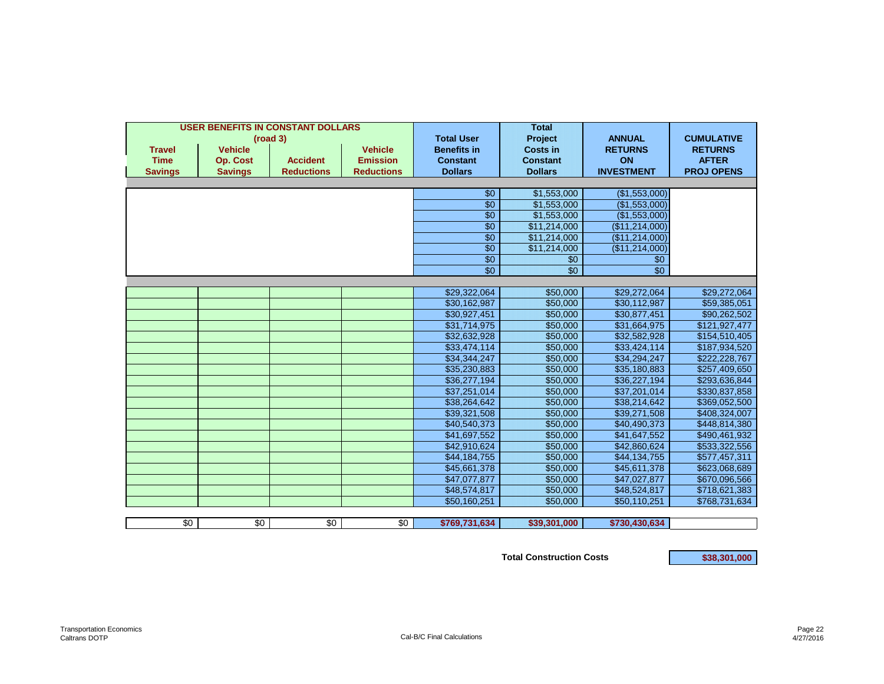| USER BENEFITS IN CONSTANT DOLLARS (road 3) | | | | Total User Benefits in Constant Dollars | Total Project Costs in Constant Dollars | ANNUAL RETURNS ON INVESTMENT | CUMULATIVE RETURNS AFTER PROJ OPENS |
|---|---|---|---|---|---|---|---|
| **Travel Time Savings** | **Vehicle Op. Cost Savings** | **Accident Reductions** | **Vehicle Emission Reductions** | | | | |
| | | | | $0 | $1,553,000 | ($1,553,000) | |
| | | | | $0 | $1,553,000 | ($1,553,000) | |
| | | | | $0 | $1,553,000 | ($1,553,000) | |
| | | | | $0 | $11,214,000 | ($11,214,000) | |
| | | | | $0 | $11,214,000 | ($11,214,000) | |
| | | | | $0 | $11,214,000 | ($11,214,000) | |
| | | | | $0 | $0 | $0 | |
| | | | | $0 | $0 | $0 | |
| | | | | $29,322,064 | $50,000 | $29,272,064 | $29,272,064 |
| | | | | $30,162,987 | $50,000 | $30,112,987 | $59,385,051 |
| | | | | $30,927,451 | $50,000 | $30,877,451 | $90,262,502 |
| | | | | $31,714,975 | $50,000 | $31,664,975 | $121,927,477 |
| | | | | $32,632,928 | $50,000 | $32,582,928 | $154,510,405 |
| | | | | $33,474,114 | $50,000 | $33,424,114 | $187,934,520 |
| | | | | $34,344,247 | $50,000 | $34,294,247 | $222,228,767 |
| | | | | $35,230,883 | $50,000 | $35,180,883 | $257,409,650 |
| | | | | $36,277,194 | $50,000 | $36,227,194 | $293,636,844 |
| | | | | $37,251,014 | $50,000 | $37,201,014 | $330,837,858 |
| | | | | $38,264,642 | $50,000 | $38,214,642 | $369,052,500 |
| | | | | $39,321,508 | $50,000 | $39,271,508 | $408,324,007 |
| | | | | $40,540,373 | $50,000 | $40,490,373 | $448,814,380 |
| | | | | $41,697,552 | $50,000 | $41,647,552 | $490,461,932 |
| | | | | $42,910,624 | $50,000 | $42,860,624 | $533,322,556 |
| | | | | $44,184,755 | $50,000 | $44,134,755 | $577,457,311 |
| | | | | $45,661,378 | $50,000 | $45,611,378 | $623,068,689 |
| | | | | $47,077,877 | $50,000 | $47,027,877 | $670,096,566 |
| | | | | $48,574,817 | $50,000 | $48,524,817 | $718,621,383 |
| | | | | $50,160,251 | $50,000 | $50,110,251 | $768,731,634 |
| $0 | $0 | $0 | $0 | **$769,731,634** | **$39,301,000** | **$730,430,634** | |

**Total Construction Costs** **$38,301,000**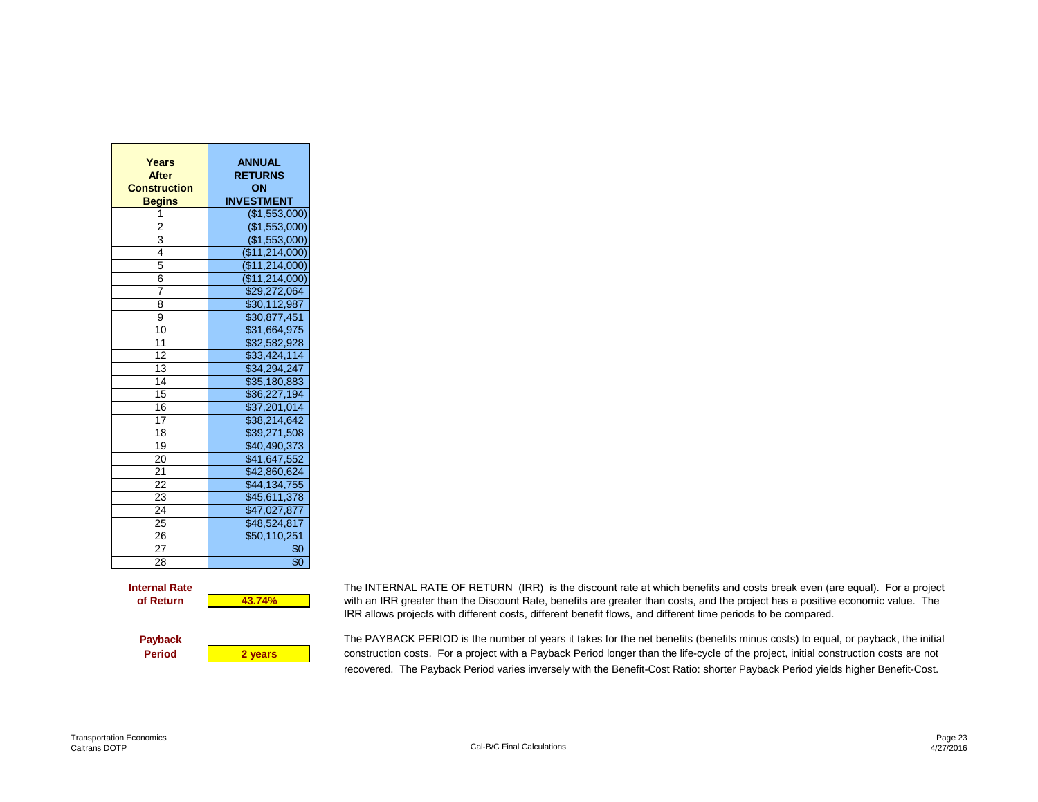| Years After Construction Begins | ANNUAL RETURNS ON INVESTMENT |
|---|---|
| 1 | ($1,553,000) |
| 2 | ($1,553,000) |
| 3 | ($1,553,000) |
| 4 | ($11,214,000) |
| 5 | ($11,214,000) |
| 6 | ($11,214,000) |
| 7 | $29,272,064 |
| 8 | $30,112,987 |
| 9 | $30,877,451 |
| 10 | $31,664,975 |
| 11 | $32,582,928 |
| 12 | $33,424,114 |
| 13 | $34,294,247 |
| 14 | $35,180,883 |
| 15 | $36,227,194 |
| 16 | $37,201,014 |
| 17 | $38,214,642 |
| 18 | $39,271,508 |
| 19 | $40,490,373 |
| 20 | $41,647,552 |
| 21 | $42,860,624 |
| 22 | $44,134,755 |
| 23 | $45,611,378 |
| 24 | $47,027,877 |
| 25 | $48,524,817 |
| 26 | $50,110,251 |
| 27 | $0 |
| 28 | $0 |

**Internal Rate of Return** **43.74%**

The INTERNAL RATE OF RETURN (IRR) is the discount rate at which benefits and costs break even (are equal). For a project with an IRR greater than the Discount Rate, benefits are greater than costs, and the project has a positive economic value. The IRR allows projects with different costs, different benefit flows, and different time periods to be compared.

**Payback Period** **2 years**

The PAYBACK PERIOD is the number of years it takes for the net benefits (benefits minus costs) to equal, or payback, the initial construction costs. For a project with a Payback Period longer than the life-cycle of the project, initial construction costs are not recovered. The Payback Period varies inversely with the Benefit-Cost Ratio: shorter Payback Period yields higher Benefit-Cost.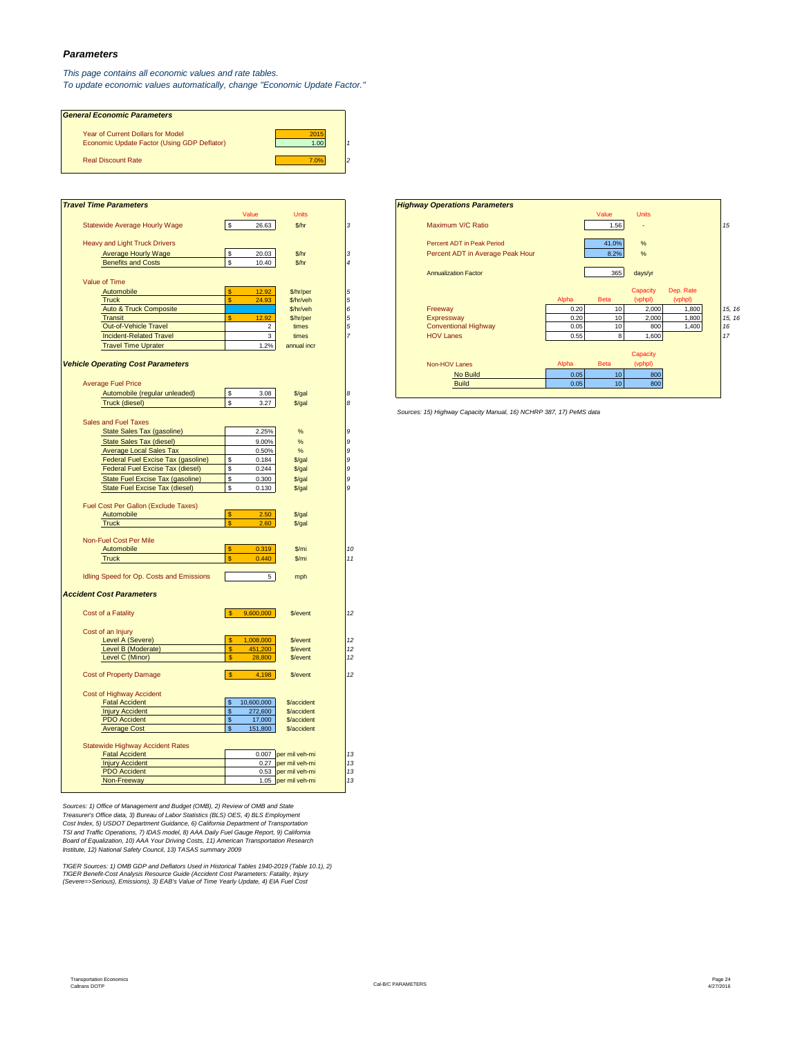## Parameters

*This page contains all economic values and rate tables.*
*To update economic values automatically, change "Economic Update Factor."*

### General Economic Parameters

| Parameter | Value | Source |
|---|---|---|
| Year of Current Dollars for Model | 2015 | |
| Economic Update Factor (Using GDP Deflator) | 1.00 | 1 |
| Real Discount Rate | 7.0% | 2 |

### Travel Time Parameters

| Parameter | Value | Units | Source |
|---|---|---|---|
| Statewide Average Hourly Wage | $ 26.63 | $/hr | 3 |
| **Heavy and Light Truck Drivers** | | | |
| Average Hourly Wage | $ 20.03 | $/hr | 3 |
| Benefits and Costs | $ 10.40 | $/hr | 4 |
| **Value of Time** | | | |
| Automobile | $ 12.92 | $/hr/per | 5 |
| Truck | $ 24.93 | $/hr/veh | 5 |
| Auto & Truck Composite | | $/hr/veh | 6 |
| Transit | $ 12.92 | $/hr/per | 5 |
| Out-of-Vehicle Travel | 2 | times | 5 |
| Incident-Related Travel | 3 | times | 7 |
| Travel Time Uprater | 1.2% | annual incr | |

### Vehicle Operating Cost Parameters

| Parameter | Value | Units | Source |
|---|---|---|---|
| **Average Fuel Price** | | | |
| Automobile (regular unleaded) | $ 3.08 | $/gal | 8 |
| Truck (diesel) | $ 3.27 | $/gal | 8 |
| **Sales and Fuel Taxes** | | | |
| State Sales Tax (gasoline) | 2.25% | % | 9 |
| State Sales Tax (diesel) | 9.00% | % | 9 |
| Average Local Sales Tax | 0.50% | % | 9 |
| Federal Fuel Excise Tax (gasoline) | $ 0.184 | $/gal | 9 |
| Federal Fuel Excise Tax (diesel) | $ 0.244 | $/gal | 9 |
| State Fuel Excise Tax (gasoline) | $ 0.300 | $/gal | 9 |
| State Fuel Excise Tax (diesel) | $ 0.130 | $/gal | 9 |
| **Fuel Cost Per Gallon (Exclude Taxes)** | | | |
| Automobile | $ 2.50 | $/gal | |
| Truck | $ 2.60 | $/gal | |
| **Non-Fuel Cost Per Mile** | | | |
| Automobile | $ 0.319 | $/mi | 10 |
| Truck | $ 0.440 | $/mi | 11 |
| Idling Speed for Op. Costs and Emissions | 5 | mph | |

### Accident Cost Parameters

| Parameter | Value | Units | Source |
|---|---|---|---|
| Cost of a Fatality | $ 9,600,000 | $/event | 12 |
| **Cost of an Injury** | | | |
| Level A (Severe) | $ 1,008,000 | $/event | 12 |
| Level B (Moderate) | $ 451,200 | $/event | 12 |
| Level C (Minor) | $ 28,800 | $/event | 12 |
| Cost of Property Damage | $ 4,198 | $/event | 12 |
| **Cost of Highway Accident** | | | |
| Fatal Accident | $ 10,600,000 | $/accident | |
| Injury Accident | $ 272,600 | $/accident | |
| PDO Accident | $ 17,000 | $/accident | |
| Average Cost | $ 151,800 | $/accident | |
| **Statewide Highway Accident Rates** | | | |
| Fatal Accident | 0.007 | per mil veh-mi | 13 |
| Injury Accident | 0.27 | per mil veh-mi | 13 |
| PDO Accident | 0.53 | per mil veh-mi | 13 |
| Non-Freeway | 1.05 | per mil veh-mi | 13 |

### Highway Operations Parameters

| Parameter | Value | Units | Source |
|---|---|---|---|
| Maximum V/C Ratio | 1.56 | - | 15 |
| Percent ADT in Peak Period | 41.0% | % | |
| Percent ADT in Average Peak Hour | 8.2% | % | |
| Annualization Factor | 365 | days/yr | |

| Facility | Alpha | Beta | Capacity (vphpl) | Dep. Rate (vphpl) | Source |
|---|---|---|---|---|---|
| Freeway | 0.20 | 10 | 2,000 | 1,800 | 15, 16 |
| Expressway | 0.20 | 10 | 2,000 | 1,800 | 15, 16 |
| Conventional Highway | 0.05 | 10 | 800 | 1,400 | 16 |
| HOV Lanes | 0.55 | 8 | 1,600 | | 17 |

| Non-HOV Lanes | Alpha | Beta | Capacity (vphpl) |
|---|---|---|---|
| No Build | 0.05 | 10 | 800 |
| Build | 0.05 | 10 | 800 |

*Sources: 15) Highway Capacity Manual, 16) NCHRP 387, 17) PeMS data*

*Sources: 1) Office of Management and Budget (OMB), 2) Review of OMB and State Treasurer's Office data, 3) Bureau of Labor Statistics (BLS) OES, 4) BLS Employment Cost Index, 5) USDOT Department Guidance, 6) California Department of Transportation TSI and Traffic Operations, 7) IDAS model, 8) AAA Daily Fuel Gauge Report, 9) California Board of Equalization, 10) AAA Your Driving Costs, 11) American Transportation Research Institute, 12) National Safety Council, 13) TASAS summary 2009*

*TIGER Sources: 1) OMB GDP and Deflators Used in Historical Tables 1940-2019 (Table 10.1), 2) TIGER Benefit-Cost Analysis Resource Guide (Accident Cost Parameters: Fatality, Injury (Severe=>Serious), Emissions), 3) EAB's Value of Time Yearly Update, 4) EIA Fuel Cost*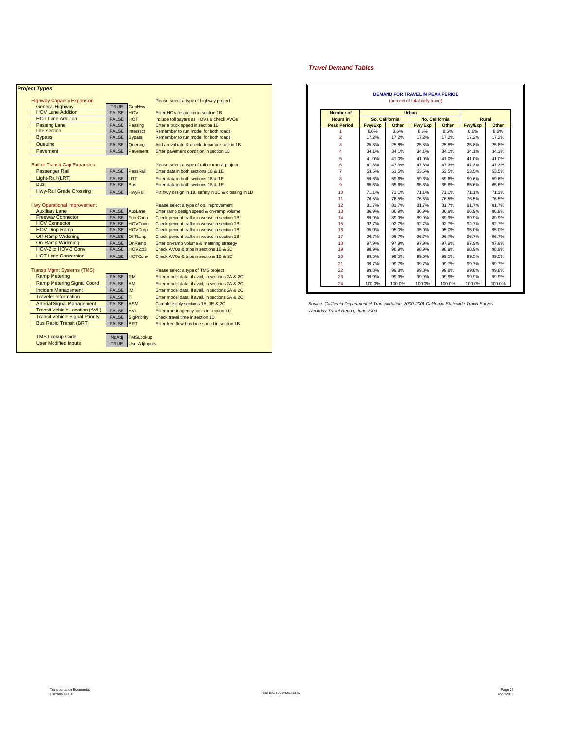## Project Types

| Highway Capacity Expansion | | | Please select a type of highway project |
|---|---|---|---|
| General Highway | TRUE | GenHwy | |
| HOV Lane Addition | FALSE | HOV | Enter HOV restriction in section 1B |
| HOT Lane Addition | FALSE | HOT | Include toll payers as HOVs & check AVOs |
| Passing Lane | FALSE | Passing | Enter a truck speed in section 1B |
| Intersection | FALSE | Intersect | Remember to run model for both roads |
| Bypass | FALSE | Bypass | Remember to run model for both roads |
| Queuing | FALSE | Queuing | Add arrival rate & check departure rate in 1B |
| Pavement | FALSE | Pavement | Enter pavement condition in section 1B |

| Rail or Transit Cap Expansion | | | Please select a type of rail or transit project |
|---|---|---|---|
| Passenger Rail | FALSE | PassRail | Enter data in both sections 1B & 1E |
| Light-Rail (LRT) | FALSE | LRT | Enter data in both sections 1B & 1E |
| Bus | FALSE | Bus | Enter data in both sections 1B & 1E |
| Hwy-Rail Grade Crossing | FALSE | HwyRail | Put hwy design in 1B, safety in 1C & crossing in 1D |

| Hwy Operational Improvement | | | Please select a type of op. improvement |
|---|---|---|---|
| Auxiliary Lane | FALSE | AuxLane | Enter ramp design speed & on-ramp volume |
| Freeway Connector | FALSE | FreeConn | Check percent traffic in weave in section 1B |
| HOV Connector | FALSE | HOVConn | Check percent traffic in weave in section 1B |
| HOV Drop Ramp | FALSE | HOVDrop | Check percent traffic in weave in section 1B |
| Off-Ramp Widening | FALSE | OffRamp | Check percent traffic in weave in section 1B |
| On-Ramp Widening | FALSE | OnRamp | Enter on-ramp volume & metering strategy |
| HOV-2 to HOV-3 Conv | FALSE | HOV2to3 | Check AVOs & trips in sections 1B & 2D |
| HOT Lane Conversion | FALSE | HOTConv | Check AVOs & trips in sections 1B & 2D |

| Transp Mgmt Systems (TMS) | | | Please select a type of TMS project |
|---|---|---|---|
| Ramp Metering | FALSE | RM | Enter model data, if avail, in sections 2A & 2C |
| Ramp Metering Signal Coord | FALSE | AM | Enter model data, if avail, in sections 2A & 2C |
| Incident Management | FALSE | IM | Enter model data, if avail, in sections 2A & 2C |
| Traveler Information | FALSE | TI | Enter model data, if avail, in sections 2A & 2C |
| Arterial Signal Management | FALSE | ASM | Complete only sections 1A, 1E & 2C |
| Transit Vehicle Location (AVL) | FALSE | AVL | Enter transit agency costs in section 1D |
| Transit Vehicle Signal Priority | FALSE | SigPriority | Check travel time in section 1D |
| Bus Rapid Transit (BRT) | FALSE | BRT | Enter free-flow bus lane speed in section 1B |

| | | |
|---|---|---|
| TMS Lookup Code | NoAdj | TMSLookup |
| User Modified Inputs | TRUE | UserAdjInputs |

## Travel Demand Tables

**DEMAND FOR TRAVEL IN PEAK PERIOD**
(percent of total daily travel)

| Number of Hours in Peak Period | Urban | | | | Rural | |
|---|---|---|---|---|---|---|
| | So. California | | No. California | | | |
| | Fwy/Exp | Other | Fwy/Exp | Other | Fwy/Exp | Other |
| 1 | 8.6% | 8.6% | 8.6% | 8.6% | 8.6% | 8.6% |
| 2 | 17.2% | 17.2% | 17.2% | 17.2% | 17.2% | 17.2% |
| 3 | 25.8% | 25.8% | 25.8% | 25.8% | 25.8% | 25.8% |
| 4 | 34.1% | 34.1% | 34.1% | 34.1% | 34.1% | 34.1% |
| 5 | 41.0% | 41.0% | 41.0% | 41.0% | 41.0% | 41.0% |
| 6 | 47.3% | 47.3% | 47.3% | 47.3% | 47.3% | 47.3% |
| 7 | 53.5% | 53.5% | 53.5% | 53.5% | 53.5% | 53.5% |
| 8 | 59.6% | 59.6% | 59.6% | 59.6% | 59.6% | 59.6% |
| 9 | 65.6% | 65.6% | 65.6% | 65.6% | 65.6% | 65.6% |
| 10 | 71.1% | 71.1% | 71.1% | 71.1% | 71.1% | 71.1% |
| 11 | 76.5% | 76.5% | 76.5% | 76.5% | 76.5% | 76.5% |
| 12 | 81.7% | 81.7% | 81.7% | 81.7% | 81.7% | 81.7% |
| 13 | 86.9% | 86.9% | 86.9% | 86.9% | 86.9% | 86.9% |
| 14 | 89.9% | 89.9% | 89.9% | 89.9% | 89.9% | 89.9% |
| 15 | 92.7% | 92.7% | 92.7% | 92.7% | 92.7% | 92.7% |
| 16 | 95.0% | 95.0% | 95.0% | 95.0% | 95.0% | 95.0% |
| 17 | 96.7% | 96.7% | 96.7% | 96.7% | 96.7% | 96.7% |
| 18 | 97.9% | 97.9% | 97.9% | 97.9% | 97.9% | 97.9% |
| 19 | 98.9% | 98.9% | 98.9% | 98.9% | 98.9% | 98.9% |
| 20 | 99.5% | 99.5% | 99.5% | 99.5% | 99.5% | 99.5% |
| 21 | 99.7% | 99.7% | 99.7% | 99.7% | 99.7% | 99.7% |
| 22 | 99.8% | 99.8% | 99.8% | 99.8% | 99.8% | 99.8% |
| 23 | 99.9% | 99.9% | 99.9% | 99.9% | 99.9% | 99.9% |
| 24 | 100.0% | 100.0% | 100.0% | 100.0% | 100.0% | 100.0% |

*Source: California Department of Transportation, 2000-2001 California Statewide Travel Survey Weekday Travel Report, June 2003*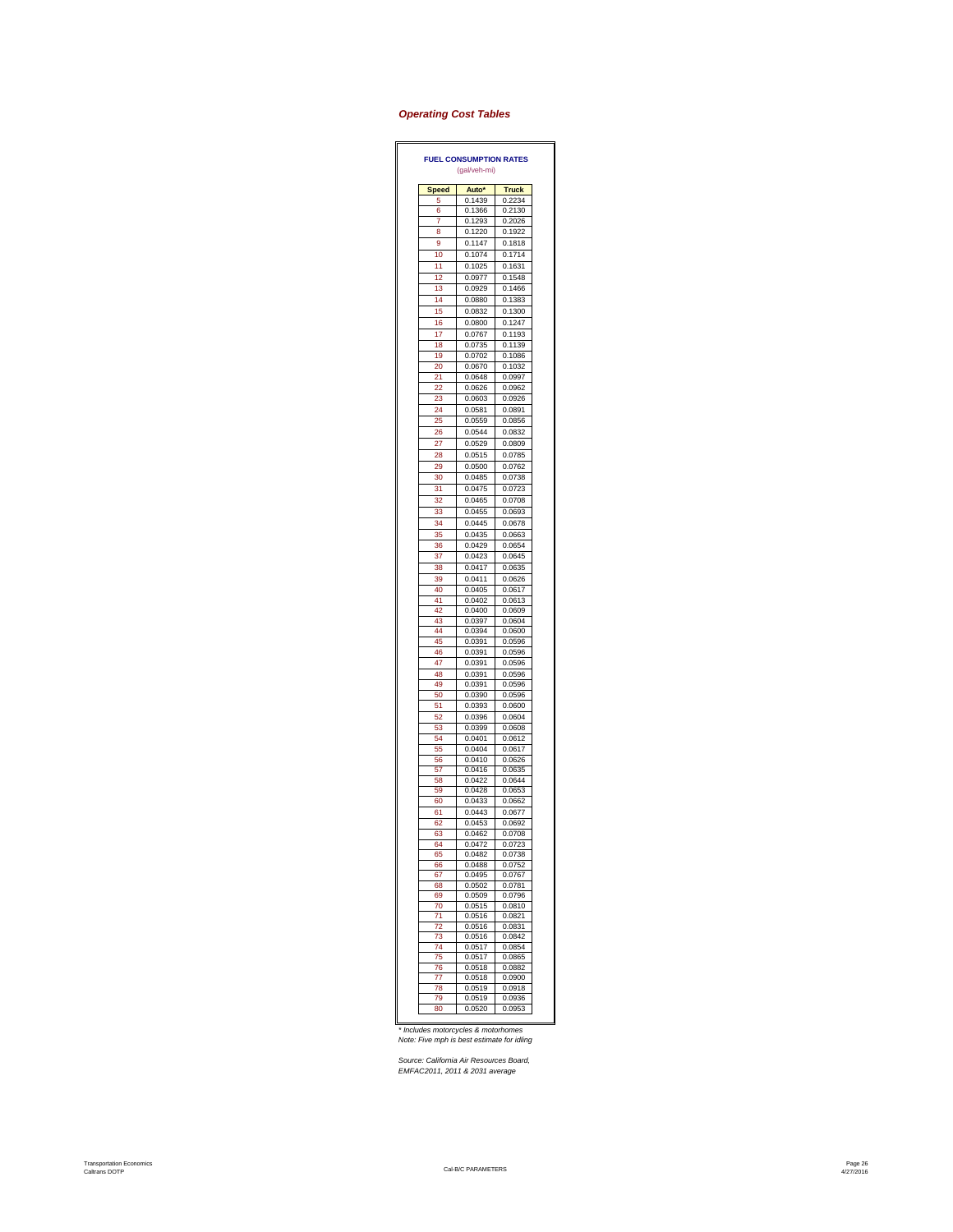## *Operating Cost Tables*

**FUEL CONSUMPTION RATES**
(gal/veh-mi)

| Speed | Auto* | Truck |
|---|---|---|
| 5 | 0.1439 | 0.2234 |
| 6 | 0.1366 | 0.2130 |
| 7 | 0.1293 | 0.2026 |
| 8 | 0.1220 | 0.1922 |
| 9 | 0.1147 | 0.1818 |
| 10 | 0.1074 | 0.1714 |
| 11 | 0.1025 | 0.1631 |
| 12 | 0.0977 | 0.1548 |
| 13 | 0.0929 | 0.1466 |
| 14 | 0.0880 | 0.1383 |
| 15 | 0.0832 | 0.1300 |
| 16 | 0.0800 | 0.1247 |
| 17 | 0.0767 | 0.1193 |
| 18 | 0.0735 | 0.1139 |
| 19 | 0.0702 | 0.1086 |
| 20 | 0.0670 | 0.1032 |
| 21 | 0.0648 | 0.0997 |
| 22 | 0.0626 | 0.0962 |
| 23 | 0.0603 | 0.0926 |
| 24 | 0.0581 | 0.0891 |
| 25 | 0.0559 | 0.0856 |
| 26 | 0.0544 | 0.0832 |
| 27 | 0.0529 | 0.0809 |
| 28 | 0.0515 | 0.0785 |
| 29 | 0.0500 | 0.0762 |
| 30 | 0.0485 | 0.0738 |
| 31 | 0.0475 | 0.0723 |
| 32 | 0.0465 | 0.0708 |
| 33 | 0.0455 | 0.0693 |
| 34 | 0.0445 | 0.0678 |
| 35 | 0.0435 | 0.0663 |
| 36 | 0.0429 | 0.0654 |
| 37 | 0.0423 | 0.0645 |
| 38 | 0.0417 | 0.0635 |
| 39 | 0.0411 | 0.0626 |
| 40 | 0.0405 | 0.0617 |
| 41 | 0.0402 | 0.0613 |
| 42 | 0.0400 | 0.0609 |
| 43 | 0.0397 | 0.0604 |
| 44 | 0.0394 | 0.0600 |
| 45 | 0.0391 | 0.0596 |
| 46 | 0.0391 | 0.0596 |
| 47 | 0.0391 | 0.0596 |
| 48 | 0.0391 | 0.0596 |
| 49 | 0.0391 | 0.0596 |
| 50 | 0.0390 | 0.0596 |
| 51 | 0.0393 | 0.0600 |
| 52 | 0.0396 | 0.0604 |
| 53 | 0.0399 | 0.0608 |
| 54 | 0.0401 | 0.0612 |
| 55 | 0.0404 | 0.0617 |
| 56 | 0.0410 | 0.0626 |
| 57 | 0.0416 | 0.0635 |
| 58 | 0.0422 | 0.0644 |
| 59 | 0.0428 | 0.0653 |
| 60 | 0.0433 | 0.0662 |
| 61 | 0.0443 | 0.0677 |
| 62 | 0.0453 | 0.0692 |
| 63 | 0.0462 | 0.0708 |
| 64 | 0.0472 | 0.0723 |
| 65 | 0.0482 | 0.0738 |
| 66 | 0.0488 | 0.0752 |
| 67 | 0.0495 | 0.0767 |
| 68 | 0.0502 | 0.0781 |
| 69 | 0.0509 | 0.0796 |
| 70 | 0.0515 | 0.0810 |
| 71 | 0.0516 | 0.0821 |
| 72 | 0.0516 | 0.0831 |
| 73 | 0.0516 | 0.0842 |
| 74 | 0.0517 | 0.0854 |
| 75 | 0.0517 | 0.0865 |
| 76 | 0.0518 | 0.0882 |
| 77 | 0.0518 | 0.0900 |
| 78 | 0.0519 | 0.0918 |
| 79 | 0.0519 | 0.0936 |
| 80 | 0.0520 | 0.0953 |

*\* Includes motorcycles & motorhomes*
*Note: Five mph is best estimate for idling*

*Source: California Air Resources Board, EMFAC2011, 2011 & 2031 average*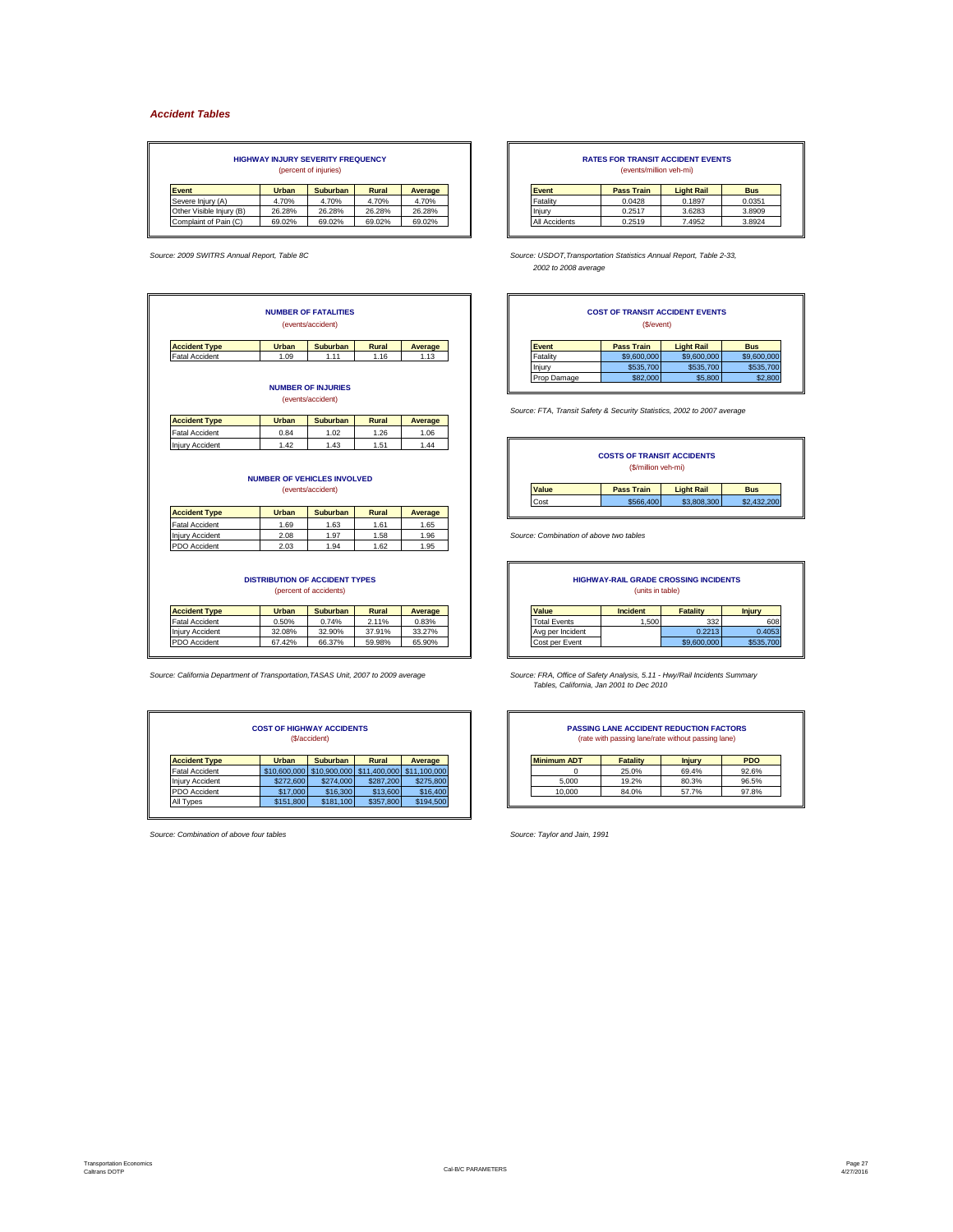## *Accident Tables*

**HIGHWAY INJURY SEVERITY FREQUENCY**
(percent of injuries)

| Event | Urban | Suburban | Rural | Average |
|---|---|---|---|---|
| Severe Injury (A) | 4.70% | 4.70% | 4.70% | 4.70% |
| Other Visible Injury (B) | 26.28% | 26.28% | 26.28% | 26.28% |
| Complaint of Pain (C) | 69.02% | 69.02% | 69.02% | 69.02% |

*Source: 2009 SWITRS Annual Report, Table 8C*

**NUMBER OF FATALITIES**
(events/accident)

| Accident Type | Urban | Suburban | Rural | Average |
|---|---|---|---|---|
| Fatal Accident | 1.09 | 1.11 | 1.16 | 1.13 |

**NUMBER OF INJURIES**
(events/accident)

| Accident Type | Urban | Suburban | Rural | Average |
|---|---|---|---|---|
| Fatal Accident | 0.84 | 1.02 | 1.26 | 1.06 |
| Injury Accident | 1.42 | 1.43 | 1.51 | 1.44 |

**NUMBER OF VEHICLES INVOLVED**
(events/accident)

| Accident Type | Urban | Suburban | Rural | Average |
|---|---|---|---|---|
| Fatal Accident | 1.69 | 1.63 | 1.61 | 1.65 |
| Injury Accident | 2.08 | 1.97 | 1.58 | 1.96 |
| PDO Accident | 2.03 | 1.94 | 1.62 | 1.95 |

**DISTRIBUTION OF ACCIDENT TYPES**
(percent of accidents)

| Accident Type | Urban | Suburban | Rural | Average |
|---|---|---|---|---|
| Fatal Accident | 0.50% | 0.74% | 2.11% | 0.83% |
| Injury Accident | 32.08% | 32.90% | 37.91% | 33.27% |
| PDO Accident | 67.42% | 66.37% | 59.98% | 65.90% |

*Source: California Department of Transportation,TASAS Unit, 2007 to 2009 average*

**COST OF HIGHWAY ACCIDENTS**
($/accident)

| Accident Type | Urban | Suburban | Rural | Average |
|---|---|---|---|---|
| Fatal Accident | $10,600,000 | $10,900,000 | $11,400,000 | $11,100,000 |
| Injury Accident | $272,600 | $274,000 | $287,200 | $275,800 |
| PDO Accident | $17,000 | $16,300 | $13,600 | $16,400 |
| All Types | $151,800 | $181,100 | $357,800 | $194,500 |

*Source: Combination of above four tables*

**RATES FOR TRANSIT ACCIDENT EVENTS**
(events/million veh-mi)

| Event | Pass Train | Light Rail | Bus |
|---|---|---|---|
| Fatality | 0.0428 | 0.1897 | 0.0351 |
| Injury | 0.2517 | 3.6283 | 3.8909 |
| All Accidents | 0.2519 | 7.4952 | 3.8924 |

*Source: USDOT,Transportation Statistics Annual Report, Table 2-33, 2002 to 2008 average*

**COST OF TRANSIT ACCIDENT EVENTS**
($/event)

| Event | Pass Train | Light Rail | Bus |
|---|---|---|---|
| Fatality | $9,600,000 | $9,600,000 | $9,600,000 |
| Injury | $535,700 | $535,700 | $535,700 |
| Prop Damage | $82,000 | $5,800 | $2,800 |

*Source: FTA, Transit Safety & Security Statistics, 2002 to 2007 average*

**COSTS OF TRANSIT ACCIDENTS**
($/million veh-mi)

| Value | Pass Train | Light Rail | Bus |
|---|---|---|---|
| Cost | $566,400 | $3,808,300 | $2,432,200 |

*Source: Combination of above two tables*

**HIGHWAY-RAIL GRADE CROSSING INCIDENTS**
(units in table)

| Value | Incident | Fatality | Injury |
|---|---|---|---|
| Total Events | 1,500 | 332 | 608 |
| Avg per Incident | | 0.2213 | 0.4053 |
| Cost per Event | | $9,600,000 | $535,700 |

*Source: FRA, Office of Safety Analysis, 5.11 - Hwy/Rail Incidents Summary Tables, California, Jan 2001 to Dec 2010*

**PASSING LANE ACCIDENT REDUCTION FACTORS**
(rate with passing lane/rate without passing lane)

| Minimum ADT | Fatality | Injury | PDO |
|---|---|---|---|
| 0 | 25.0% | 69.4% | 92.6% |
| 5,000 | 19.2% | 80.3% | 96.5% |
| 10,000 | 84.0% | 57.7% | 97.8% |

*Source: Taylor and Jain, 1991*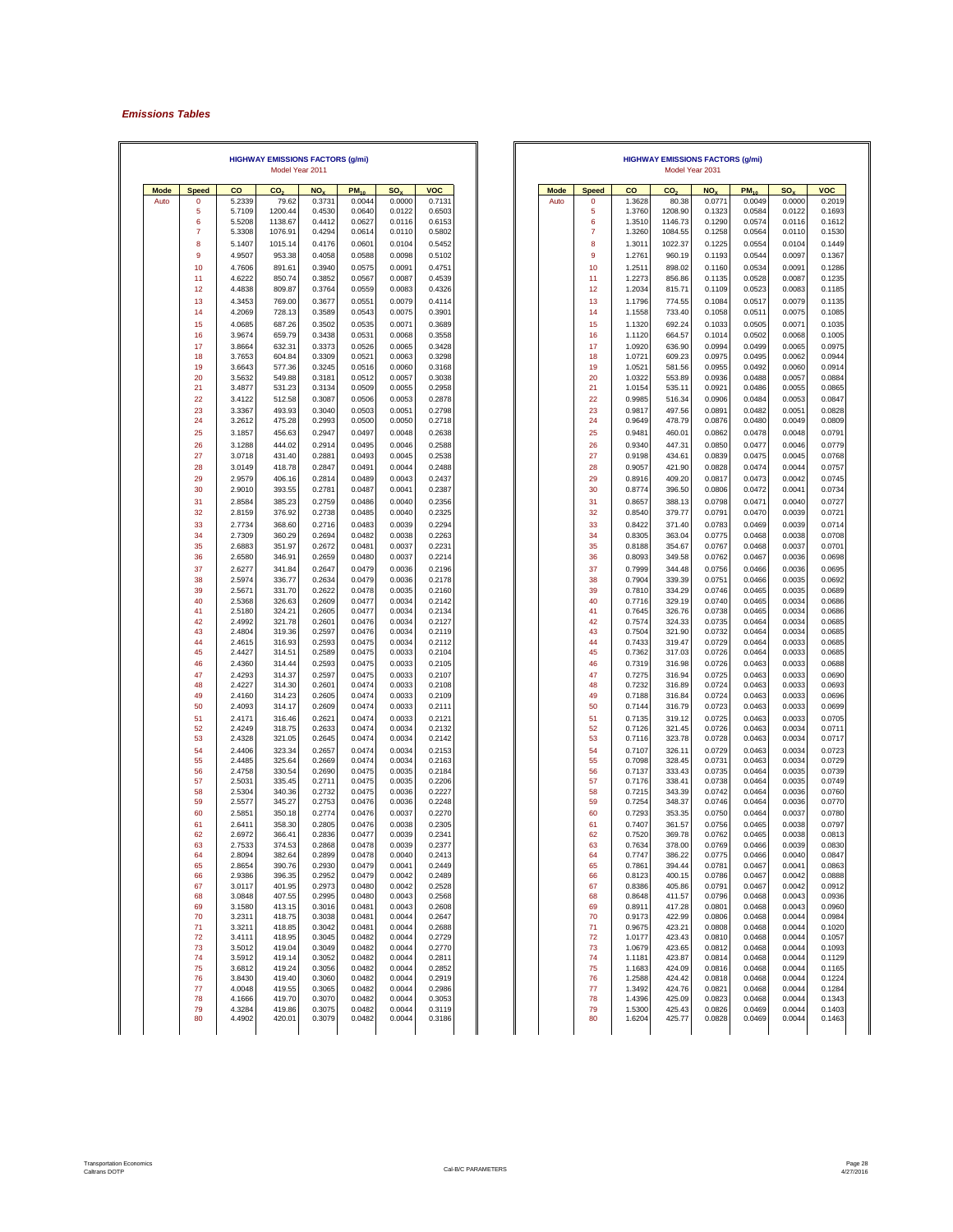## *Emissions Tables*

**HIGHWAY EMISSIONS FACTORS (g/mi)**
Model Year 2011

| Mode | Speed | CO | $CO_2$ | $NO_X$ | $PM_{10}$ | $SO_X$ | VOC |
|---|---|---|---|---|---|---|---|
| Auto | 0 | 5.2339 | 79.62 | 0.3731 | 0.0044 | 0.0000 | 0.7131 |
| | 5 | 5.7109 | 1200.44 | 0.4530 | 0.0640 | 0.0122 | 0.6503 |
| | 6 | 5.5208 | 1138.67 | 0.4412 | 0.0627 | 0.0116 | 0.6153 |
| | 7 | 5.3308 | 1076.91 | 0.4294 | 0.0614 | 0.0110 | 0.5802 |
| | 8 | 5.1407 | 1015.14 | 0.4176 | 0.0601 | 0.0104 | 0.5452 |
| | 9 | 4.9507 | 953.38 | 0.4058 | 0.0588 | 0.0098 | 0.5102 |
| | 10 | 4.7606 | 891.61 | 0.3940 | 0.0575 | 0.0091 | 0.4751 |
| | 11 | 4.6222 | 850.74 | 0.3852 | 0.0567 | 0.0087 | 0.4539 |
| | 12 | 4.4838 | 809.87 | 0.3764 | 0.0559 | 0.0083 | 0.4326 |
| | 13 | 4.3453 | 769.00 | 0.3677 | 0.0551 | 0.0079 | 0.4114 |
| | 14 | 4.2069 | 728.13 | 0.3589 | 0.0543 | 0.0075 | 0.3901 |
| | 15 | 4.0685 | 687.26 | 0.3502 | 0.0535 | 0.0071 | 0.3689 |
| | 16 | 3.9674 | 659.79 | 0.3438 | 0.0531 | 0.0068 | 0.3558 |
| | 17 | 3.8664 | 632.31 | 0.3373 | 0.0526 | 0.0065 | 0.3428 |
| | 18 | 3.7653 | 604.84 | 0.3309 | 0.0521 | 0.0063 | 0.3298 |
| | 19 | 3.6643 | 577.36 | 0.3245 | 0.0516 | 0.0060 | 0.3168 |
| | 20 | 3.5632 | 549.88 | 0.3181 | 0.0512 | 0.0057 | 0.3038 |
| | 21 | 3.4877 | 531.23 | 0.3134 | 0.0509 | 0.0055 | 0.2958 |
| | 22 | 3.4122 | 512.58 | 0.3087 | 0.0506 | 0.0053 | 0.2878 |
| | 23 | 3.3367 | 493.93 | 0.3040 | 0.0503 | 0.0051 | 0.2798 |
| | 24 | 3.2612 | 475.28 | 0.2993 | 0.0500 | 0.0050 | 0.2718 |
| | 25 | 3.1857 | 456.63 | 0.2947 | 0.0497 | 0.0048 | 0.2638 |
| | 26 | 3.1288 | 444.02 | 0.2914 | 0.0495 | 0.0046 | 0.2588 |
| | 27 | 3.0718 | 431.40 | 0.2881 | 0.0493 | 0.0045 | 0.2538 |
| | 28 | 3.0149 | 418.78 | 0.2847 | 0.0491 | 0.0044 | 0.2488 |
| | 29 | 2.9579 | 406.16 | 0.2814 | 0.0489 | 0.0043 | 0.2437 |
| | 30 | 2.9010 | 393.55 | 0.2781 | 0.0487 | 0.0041 | 0.2387 |
| | 31 | 2.8584 | 385.23 | 0.2759 | 0.0486 | 0.0040 | 0.2356 |
| | 32 | 2.8159 | 376.92 | 0.2738 | 0.0485 | 0.0040 | 0.2325 |
| | 33 | 2.7734 | 368.60 | 0.2716 | 0.0483 | 0.0039 | 0.2294 |
| | 34 | 2.7309 | 360.29 | 0.2694 | 0.0482 | 0.0038 | 0.2263 |
| | 35 | 2.6883 | 351.97 | 0.2672 | 0.0481 | 0.0037 | 0.2231 |
| | 36 | 2.6580 | 346.91 | 0.2659 | 0.0480 | 0.0037 | 0.2214 |
| | 37 | 2.6277 | 341.84 | 0.2647 | 0.0479 | 0.0036 | 0.2196 |
| | 38 | 2.5974 | 336.77 | 0.2634 | 0.0479 | 0.0036 | 0.2178 |
| | 39 | 2.5671 | 331.70 | 0.2622 | 0.0478 | 0.0035 | 0.2160 |
| | 40 | 2.5368 | 326.63 | 0.2609 | 0.0477 | 0.0034 | 0.2142 |
| | 41 | 2.5180 | 324.21 | 0.2605 | 0.0477 | 0.0034 | 0.2134 |
| | 42 | 2.4992 | 321.78 | 0.2601 | 0.0476 | 0.0034 | 0.2127 |
| | 43 | 2.4804 | 319.36 | 0.2597 | 0.0476 | 0.0034 | 0.2119 |
| | 44 | 2.4615 | 316.93 | 0.2593 | 0.0475 | 0.0034 | 0.2112 |
| | 45 | 2.4427 | 314.51 | 0.2589 | 0.0475 | 0.0033 | 0.2104 |
| | 46 | 2.4360 | 314.44 | 0.2593 | 0.0475 | 0.0033 | 0.2105 |
| | 47 | 2.4293 | 314.37 | 0.2597 | 0.0475 | 0.0033 | 0.2107 |
| | 48 | 2.4227 | 314.30 | 0.2601 | 0.0474 | 0.0033 | 0.2108 |
| | 49 | 2.4160 | 314.23 | 0.2605 | 0.0474 | 0.0033 | 0.2109 |
| | 50 | 2.4093 | 314.17 | 0.2609 | 0.0474 | 0.0033 | 0.2111 |
| | 51 | 2.4171 | 316.46 | 0.2621 | 0.0474 | 0.0033 | 0.2121 |
| | 52 | 2.4249 | 318.75 | 0.2633 | 0.0474 | 0.0034 | 0.2132 |
| | 53 | 2.4328 | 321.05 | 0.2645 | 0.0474 | 0.0034 | 0.2142 |
| | 54 | 2.4406 | 323.34 | 0.2657 | 0.0474 | 0.0034 | 0.2153 |
| | 55 | 2.4485 | 325.64 | 0.2669 | 0.0474 | 0.0034 | 0.2163 |
| | 56 | 2.4758 | 330.54 | 0.2690 | 0.0475 | 0.0035 | 0.2184 |
| | 57 | 2.5031 | 335.45 | 0.2711 | 0.0475 | 0.0035 | 0.2206 |
| | 58 | 2.5304 | 340.36 | 0.2732 | 0.0475 | 0.0036 | 0.2227 |
| | 59 | 2.5577 | 345.27 | 0.2753 | 0.0476 | 0.0036 | 0.2248 |
| | 60 | 2.5851 | 350.18 | 0.2774 | 0.0476 | 0.0037 | 0.2270 |
| | 61 | 2.6411 | 358.30 | 0.2805 | 0.0476 | 0.0038 | 0.2305 |
| | 62 | 2.6972 | 366.41 | 0.2836 | 0.0477 | 0.0039 | 0.2341 |
| | 63 | 2.7533 | 374.53 | 0.2868 | 0.0478 | 0.0039 | 0.2377 |
| | 64 | 2.8094 | 382.64 | 0.2899 | 0.0478 | 0.0040 | 0.2413 |
| | 65 | 2.8654 | 390.76 | 0.2930 | 0.0479 | 0.0041 | 0.2449 |
| | 66 | 2.9386 | 396.35 | 0.2952 | 0.0479 | 0.0042 | 0.2489 |
| | 67 | 3.0117 | 401.95 | 0.2973 | 0.0480 | 0.0042 | 0.2528 |
| | 68 | 3.0848 | 407.55 | 0.2995 | 0.0480 | 0.0043 | 0.2568 |
| | 69 | 3.1580 | 413.15 | 0.3016 | 0.0481 | 0.0043 | 0.2608 |
| | 70 | 3.2311 | 418.75 | 0.3038 | 0.0481 | 0.0044 | 0.2647 |
| | 71 | 3.3211 | 418.85 | 0.3042 | 0.0481 | 0.0044 | 0.2688 |
| | 72 | 3.4111 | 418.95 | 0.3045 | 0.0482 | 0.0044 | 0.2729 |
| | 73 | 3.5012 | 419.04 | 0.3049 | 0.0482 | 0.0044 | 0.2770 |
| | 74 | 3.5912 | 419.14 | 0.3052 | 0.0482 | 0.0044 | 0.2811 |
| | 75 | 3.6812 | 419.24 | 0.3056 | 0.0482 | 0.0044 | 0.2852 |
| | 76 | 3.8430 | 419.40 | 0.3060 | 0.0482 | 0.0044 | 0.2919 |
| | 77 | 4.0048 | 419.55 | 0.3065 | 0.0482 | 0.0044 | 0.2986 |
| | 78 | 4.1666 | 419.70 | 0.3070 | 0.0482 | 0.0044 | 0.3053 |
| | 79 | 4.3284 | 419.86 | 0.3075 | 0.0482 | 0.0044 | 0.3119 |
| | 80 | 4.4902 | 420.01 | 0.3079 | 0.0482 | 0.0044 | 0.3186 |

**HIGHWAY EMISSIONS FACTORS (g/mi)**
Model Year 2031

| Mode | Speed | CO | $CO_2$ | $NO_X$ | $PM_{10}$ | $SO_X$ | VOC |
|---|---|---|---|---|---|---|---|
| Auto | 0 | 1.3628 | 80.38 | 0.0771 | 0.0049 | 0.0000 | 0.2019 |
| | 5 | 1.3760 | 1208.90 | 0.1323 | 0.0584 | 0.0122 | 0.1693 |
| | 6 | 1.3510 | 1146.73 | 0.1290 | 0.0574 | 0.0116 | 0.1612 |
| | 7 | 1.3260 | 1084.55 | 0.1258 | 0.0564 | 0.0110 | 0.1530 |
| | 8 | 1.3011 | 1022.37 | 0.1225 | 0.0554 | 0.0104 | 0.1449 |
| | 9 | 1.2761 | 960.19 | 0.1193 | 0.0544 | 0.0097 | 0.1367 |
| | 10 | 1.2511 | 898.02 | 0.1160 | 0.0534 | 0.0091 | 0.1286 |
| | 11 | 1.2273 | 856.86 | 0.1135 | 0.0528 | 0.0087 | 0.1235 |
| | 12 | 1.2034 | 815.71 | 0.1109 | 0.0523 | 0.0083 | 0.1185 |
| | 13 | 1.1796 | 774.55 | 0.1084 | 0.0517 | 0.0079 | 0.1135 |
| | 14 | 1.1558 | 733.40 | 0.1058 | 0.0511 | 0.0075 | 0.1085 |
| | 15 | 1.1320 | 692.24 | 0.1033 | 0.0505 | 0.0071 | 0.1035 |
| | 16 | 1.1120 | 664.57 | 0.1014 | 0.0502 | 0.0068 | 0.1005 |
| | 17 | 1.0920 | 636.90 | 0.0994 | 0.0499 | 0.0065 | 0.0975 |
| | 18 | 1.0721 | 609.23 | 0.0975 | 0.0495 | 0.0062 | 0.0944 |
| | 19 | 1.0521 | 581.56 | 0.0955 | 0.0492 | 0.0060 | 0.0914 |
| | 20 | 1.0322 | 553.89 | 0.0936 | 0.0488 | 0.0057 | 0.0884 |
| | 21 | 1.0154 | 535.11 | 0.0921 | 0.0486 | 0.0055 | 0.0865 |
| | 22 | 0.9985 | 516.34 | 0.0906 | 0.0484 | 0.0053 | 0.0847 |
| | 23 | 0.9817 | 497.56 | 0.0891 | 0.0482 | 0.0051 | 0.0828 |
| | 24 | 0.9649 | 478.79 | 0.0876 | 0.0480 | 0.0049 | 0.0809 |
| | 25 | 0.9481 | 460.01 | 0.0862 | 0.0478 | 0.0048 | 0.0791 |
| | 26 | 0.9340 | 447.31 | 0.0850 | 0.0477 | 0.0046 | 0.0779 |
| | 27 | 0.9198 | 434.61 | 0.0839 | 0.0475 | 0.0045 | 0.0768 |
| | 28 | 0.9057 | 421.90 | 0.0828 | 0.0474 | 0.0044 | 0.0757 |
| | 29 | 0.8916 | 409.20 | 0.0817 | 0.0473 | 0.0042 | 0.0745 |
| | 30 | 0.8774 | 396.50 | 0.0806 | 0.0472 | 0.0041 | 0.0734 |
| | 31 | 0.8657 | 388.13 | 0.0798 | 0.0471 | 0.0040 | 0.0727 |
| | 32 | 0.8540 | 379.77 | 0.0791 | 0.0470 | 0.0039 | 0.0721 |
| | 33 | 0.8422 | 371.40 | 0.0783 | 0.0469 | 0.0039 | 0.0714 |
| | 34 | 0.8305 | 363.04 | 0.0775 | 0.0468 | 0.0038 | 0.0708 |
| | 35 | 0.8188 | 354.67 | 0.0767 | 0.0468 | 0.0037 | 0.0701 |
| | 36 | 0.8093 | 349.58 | 0.0762 | 0.0467 | 0.0036 | 0.0698 |
| | 37 | 0.7999 | 344.48 | 0.0756 | 0.0466 | 0.0036 | 0.0695 |
| | 38 | 0.7904 | 339.39 | 0.0751 | 0.0466 | 0.0035 | 0.0692 |
| | 39 | 0.7810 | 334.29 | 0.0746 | 0.0465 | 0.0035 | 0.0689 |
| | 40 | 0.7716 | 329.19 | 0.0740 | 0.0465 | 0.0034 | 0.0686 |
| | 41 | 0.7645 | 326.76 | 0.0738 | 0.0465 | 0.0034 | 0.0686 |
| | 42 | 0.7574 | 324.33 | 0.0735 | 0.0464 | 0.0034 | 0.0685 |
| | 43 | 0.7504 | 321.90 | 0.0732 | 0.0464 | 0.0034 | 0.0685 |
| | 44 | 0.7433 | 319.47 | 0.0729 | 0.0464 | 0.0033 | 0.0685 |
| | 45 | 0.7362 | 317.03 | 0.0726 | 0.0464 | 0.0033 | 0.0685 |
| | 46 | 0.7319 | 316.98 | 0.0726 | 0.0463 | 0.0033 | 0.0688 |
| | 47 | 0.7275 | 316.94 | 0.0725 | 0.0463 | 0.0033 | 0.0690 |
| | 48 | 0.7232 | 316.89 | 0.0724 | 0.0463 | 0.0033 | 0.0693 |
| | 49 | 0.7188 | 316.84 | 0.0724 | 0.0463 | 0.0033 | 0.0696 |
| | 50 | 0.7144 | 316.79 | 0.0723 | 0.0463 | 0.0033 | 0.0699 |
| | 51 | 0.7135 | 319.12 | 0.0725 | 0.0463 | 0.0033 | 0.0705 |
| | 52 | 0.7126 | 321.45 | 0.0726 | 0.0463 | 0.0034 | 0.0711 |
| | 53 | 0.7116 | 323.78 | 0.0728 | 0.0463 | 0.0034 | 0.0717 |
| | 54 | 0.7107 | 326.11 | 0.0729 | 0.0463 | 0.0034 | 0.0723 |
| | 55 | 0.7098 | 328.45 | 0.0731 | 0.0463 | 0.0034 | 0.0729 |
| | 56 | 0.7137 | 333.43 | 0.0735 | 0.0464 | 0.0035 | 0.0739 |
| | 57 | 0.7176 | 338.41 | 0.0738 | 0.0464 | 0.0035 | 0.0749 |
| | 58 | 0.7215 | 343.39 | 0.0742 | 0.0464 | 0.0036 | 0.0760 |
| | 59 | 0.7254 | 348.37 | 0.0746 | 0.0464 | 0.0036 | 0.0770 |
| | 60 | 0.7293 | 353.35 | 0.0750 | 0.0464 | 0.0037 | 0.0780 |
| | 61 | 0.7407 | 361.57 | 0.0756 | 0.0465 | 0.0038 | 0.0797 |
| | 62 | 0.7520 | 369.78 | 0.0762 | 0.0465 | 0.0038 | 0.0813 |
| | 63 | 0.7634 | 378.00 | 0.0769 | 0.0466 | 0.0039 | 0.0830 |
| | 64 | 0.7747 | 386.22 | 0.0775 | 0.0466 | 0.0040 | 0.0847 |
| | 65 | 0.7861 | 394.44 | 0.0781 | 0.0467 | 0.0041 | 0.0863 |
| | 66 | 0.8123 | 400.15 | 0.0786 | 0.0467 | 0.0042 | 0.0888 |
| | 67 | 0.8386 | 405.86 | 0.0791 | 0.0467 | 0.0042 | 0.0912 |
| | 68 | 0.8648 | 411.57 | 0.0796 | 0.0468 | 0.0043 | 0.0936 |
| | 69 | 0.8911 | 417.28 | 0.0801 | 0.0468 | 0.0043 | 0.0960 |
| | 70 | 0.9173 | 422.99 | 0.0806 | 0.0468 | 0.0044 | 0.0984 |
| | 71 | 0.9675 | 423.21 | 0.0808 | 0.0468 | 0.0044 | 0.1020 |
| | 72 | 1.0177 | 423.43 | 0.0810 | 0.0468 | 0.0044 | 0.1057 |
| | 73 | 1.0679 | 423.65 | 0.0812 | 0.0468 | 0.0044 | 0.1093 |
| | 74 | 1.1181 | 423.87 | 0.0814 | 0.0468 | 0.0044 | 0.1129 |
| | 75 | 1.1683 | 424.09 | 0.0816 | 0.0468 | 0.0044 | 0.1165 |
| | 76 | 1.2588 | 424.42 | 0.0818 | 0.0468 | 0.0044 | 0.1224 |
| | 77 | 1.3492 | 424.76 | 0.0821 | 0.0468 | 0.0044 | 0.1284 |
| | 78 | 1.4396 | 425.09 | 0.0823 | 0.0468 | 0.0044 | 0.1343 |
| | 79 | 1.5300 | 425.43 | 0.0826 | 0.0469 | 0.0044 | 0.1403 |
| | 80 | 1.6204 | 425.77 | 0.0828 | 0.0469 | 0.0044 | 0.1463 |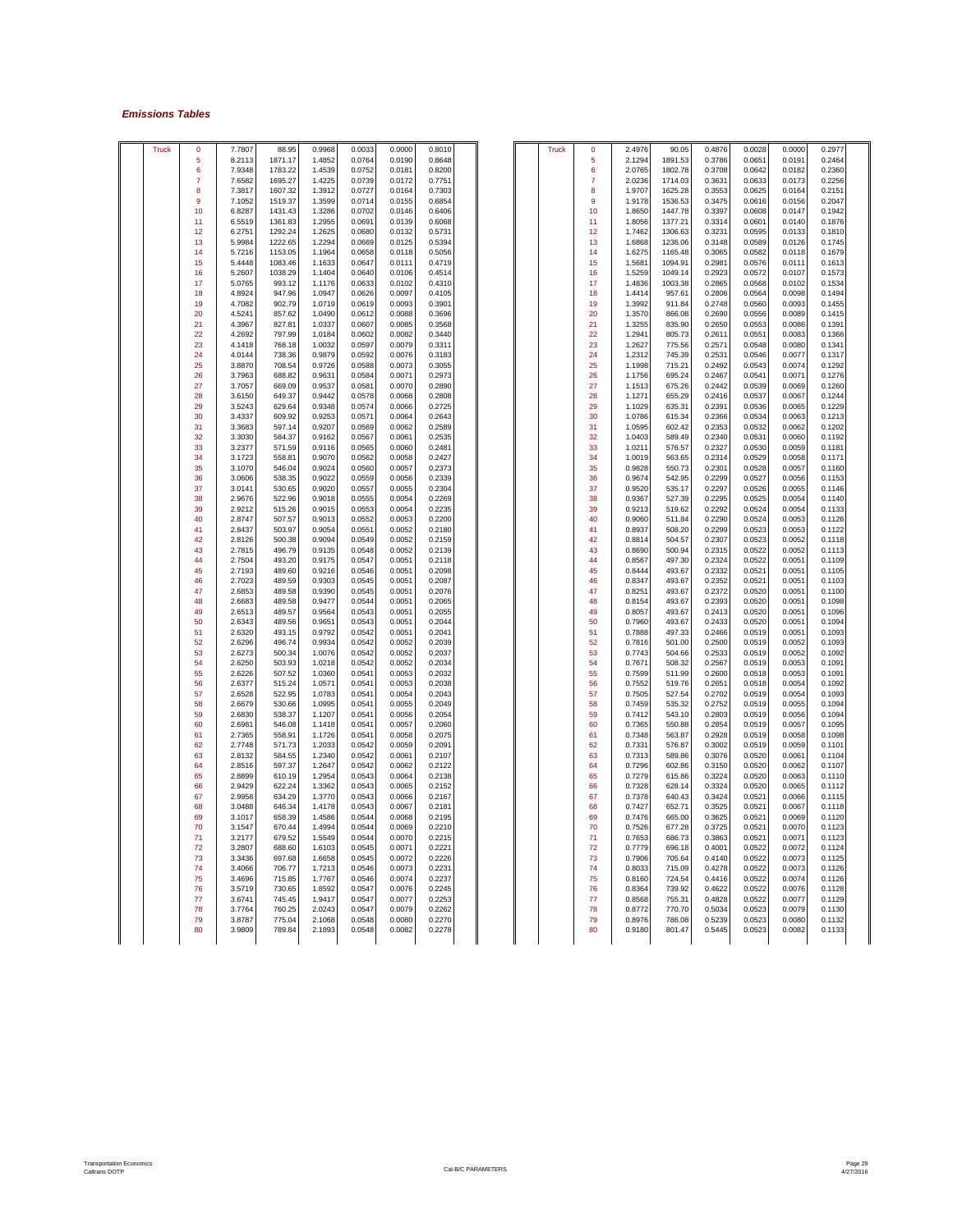## *Emissions Tables*

| Truck | Speed | | | | | | |
|---|---|---|---|---|---|---|---|
| Truck | 0 | 7.7807 | 88.95 | 0.9968 | 0.0033 | 0.0000 | 0.8010 |
| | 5 | 8.2113 | 1871.17 | 1.4852 | 0.0764 | 0.0190 | 0.8648 |
| | 6 | 7.9348 | 1783.22 | 1.4539 | 0.0752 | 0.0181 | 0.8200 |
| | 7 | 7.6582 | 1695.27 | 1.4225 | 0.0739 | 0.0172 | 0.7751 |
| | 8 | 7.3817 | 1607.32 | 1.3912 | 0.0727 | 0.0164 | 0.7303 |
| | 9 | 7.1052 | 1519.37 | 1.3599 | 0.0714 | 0.0155 | 0.6854 |
| | 10 | 6.8287 | 1431.43 | 1.3286 | 0.0702 | 0.0146 | 0.6406 |
| | 11 | 6.5519 | 1361.83 | 1.2955 | 0.0691 | 0.0139 | 0.6068 |
| | 12 | 6.2751 | 1292.24 | 1.2625 | 0.0680 | 0.0132 | 0.5731 |
| | 13 | 5.9984 | 1222.65 | 1.2294 | 0.0669 | 0.0125 | 0.5394 |
| | 14 | 5.7216 | 1153.05 | 1.1964 | 0.0658 | 0.0118 | 0.5056 |
| | 15 | 5.4448 | 1083.46 | 1.1633 | 0.0647 | 0.0111 | 0.4719 |
| | 16 | 5.2607 | 1038.29 | 1.1404 | 0.0640 | 0.0106 | 0.4514 |
| | 17 | 5.0765 | 993.12 | 1.1176 | 0.0633 | 0.0102 | 0.4310 |
| | 18 | 4.8924 | 947.96 | 1.0947 | 0.0626 | 0.0097 | 0.4105 |
| | 19 | 4.7082 | 902.79 | 1.0719 | 0.0619 | 0.0093 | 0.3901 |
| | 20 | 4.5241 | 857.62 | 1.0490 | 0.0612 | 0.0088 | 0.3696 |
| | 21 | 4.3967 | 827.81 | 1.0337 | 0.0607 | 0.0085 | 0.3568 |
| | 22 | 4.2692 | 797.99 | 1.0184 | 0.0602 | 0.0082 | 0.3440 |
| | 23 | 4.1418 | 768.18 | 1.0032 | 0.0597 | 0.0079 | 0.3311 |
| | 24 | 4.0144 | 738.36 | 0.9879 | 0.0592 | 0.0076 | 0.3183 |
| | 25 | 3.8870 | 708.54 | 0.9726 | 0.0588 | 0.0073 | 0.3055 |
| | 26 | 3.7963 | 688.82 | 0.9631 | 0.0584 | 0.0071 | 0.2973 |
| | 27 | 3.7057 | 669.09 | 0.9537 | 0.0581 | 0.0070 | 0.2890 |
| | 28 | 3.6150 | 649.37 | 0.9442 | 0.0578 | 0.0068 | 0.2808 |
| | 29 | 3.5243 | 629.64 | 0.9348 | 0.0574 | 0.0066 | 0.2725 |
| | 30 | 3.4337 | 609.92 | 0.9253 | 0.0571 | 0.0064 | 0.2643 |
| | 31 | 3.3683 | 597.14 | 0.9207 | 0.0569 | 0.0062 | 0.2589 |
| | 32 | 3.3030 | 584.37 | 0.9162 | 0.0567 | 0.0061 | 0.2535 |
| | 33 | 3.2377 | 571.59 | 0.9116 | 0.0565 | 0.0060 | 0.2481 |
| | 34 | 3.1723 | 558.81 | 0.9070 | 0.0562 | 0.0058 | 0.2427 |
| | 35 | 3.1070 | 546.04 | 0.9024 | 0.0560 | 0.0057 | 0.2373 |
| | 36 | 3.0606 | 538.35 | 0.9022 | 0.0559 | 0.0056 | 0.2339 |
| | 37 | 3.0141 | 530.65 | 0.9020 | 0.0557 | 0.0055 | 0.2304 |
| | 38 | 2.9676 | 522.96 | 0.9018 | 0.0555 | 0.0054 | 0.2269 |
| | 39 | 2.9212 | 515.26 | 0.9015 | 0.0553 | 0.0054 | 0.2235 |
| | 40 | 2.8747 | 507.57 | 0.9013 | 0.0552 | 0.0053 | 0.2200 |
| | 41 | 2.8437 | 503.97 | 0.9054 | 0.0551 | 0.0052 | 0.2180 |
| | 42 | 2.8126 | 500.38 | 0.9094 | 0.0549 | 0.0052 | 0.2159 |
| | 43 | 2.7815 | 496.79 | 0.9135 | 0.0548 | 0.0052 | 0.2139 |
| | 44 | 2.7504 | 493.20 | 0.9175 | 0.0547 | 0.0051 | 0.2118 |
| | 45 | 2.7193 | 489.60 | 0.9216 | 0.0546 | 0.0051 | 0.2098 |
| | 46 | 2.7023 | 489.59 | 0.9303 | 0.0545 | 0.0051 | 0.2087 |
| | 47 | 2.6853 | 489.58 | 0.9390 | 0.0545 | 0.0051 | 0.2076 |
| | 48 | 2.6683 | 489.58 | 0.9477 | 0.0544 | 0.0051 | 0.2065 |
| | 49 | 2.6513 | 489.57 | 0.9564 | 0.0543 | 0.0051 | 0.2055 |
| | 50 | 2.6343 | 489.56 | 0.9651 | 0.0543 | 0.0051 | 0.2044 |
| | 51 | 2.6320 | 493.15 | 0.9792 | 0.0542 | 0.0051 | 0.2041 |
| | 52 | 2.6296 | 496.74 | 0.9934 | 0.0542 | 0.0052 | 0.2039 |
| | 53 | 2.6273 | 500.34 | 1.0076 | 0.0542 | 0.0052 | 0.2037 |
| | 54 | 2.6250 | 503.93 | 1.0218 | 0.0542 | 0.0052 | 0.2034 |
| | 55 | 2.6226 | 507.52 | 1.0360 | 0.0541 | 0.0053 | 0.2032 |
| | 56 | 2.6377 | 515.24 | 1.0571 | 0.0541 | 0.0053 | 0.2038 |
| | 57 | 2.6528 | 522.95 | 1.0783 | 0.0541 | 0.0054 | 0.2043 |
| | 58 | 2.6679 | 530.66 | 1.0995 | 0.0541 | 0.0055 | 0.2049 |
| | 59 | 2.6830 | 538.37 | 1.1207 | 0.0541 | 0.0056 | 0.2054 |
| | 60 | 2.6981 | 546.08 | 1.1418 | 0.0541 | 0.0057 | 0.2060 |
| | 61 | 2.7365 | 558.91 | 1.1726 | 0.0541 | 0.0058 | 0.2075 |
| | 62 | 2.7748 | 571.73 | 1.2033 | 0.0542 | 0.0059 | 0.2091 |
| | 63 | 2.8132 | 584.55 | 1.2340 | 0.0542 | 0.0061 | 0.2107 |
| | 64 | 2.8516 | 597.37 | 1.2647 | 0.0542 | 0.0062 | 0.2122 |
| | 65 | 2.8899 | 610.19 | 1.2954 | 0.0543 | 0.0064 | 0.2138 |
| | 66 | 2.9429 | 622.24 | 1.3362 | 0.0543 | 0.0065 | 0.2152 |
| | 67 | 2.9958 | 634.29 | 1.3770 | 0.0543 | 0.0066 | 0.2167 |
| | 68 | 3.0488 | 646.34 | 1.4178 | 0.0543 | 0.0067 | 0.2181 |
| | 69 | 3.1017 | 658.39 | 1.4586 | 0.0544 | 0.0068 | 0.2195 |
| | 70 | 3.1547 | 670.44 | 1.4994 | 0.0544 | 0.0069 | 0.2210 |
| | 71 | 3.2177 | 679.52 | 1.5549 | 0.0544 | 0.0070 | 0.2215 |
| | 72 | 3.2807 | 688.60 | 1.6103 | 0.0545 | 0.0071 | 0.2221 |
| | 73 | 3.3436 | 697.68 | 1.6658 | 0.0545 | 0.0072 | 0.2226 |
| | 74 | 3.4066 | 706.77 | 1.7213 | 0.0546 | 0.0073 | 0.2231 |
| | 75 | 3.4696 | 715.85 | 1.7767 | 0.0546 | 0.0074 | 0.2237 |
| | 76 | 3.5719 | 730.65 | 1.8592 | 0.0547 | 0.0076 | 0.2245 |
| | 77 | 3.6741 | 745.45 | 1.9417 | 0.0547 | 0.0077 | 0.2253 |
| | 78 | 3.7764 | 760.25 | 2.0243 | 0.0547 | 0.0079 | 0.2262 |
| | 79 | 3.8787 | 775.04 | 2.1068 | 0.0548 | 0.0080 | 0.2270 |
| | 80 | 3.9809 | 789.84 | 2.1893 | 0.0548 | 0.0082 | 0.2278 |

| Truck | Speed | | | | | | |
|---|---|---|---|---|---|---|---|
| Truck | 0 | 2.4976 | 90.05 | 0.4876 | 0.0028 | 0.0000 | 0.2977 |
| | 5 | 2.1294 | 1891.53 | 0.3786 | 0.0651 | 0.0191 | 0.2464 |
| | 6 | 2.0765 | 1802.78 | 0.3708 | 0.0642 | 0.0182 | 0.2360 |
| | 7 | 2.0236 | 1714.03 | 0.3631 | 0.0633 | 0.0173 | 0.2256 |
| | 8 | 1.9707 | 1625.28 | 0.3553 | 0.0625 | 0.0164 | 0.2151 |
| | 9 | 1.9178 | 1536.53 | 0.3475 | 0.0616 | 0.0156 | 0.2047 |
| | 10 | 1.8650 | 1447.78 | 0.3397 | 0.0608 | 0.0147 | 0.1942 |
| | 11 | 1.8056 | 1377.21 | 0.3314 | 0.0601 | 0.0140 | 0.1876 |
| | 12 | 1.7462 | 1306.63 | 0.3231 | 0.0595 | 0.0133 | 0.1810 |
| | 13 | 1.6868 | 1236.06 | 0.3148 | 0.0589 | 0.0126 | 0.1745 |
| | 14 | 1.6275 | 1165.48 | 0.3065 | 0.0582 | 0.0118 | 0.1679 |
| | 15 | 1.5681 | 1094.91 | 0.2981 | 0.0576 | 0.0111 | 0.1613 |
| | 16 | 1.5259 | 1049.14 | 0.2923 | 0.0572 | 0.0107 | 0.1573 |
| | 17 | 1.4836 | 1003.38 | 0.2865 | 0.0568 | 0.0102 | 0.1534 |
| | 18 | 1.4414 | 957.61 | 0.2806 | 0.0564 | 0.0098 | 0.1494 |
| | 19 | 1.3992 | 911.84 | 0.2748 | 0.0560 | 0.0093 | 0.1455 |
| | 20 | 1.3570 | 866.08 | 0.2690 | 0.0556 | 0.0089 | 0.1415 |
| | 21 | 1.3255 | 835.90 | 0.2650 | 0.0553 | 0.0086 | 0.1391 |
| | 22 | 1.2941 | 805.73 | 0.2611 | 0.0551 | 0.0083 | 0.1366 |
| | 23 | 1.2627 | 775.56 | 0.2571 | 0.0548 | 0.0080 | 0.1341 |
| | 24 | 1.2312 | 745.39 | 0.2531 | 0.0546 | 0.0077 | 0.1317 |
| | 25 | 1.1998 | 715.21 | 0.2492 | 0.0543 | 0.0074 | 0.1292 |
| | 26 | 1.1756 | 695.24 | 0.2467 | 0.0541 | 0.0071 | 0.1276 |
| | 27 | 1.1513 | 675.26 | 0.2442 | 0.0539 | 0.0069 | 0.1260 |
| | 28 | 1.1271 | 655.29 | 0.2416 | 0.0537 | 0.0067 | 0.1244 |
| | 29 | 1.1029 | 635.31 | 0.2391 | 0.0536 | 0.0065 | 0.1229 |
| | 30 | 1.0786 | 615.34 | 0.2366 | 0.0534 | 0.0063 | 0.1213 |
| | 31 | 1.0595 | 602.42 | 0.2353 | 0.0532 | 0.0062 | 0.1202 |
| | 32 | 1.0403 | 589.49 | 0.2340 | 0.0531 | 0.0060 | 0.1192 |
| | 33 | 1.0211 | 576.57 | 0.2327 | 0.0530 | 0.0059 | 0.1181 |
| | 34 | 1.0019 | 563.65 | 0.2314 | 0.0529 | 0.0058 | 0.1171 |
| | 35 | 0.9828 | 550.73 | 0.2301 | 0.0528 | 0.0057 | 0.1160 |
| | 36 | 0.9674 | 542.95 | 0.2299 | 0.0527 | 0.0056 | 0.1153 |
| | 37 | 0.9520 | 535.17 | 0.2297 | 0.0526 | 0.0055 | 0.1146 |
| | 38 | 0.9367 | 527.39 | 0.2295 | 0.0525 | 0.0054 | 0.1140 |
| | 39 | 0.9213 | 519.62 | 0.2292 | 0.0524 | 0.0054 | 0.1133 |
| | 40 | 0.9060 | 511.84 | 0.2290 | 0.0524 | 0.0053 | 0.1126 |
| | 41 | 0.8937 | 508.20 | 0.2299 | 0.0523 | 0.0053 | 0.1122 |
| | 42 | 0.8814 | 504.57 | 0.2307 | 0.0523 | 0.0052 | 0.1118 |
| | 43 | 0.8690 | 500.94 | 0.2315 | 0.0522 | 0.0052 | 0.1113 |
| | 44 | 0.8567 | 497.30 | 0.2324 | 0.0522 | 0.0051 | 0.1109 |
| | 45 | 0.8444 | 493.67 | 0.2332 | 0.0521 | 0.0051 | 0.1105 |
| | 46 | 0.8347 | 493.67 | 0.2352 | 0.0521 | 0.0051 | 0.1103 |
| | 47 | 0.8251 | 493.67 | 0.2372 | 0.0520 | 0.0051 | 0.1100 |
| | 48 | 0.8154 | 493.67 | 0.2393 | 0.0520 | 0.0051 | 0.1098 |
| | 49 | 0.8057 | 493.67 | 0.2413 | 0.0520 | 0.0051 | 0.1096 |
| | 50 | 0.7960 | 493.67 | 0.2433 | 0.0520 | 0.0051 | 0.1094 |
| | 51 | 0.7888 | 497.33 | 0.2466 | 0.0519 | 0.0051 | 0.1093 |
| | 52 | 0.7816 | 501.00 | 0.2500 | 0.0519 | 0.0052 | 0.1093 |
| | 53 | 0.7743 | 504.66 | 0.2533 | 0.0519 | 0.0052 | 0.1092 |
| | 54 | 0.7671 | 508.32 | 0.2567 | 0.0519 | 0.0053 | 0.1091 |
| | 55 | 0.7599 | 511.99 | 0.2600 | 0.0518 | 0.0053 | 0.1091 |
| | 56 | 0.7552 | 519.76 | 0.2651 | 0.0518 | 0.0054 | 0.1092 |
| | 57 | 0.7505 | 527.54 | 0.2702 | 0.0519 | 0.0054 | 0.1093 |
| | 58 | 0.7459 | 535.32 | 0.2752 | 0.0519 | 0.0055 | 0.1094 |
| | 59 | 0.7412 | 543.10 | 0.2803 | 0.0519 | 0.0056 | 0.1094 |
| | 60 | 0.7365 | 550.88 | 0.2854 | 0.0519 | 0.0057 | 0.1095 |
| | 61 | 0.7348 | 563.87 | 0.2928 | 0.0519 | 0.0058 | 0.1098 |
| | 62 | 0.7331 | 576.87 | 0.3002 | 0.0519 | 0.0059 | 0.1101 |
| | 63 | 0.7313 | 589.86 | 0.3076 | 0.0520 | 0.0061 | 0.1104 |
| | 64 | 0.7296 | 602.86 | 0.3150 | 0.0520 | 0.0062 | 0.1107 |
| | 65 | 0.7279 | 615.86 | 0.3224 | 0.0520 | 0.0063 | 0.1110 |
| | 66 | 0.7328 | 628.14 | 0.3324 | 0.0520 | 0.0065 | 0.1112 |
| | 67 | 0.7378 | 640.43 | 0.3424 | 0.0521 | 0.0066 | 0.1115 |
| | 68 | 0.7427 | 652.71 | 0.3525 | 0.0521 | 0.0067 | 0.1118 |
| | 69 | 0.7476 | 665.00 | 0.3625 | 0.0521 | 0.0069 | 0.1120 |
| | 70 | 0.7526 | 677.28 | 0.3725 | 0.0521 | 0.0070 | 0.1123 |
| | 71 | 0.7653 | 686.73 | 0.3863 | 0.0521 | 0.0071 | 0.1123 |
| | 72 | 0.7779 | 696.18 | 0.4001 | 0.0522 | 0.0072 | 0.1124 |
| | 73 | 0.7906 | 705.64 | 0.4140 | 0.0522 | 0.0073 | 0.1125 |
| | 74 | 0.8033 | 715.09 | 0.4278 | 0.0522 | 0.0073 | 0.1126 |
| | 75 | 0.8160 | 724.54 | 0.4416 | 0.0522 | 0.0074 | 0.1126 |
| | 76 | 0.8364 | 739.92 | 0.4622 | 0.0522 | 0.0076 | 0.1128 |
| | 77 | 0.8568 | 755.31 | 0.4828 | 0.0522 | 0.0077 | 0.1129 |
| | 78 | 0.8772 | 770.70 | 0.5034 | 0.0523 | 0.0079 | 0.1130 |
| | 79 | 0.8976 | 786.08 | 0.5239 | 0.0523 | 0.0080 | 0.1132 |
| | 80 | 0.9180 | 801.47 | 0.5445 | 0.0523 | 0.0082 | 0.1133 |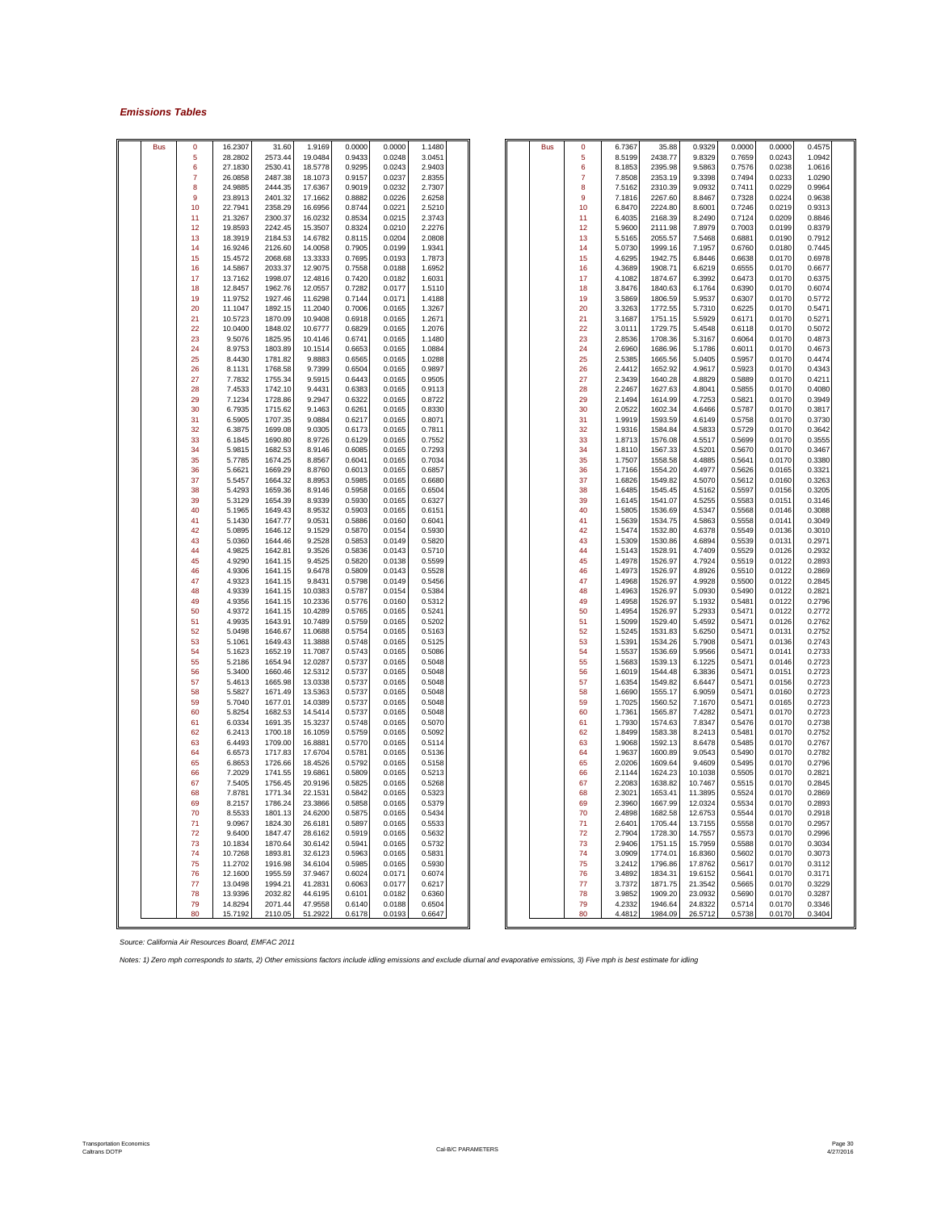## *Emissions Tables*

| | | | | | | | |
|---|---|---|---|---|---|---|---|
| Bus | 0 | 16.2307 | 31.60 | 1.9169 | 0.0000 | 0.0000 | 1.1480 |
| | 5 | 28.2802 | 2573.44 | 19.0484 | 0.9433 | 0.0248 | 3.0451 |
| | 6 | 27.1830 | 2530.41 | 18.5778 | 0.9295 | 0.0243 | 2.9403 |
| | 7 | 26.0858 | 2487.38 | 18.1073 | 0.9157 | 0.0237 | 2.8355 |
| | 8 | 24.9885 | 2444.35 | 17.6367 | 0.9019 | 0.0232 | 2.7307 |
| | 9 | 23.8913 | 2401.32 | 17.1662 | 0.8882 | 0.0226 | 2.6258 |
| | 10 | 22.7941 | 2358.29 | 16.6956 | 0.8744 | 0.0221 | 2.5210 |
| | 11 | 21.3267 | 2300.37 | 16.0232 | 0.8534 | 0.0215 | 2.3743 |
| | 12 | 19.8593 | 2242.45 | 15.3507 | 0.8324 | 0.0210 | 2.2276 |
| | 13 | 18.3919 | 2184.53 | 14.6782 | 0.8115 | 0.0204 | 2.0808 |
| | 14 | 16.9246 | 2126.60 | 14.0058 | 0.7905 | 0.0199 | 1.9341 |
| | 15 | 15.4572 | 2068.68 | 13.3333 | 0.7695 | 0.0193 | 1.7873 |
| | 16 | 14.5867 | 2033.37 | 12.9075 | 0.7558 | 0.0188 | 1.6952 |
| | 17 | 13.7162 | 1998.07 | 12.4816 | 0.7420 | 0.0182 | 1.6031 |
| | 18 | 12.8457 | 1962.76 | 12.0557 | 0.7282 | 0.0177 | 1.5110 |
| | 19 | 11.9752 | 1927.46 | 11.6298 | 0.7144 | 0.0171 | 1.4188 |
| | 20 | 11.1047 | 1892.15 | 11.2040 | 0.7006 | 0.0165 | 1.3267 |
| | 21 | 10.5723 | 1870.09 | 10.9408 | 0.6918 | 0.0165 | 1.2671 |
| | 22 | 10.0400 | 1848.02 | 10.6777 | 0.6829 | 0.0165 | 1.2076 |
| | 23 | 9.5076 | 1825.95 | 10.4146 | 0.6741 | 0.0165 | 1.1480 |
| | 24 | 8.9753 | 1803.89 | 10.1514 | 0.6653 | 0.0165 | 1.0884 |
| | 25 | 8.4430 | 1781.82 | 9.8883 | 0.6565 | 0.0165 | 1.0288 |
| | 26 | 8.1131 | 1768.58 | 9.7399 | 0.6504 | 0.0165 | 0.9897 |
| | 27 | 7.7832 | 1755.34 | 9.5915 | 0.6443 | 0.0165 | 0.9505 |
| | 28 | 7.4533 | 1742.10 | 9.4431 | 0.6383 | 0.0165 | 0.9113 |
| | 29 | 7.1234 | 1728.86 | 9.2947 | 0.6322 | 0.0165 | 0.8722 |
| | 30 | 6.7935 | 1715.62 | 9.1463 | 0.6261 | 0.0165 | 0.8330 |
| | 31 | 6.5905 | 1707.35 | 9.0884 | 0.6217 | 0.0165 | 0.8071 |
| | 32 | 6.3875 | 1699.08 | 9.0305 | 0.6173 | 0.0165 | 0.7811 |
| | 33 | 6.1845 | 1690.80 | 8.9726 | 0.6129 | 0.0165 | 0.7552 |
| | 34 | 5.9815 | 1682.53 | 8.9146 | 0.6085 | 0.0165 | 0.7293 |
| | 35 | 5.7785 | 1674.25 | 8.8567 | 0.6041 | 0.0165 | 0.7034 |
| | 36 | 5.6621 | 1669.29 | 8.8760 | 0.6013 | 0.0165 | 0.6857 |
| | 37 | 5.5457 | 1664.32 | 8.8953 | 0.5985 | 0.0165 | 0.6680 |
| | 38 | 5.4293 | 1659.36 | 8.9146 | 0.5958 | 0.0165 | 0.6504 |
| | 39 | 5.3129 | 1654.39 | 8.9339 | 0.5930 | 0.0165 | 0.6327 |
| | 40 | 5.1965 | 1649.43 | 8.9532 | 0.5903 | 0.0165 | 0.6151 |
| | 41 | 5.1430 | 1647.77 | 9.0531 | 0.5886 | 0.0160 | 0.6041 |
| | 42 | 5.0895 | 1646.12 | 9.1529 | 0.5870 | 0.0154 | 0.5930 |
| | 43 | 5.0360 | 1644.46 | 9.2528 | 0.5853 | 0.0149 | 0.5820 |
| | 44 | 4.9825 | 1642.81 | 9.3526 | 0.5836 | 0.0143 | 0.5710 |
| | 45 | 4.9290 | 1641.15 | 9.4525 | 0.5820 | 0.0138 | 0.5599 |
| | 46 | 4.9306 | 1641.15 | 9.6478 | 0.5809 | 0.0143 | 0.5528 |
| | 47 | 4.9323 | 1641.15 | 9.8431 | 0.5798 | 0.0149 | 0.5456 |
| | 48 | 4.9339 | 1641.15 | 10.0383 | 0.5787 | 0.0154 | 0.5384 |
| | 49 | 4.9356 | 1641.15 | 10.2336 | 0.5776 | 0.0160 | 0.5312 |
| | 50 | 4.9372 | 1641.15 | 10.4289 | 0.5765 | 0.0165 | 0.5241 |
| | 51 | 4.9935 | 1643.91 | 10.7489 | 0.5759 | 0.0165 | 0.5202 |
| | 52 | 5.0498 | 1646.67 | 11.0688 | 0.5754 | 0.0165 | 0.5163 |
| | 53 | 5.1061 | 1649.43 | 11.3888 | 0.5748 | 0.0165 | 0.5125 |
| | 54 | 5.1623 | 1652.19 | 11.7087 | 0.5743 | 0.0165 | 0.5086 |
| | 55 | 5.2186 | 1654.94 | 12.0287 | 0.5737 | 0.0165 | 0.5048 |
| | 56 | 5.3400 | 1660.46 | 12.5312 | 0.5737 | 0.0165 | 0.5048 |
| | 57 | 5.4613 | 1665.98 | 13.0338 | 0.5737 | 0.0165 | 0.5048 |
| | 58 | 5.5827 | 1671.49 | 13.5363 | 0.5737 | 0.0165 | 0.5048 |
| | 59 | 5.7040 | 1677.01 | 14.0389 | 0.5737 | 0.0165 | 0.5048 |
| | 60 | 5.8254 | 1682.53 | 14.5414 | 0.5737 | 0.0165 | 0.5048 |
| | 61 | 6.0334 | 1691.35 | 15.3237 | 0.5748 | 0.0165 | 0.5070 |
| | 62 | 6.2413 | 1700.18 | 16.1059 | 0.5759 | 0.0165 | 0.5092 |
| | 63 | 6.4493 | 1709.00 | 16.8881 | 0.5770 | 0.0165 | 0.5114 |
| | 64 | 6.6573 | 1717.83 | 17.6704 | 0.5781 | 0.0165 | 0.5136 |
| | 65 | 6.8653 | 1726.66 | 18.4526 | 0.5792 | 0.0165 | 0.5158 |
| | 66 | 7.2029 | 1741.55 | 19.6861 | 0.5809 | 0.0165 | 0.5213 |
| | 67 | 7.5405 | 1756.45 | 20.9196 | 0.5825 | 0.0165 | 0.5268 |
| | 68 | 7.8781 | 1771.34 | 22.1531 | 0.5842 | 0.0165 | 0.5323 |
| | 69 | 8.2157 | 1786.24 | 23.3866 | 0.5858 | 0.0165 | 0.5379 |
| | 70 | 8.5533 | 1801.13 | 24.6200 | 0.5875 | 0.0165 | 0.5434 |
| | 71 | 9.0967 | 1824.30 | 26.6181 | 0.5897 | 0.0165 | 0.5533 |
| | 72 | 9.6400 | 1847.47 | 28.6162 | 0.5919 | 0.0165 | 0.5632 |
| | 73 | 10.1834 | 1870.64 | 30.6142 | 0.5941 | 0.0165 | 0.5732 |
| | 74 | 10.7268 | 1893.81 | 32.6123 | 0.5963 | 0.0165 | 0.5831 |
| | 75 | 11.2702 | 1916.98 | 34.6104 | 0.5985 | 0.0165 | 0.5930 |
| | 76 | 12.1600 | 1955.59 | 37.9467 | 0.6024 | 0.0171 | 0.6074 |
| | 77 | 13.0498 | 1994.21 | 41.2831 | 0.6063 | 0.0177 | 0.6217 |
| | 78 | 13.9396 | 2032.82 | 44.6195 | 0.6101 | 0.0182 | 0.6360 |
| | 79 | 14.8294 | 2071.44 | 47.9558 | 0.6140 | 0.0188 | 0.6504 |
| | 80 | 15.7192 | 2110.05 | 51.2922 | 0.6178 | 0.0193 | 0.6647 |

| | | | | | | | |
|---|---|---|---|---|---|---|---|
| Bus | 0 | 6.7367 | 35.88 | 0.9329 | 0.0000 | 0.0000 | 0.4575 |
| | 5 | 8.5199 | 2438.77 | 9.8329 | 0.7659 | 0.0243 | 1.0942 |
| | 6 | 8.1853 | 2395.98 | 9.5863 | 0.7576 | 0.0238 | 1.0616 |
| | 7 | 7.8508 | 2353.19 | 9.3398 | 0.7494 | 0.0233 | 1.0290 |
| | 8 | 7.5162 | 2310.39 | 9.0932 | 0.7411 | 0.0229 | 0.9964 |
| | 9 | 7.1816 | 2267.60 | 8.8467 | 0.7328 | 0.0224 | 0.9638 |
| | 10 | 6.8470 | 2224.80 | 8.6001 | 0.7246 | 0.0219 | 0.9313 |
| | 11 | 6.4035 | 2168.39 | 8.2490 | 0.7124 | 0.0209 | 0.8846 |
| | 12 | 5.9600 | 2111.98 | 7.8979 | 0.7003 | 0.0199 | 0.8379 |
| | 13 | 5.5165 | 2055.57 | 7.5468 | 0.6881 | 0.0190 | 0.7912 |
| | 14 | 5.0730 | 1999.16 | 7.1957 | 0.6760 | 0.0180 | 0.7445 |
| | 15 | 4.6295 | 1942.75 | 6.8446 | 0.6638 | 0.0170 | 0.6978 |
| | 16 | 4.3689 | 1908.71 | 6.6219 | 0.6555 | 0.0170 | 0.6677 |
| | 17 | 4.1082 | 1874.67 | 6.3992 | 0.6473 | 0.0170 | 0.6375 |
| | 18 | 3.8476 | 1840.63 | 6.1764 | 0.6390 | 0.0170 | 0.6074 |
| | 19 | 3.5869 | 1806.59 | 5.9537 | 0.6307 | 0.0170 | 0.5772 |
| | 20 | 3.3263 | 1772.55 | 5.7310 | 0.6225 | 0.0170 | 0.5471 |
| | 21 | 3.1687 | 1751.15 | 5.5929 | 0.6171 | 0.0170 | 0.5271 |
| | 22 | 3.0111 | 1729.75 | 5.4548 | 0.6118 | 0.0170 | 0.5072 |
| | 23 | 2.8536 | 1708.36 | 5.3167 | 0.6064 | 0.0170 | 0.4873 |
| | 24 | 2.6960 | 1686.96 | 5.1786 | 0.6011 | 0.0170 | 0.4673 |
| | 25 | 2.5385 | 1665.56 | 5.0405 | 0.5957 | 0.0170 | 0.4474 |
| | 26 | 2.4412 | 1652.92 | 4.9617 | 0.5923 | 0.0170 | 0.4343 |
| | 27 | 2.3439 | 1640.28 | 4.8829 | 0.5889 | 0.0170 | 0.4211 |
| | 28 | 2.2467 | 1627.63 | 4.8041 | 0.5855 | 0.0170 | 0.4080 |
| | 29 | 2.1494 | 1614.99 | 4.7253 | 0.5821 | 0.0170 | 0.3949 |
| | 30 | 2.0522 | 1602.34 | 4.6466 | 0.5787 | 0.0170 | 0.3817 |
| | 31 | 1.9919 | 1593.59 | 4.6149 | 0.5758 | 0.0170 | 0.3730 |
| | 32 | 1.9316 | 1584.84 | 4.5833 | 0.5729 | 0.0170 | 0.3642 |
| | 33 | 1.8713 | 1576.08 | 4.5517 | 0.5699 | 0.0170 | 0.3555 |
| | 34 | 1.8110 | 1567.33 | 4.5201 | 0.5670 | 0.0170 | 0.3467 |
| | 35 | 1.7507 | 1558.58 | 4.4885 | 0.5641 | 0.0170 | 0.3380 |
| | 36 | 1.7166 | 1554.20 | 4.4977 | 0.5626 | 0.0165 | 0.3321 |
| | 37 | 1.6826 | 1549.82 | 4.5070 | 0.5612 | 0.0160 | 0.3263 |
| | 38 | 1.6485 | 1545.45 | 4.5162 | 0.5597 | 0.0156 | 0.3205 |
| | 39 | 1.6145 | 1541.07 | 4.5255 | 0.5583 | 0.0151 | 0.3146 |
| | 40 | 1.5805 | 1536.69 | 4.5347 | 0.5568 | 0.0146 | 0.3088 |
| | 41 | 1.5639 | 1534.75 | 4.5863 | 0.5558 | 0.0141 | 0.3049 |
| | 42 | 1.5474 | 1532.80 | 4.6378 | 0.5549 | 0.0136 | 0.3010 |
| | 43 | 1.5309 | 1530.86 | 4.6894 | 0.5539 | 0.0131 | 0.2971 |
| | 44 | 1.5143 | 1528.91 | 4.7409 | 0.5529 | 0.0126 | 0.2932 |
| | 45 | 1.4978 | 1526.97 | 4.7924 | 0.5519 | 0.0122 | 0.2893 |
| | 46 | 1.4973 | 1526.97 | 4.8926 | 0.5510 | 0.0122 | 0.2869 |
| | 47 | 1.4968 | 1526.97 | 4.9928 | 0.5500 | 0.0122 | 0.2845 |
| | 48 | 1.4963 | 1526.97 | 5.0930 | 0.5490 | 0.0122 | 0.2821 |
| | 49 | 1.4958 | 1526.97 | 5.1932 | 0.5481 | 0.0122 | 0.2796 |
| | 50 | 1.4954 | 1526.97 | 5.2933 | 0.5471 | 0.0122 | 0.2772 |
| | 51 | 1.5099 | 1529.40 | 5.4592 | 0.5471 | 0.0126 | 0.2762 |
| | 52 | 1.5245 | 1531.83 | 5.6250 | 0.5471 | 0.0131 | 0.2752 |
| | 53 | 1.5391 | 1534.26 | 5.7908 | 0.5471 | 0.0136 | 0.2743 |
| | 54 | 1.5537 | 1536.69 | 5.9566 | 0.5471 | 0.0141 | 0.2733 |
| | 55 | 1.5683 | 1539.13 | 6.1225 | 0.5471 | 0.0146 | 0.2723 |
| | 56 | 1.6019 | 1544.48 | 6.3836 | 0.5471 | 0.0151 | 0.2723 |
| | 57 | 1.6354 | 1549.82 | 6.6447 | 0.5471 | 0.0156 | 0.2723 |
| | 58 | 1.6690 | 1555.17 | 6.9059 | 0.5471 | 0.0160 | 0.2723 |
| | 59 | 1.7025 | 1560.52 | 7.1670 | 0.5471 | 0.0165 | 0.2723 |
| | 60 | 1.7361 | 1565.87 | 7.4282 | 0.5471 | 0.0170 | 0.2723 |
| | 61 | 1.7930 | 1574.63 | 7.8347 | 0.5476 | 0.0170 | 0.2738 |
| | 62 | 1.8499 | 1583.38 | 8.2413 | 0.5481 | 0.0170 | 0.2752 |
| | 63 | 1.9068 | 1592.13 | 8.6478 | 0.5485 | 0.0170 | 0.2767 |
| | 64 | 1.9637 | 1600.89 | 9.0543 | 0.5490 | 0.0170 | 0.2782 |
| | 65 | 2.0206 | 1609.64 | 9.4609 | 0.5495 | 0.0170 | 0.2796 |
| | 66 | 2.1144 | 1624.23 | 10.1038 | 0.5505 | 0.0170 | 0.2821 |
| | 67 | 2.2083 | 1638.82 | 10.7467 | 0.5515 | 0.0170 | 0.2845 |
| | 68 | 2.3021 | 1653.41 | 11.3895 | 0.5524 | 0.0170 | 0.2869 |
| | 69 | 2.3960 | 1667.99 | 12.0324 | 0.5534 | 0.0170 | 0.2893 |
| | 70 | 2.4898 | 1682.58 | 12.6753 | 0.5544 | 0.0170 | 0.2918 |
| | 71 | 2.6401 | 1705.44 | 13.7155 | 0.5558 | 0.0170 | 0.2957 |
| | 72 | 2.7904 | 1728.30 | 14.7557 | 0.5573 | 0.0170 | 0.2996 |
| | 73 | 2.9406 | 1751.15 | 15.7959 | 0.5588 | 0.0170 | 0.3034 |
| | 74 | 3.0909 | 1774.01 | 16.8360 | 0.5602 | 0.0170 | 0.3073 |
| | 75 | 3.2412 | 1796.86 | 17.8762 | 0.5617 | 0.0170 | 0.3112 |
| | 76 | 3.4892 | 1834.31 | 19.6152 | 0.5641 | 0.0170 | 0.3171 |
| | 77 | 3.7372 | 1871.75 | 21.3542 | 0.5665 | 0.0170 | 0.3229 |
| | 78 | 3.9852 | 1909.20 | 23.0932 | 0.5690 | 0.0170 | 0.3287 |
| | 79 | 4.2332 | 1946.64 | 24.8322 | 0.5714 | 0.0170 | 0.3346 |
| | 80 | 4.4812 | 1984.09 | 26.5712 | 0.5738 | 0.0170 | 0.3404 |

*Source: California Air Resources Board, EMFAC 2011*

*Notes: 1) Zero mph corresponds to starts, 2) Other emissions factors include idling emissions and exclude diurnal and evaporative emissions, 3) Five mph is best estimate for idling*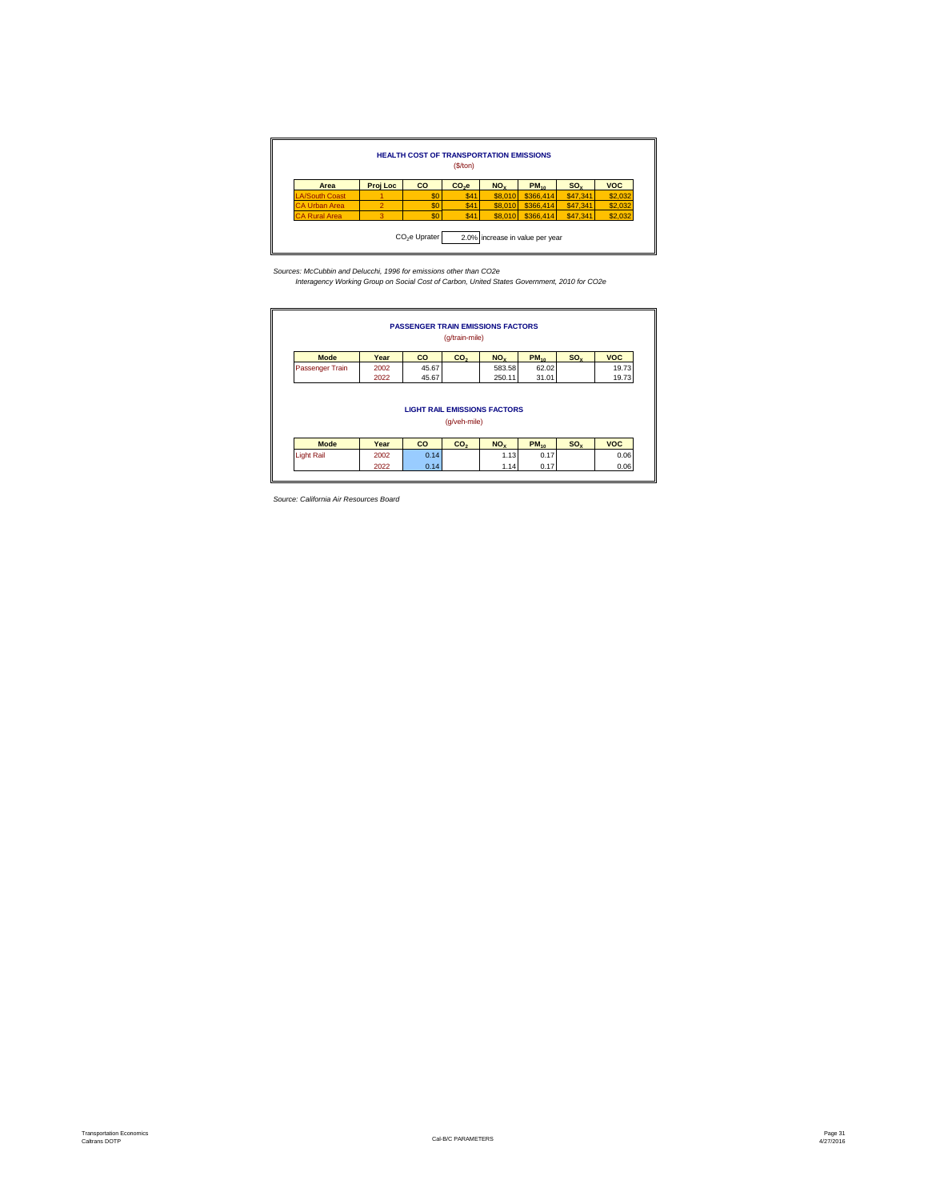## HEALTH COST OF TRANSPORTATION EMISSIONS

($/ton)

| Area | Proj Loc | CO | $CO_2e$ | $NO_X$ | $PM_{10}$ | $SO_X$ | VOC |
|---|---|---|---|---|---|---|---|
| LA/South Coast | 1 | $0 | $41 | $8,010 | $366,414 | $47,341 | $2,032 |
| CA Urban Area | 2 | $0 | $41 | $8,010 | $366,414 | $47,341 | $2,032 |
| CA Rural Area | 3 | $0 | $41 | $8,010 | $366,414 | $47,341 | $2,032 |

$CO_2e$ Uprater 2.0% increase in value per year

*Sources: McCubbin and Delucchi, 1996 for emissions other than CO2e*
*Interagency Working Group on Social Cost of Carbon, United States Government, 2010 for CO2e*

## PASSENGER TRAIN EMISSIONS FACTORS

(g/train-mile)

| Mode | Year | CO | $CO_2$ | $NO_X$ | $PM_{10}$ | $SO_X$ | VOC |
|---|---|---|---|---|---|---|---|
| Passenger Train | 2002 | 45.67 | | 583.58 | 62.02 | | 19.73 |
| | 2022 | 45.67 | | 250.11 | 31.01 | | 19.73 |

## LIGHT RAIL EMISSIONS FACTORS

(g/veh-mile)

| Mode | Year | CO | $CO_2$ | $NO_X$ | $PM_{10}$ | $SO_X$ | VOC |
|---|---|---|---|---|---|---|---|
| Light Rail | 2002 | 0.14 | | 1.13 | 0.17 | | 0.06 |
| | 2022 | 0.14 | | 1.14 | 0.17 | | 0.06 |

*Source: California Air Resources Board*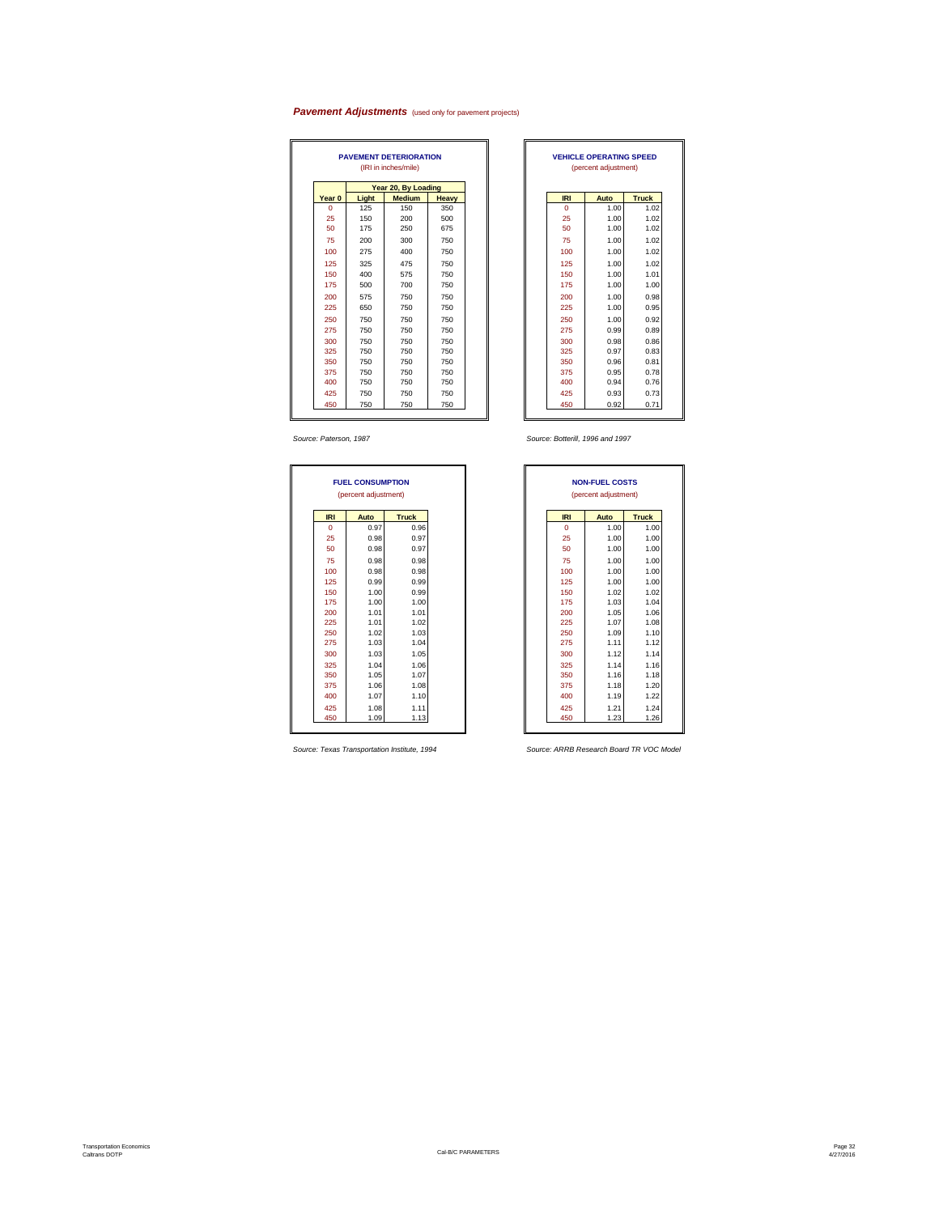## *Pavement Adjustments* (used only for pavement projects)

**PAVEMENT DETERIORATION**
(IRI in inches/mile)

| | Year 20, By Loading | | |
|---|---|---|---|
| **Year 0** | **Light** | **Medium** | **Heavy** |
| 0 | 125 | 150 | 350 |
| 25 | 150 | 200 | 500 |
| 50 | 175 | 250 | 675 |
| 75 | 200 | 300 | 750 |
| 100 | 275 | 400 | 750 |
| 125 | 325 | 475 | 750 |
| 150 | 400 | 575 | 750 |
| 175 | 500 | 700 | 750 |
| 200 | 575 | 750 | 750 |
| 225 | 650 | 750 | 750 |
| 250 | 750 | 750 | 750 |
| 275 | 750 | 750 | 750 |
| 300 | 750 | 750 | 750 |
| 325 | 750 | 750 | 750 |
| 350 | 750 | 750 | 750 |
| 375 | 750 | 750 | 750 |
| 400 | 750 | 750 | 750 |
| 425 | 750 | 750 | 750 |
| 450 | 750 | 750 | 750 |

*Source: Paterson, 1987*

**VEHICLE OPERATING SPEED**
(percent adjustment)

| IRI | Auto | Truck |
|---|---|---|
| 0 | 1.00 | 1.02 |
| 25 | 1.00 | 1.02 |
| 50 | 1.00 | 1.02 |
| 75 | 1.00 | 1.02 |
| 100 | 1.00 | 1.02 |
| 125 | 1.00 | 1.02 |
| 150 | 1.00 | 1.01 |
| 175 | 1.00 | 1.00 |
| 200 | 1.00 | 0.98 |
| 225 | 1.00 | 0.95 |
| 250 | 1.00 | 0.92 |
| 275 | 0.99 | 0.89 |
| 300 | 0.98 | 0.86 |
| 325 | 0.97 | 0.83 |
| 350 | 0.96 | 0.81 |
| 375 | 0.95 | 0.78 |
| 400 | 0.94 | 0.76 |
| 425 | 0.93 | 0.73 |
| 450 | 0.92 | 0.71 |

*Source: Botterill, 1996 and 1997*

**FUEL CONSUMPTION**
(percent adjustment)

| IRI | Auto | Truck |
|---|---|---|
| 0 | 0.97 | 0.96 |
| 25 | 0.98 | 0.97 |
| 50 | 0.98 | 0.97 |
| 75 | 0.98 | 0.98 |
| 100 | 0.98 | 0.98 |
| 125 | 0.99 | 0.99 |
| 150 | 1.00 | 0.99 |
| 175 | 1.00 | 1.00 |
| 200 | 1.01 | 1.01 |
| 225 | 1.01 | 1.02 |
| 250 | 1.02 | 1.03 |
| 275 | 1.03 | 1.04 |
| 300 | 1.03 | 1.05 |
| 325 | 1.04 | 1.06 |
| 350 | 1.05 | 1.07 |
| 375 | 1.06 | 1.08 |
| 400 | 1.07 | 1.10 |
| 425 | 1.08 | 1.11 |
| 450 | 1.09 | 1.13 |

*Source: Texas Transportation Institute, 1994*

**NON-FUEL COSTS**
(percent adjustment)

| IRI | Auto | Truck |
|---|---|---|
| 0 | 1.00 | 1.00 |
| 25 | 1.00 | 1.00 |
| 50 | 1.00 | 1.00 |
| 75 | 1.00 | 1.00 |
| 100 | 1.00 | 1.00 |
| 125 | 1.00 | 1.00 |
| 150 | 1.02 | 1.02 |
| 175 | 1.03 | 1.04 |
| 200 | 1.05 | 1.06 |
| 225 | 1.07 | 1.08 |
| 250 | 1.09 | 1.10 |
| 275 | 1.11 | 1.12 |
| 300 | 1.12 | 1.14 |
| 325 | 1.14 | 1.16 |
| 350 | 1.16 | 1.18 |
| 375 | 1.18 | 1.20 |
| 400 | 1.19 | 1.22 |
| 425 | 1.21 | 1.24 |
| 450 | 1.23 | 1.26 |

*Source: ARRB Research Board TR VOC Model*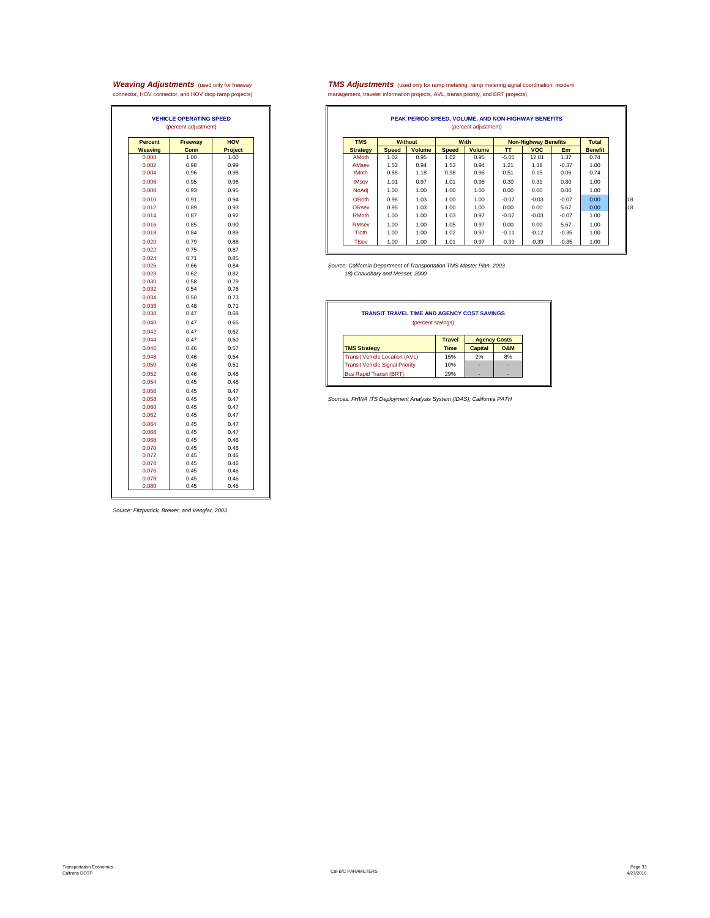## *Weaving Adjustments* (used only for freeway connector, HOV connector, and HOV drop ramp projects)

**VEHICLE OPERATING SPEED**
(percent adjustment)

| Percent Weaving | Freeway Conn | HOV Project |
|---|---|---|
| 0.000 | 1.00 | 1.00 |
| 0.002 | 0.98 | 0.99 |
| 0.004 | 0.96 | 0.98 |
| 0.006 | 0.95 | 0.96 |
| 0.008 | 0.93 | 0.95 |
| 0.010 | 0.91 | 0.94 |
| 0.012 | 0.89 | 0.93 |
| 0.014 | 0.87 | 0.92 |
| 0.016 | 0.85 | 0.90 |
| 0.018 | 0.84 | 0.89 |
| 0.020 | 0.79 | 0.88 |
| 0.022 | 0.75 | 0.87 |
| 0.024 | 0.71 | 0.85 |
| 0.026 | 0.66 | 0.84 |
| 0.028 | 0.62 | 0.82 |
| 0.030 | 0.58 | 0.79 |
| 0.032 | 0.54 | 0.76 |
| 0.034 | 0.50 | 0.73 |
| 0.036 | 0.48 | 0.71 |
| 0.038 | 0.47 | 0.68 |
| 0.040 | 0.47 | 0.65 |
| 0.042 | 0.47 | 0.62 |
| 0.044 | 0.47 | 0.60 |
| 0.046 | 0.46 | 0.57 |
| 0.048 | 0.46 | 0.54 |
| 0.050 | 0.46 | 0.51 |
| 0.052 | 0.46 | 0.48 |
| 0.054 | 0.45 | 0.48 |
| 0.056 | 0.45 | 0.47 |
| 0.058 | 0.45 | 0.47 |
| 0.060 | 0.45 | 0.47 |
| 0.062 | 0.45 | 0.47 |
| 0.064 | 0.45 | 0.47 |
| 0.066 | 0.45 | 0.47 |
| 0.068 | 0.45 | 0.46 |
| 0.070 | 0.45 | 0.46 |
| 0.072 | 0.45 | 0.46 |
| 0.074 | 0.45 | 0.46 |
| 0.076 | 0.45 | 0.46 |
| 0.078 | 0.45 | 0.46 |
| 0.080 | 0.45 | 0.45 |

*Source: Fitzpatrick, Brewer, and Venglar, 2003*

## *TMS Adjustments* (used only for ramp metering, ramp metering signal coordination, incident management, traveler information projects, AVL, transit priority, and BRT projects)

**PEAK PERIOD SPEED, VOLUME, AND NON-HIGHWAY BENEFITS**
(percent adjustment)

| TMS | Without | | With | | Non-Highway Benefits | | | Total |
|---|---|---|---|---|---|---|---|---|
| Strategy | Speed | Volume | Speed | Volume | TT | VOC | Em | Benefit |
| AMoth | 1.02 | 0.95 | 1.02 | 0.95 | -5.05 | 12.81 | 1.37 | 0.74 |
| AMsev | 1.53 | 0.94 | 1.53 | 0.94 | 1.21 | 1.38 | -0.37 | 1.00 |
| IMoth | 0.88 | 1.18 | 0.98 | 0.96 | 0.51 | 0.15 | 0.06 | 0.74 |
| IMsev | 1.01 | 0.97 | 1.01 | 0.95 | 0.30 | 0.31 | 0.30 | 1.00 |
| NoAdj | 1.00 | 1.00 | 1.00 | 1.00 | 0.00 | 0.00 | 0.00 | 1.00 |
| ORoth | 0.98 | 1.03 | 1.00 | 1.00 | -0.07 | -0.03 | -0.07 | 0.00 [18] |
| ORsev | 0.95 | 1.03 | 1.00 | 1.00 | 0.00 | 0.00 | 5.67 | 0.00 [18] |
| RMoth | 1.00 | 1.00 | 1.03 | 0.97 | -0.07 | -0.03 | -0.07 | 1.00 |
| RMsev | 1.00 | 1.00 | 1.05 | 0.97 | 0.00 | 0.00 | 5.67 | 1.00 |
| TIoth | 1.00 | 1.00 | 1.02 | 0.97 | -0.11 | -0.12 | -0.35 | 1.00 |
| TIsev | 1.00 | 1.00 | 1.01 | 0.97 | -0.39 | -0.39 | -0.35 | 1.00 |

*Source: California Department of Transportation TMS Master Plan, 2003*
*18) Chaudhary and Messer, 2000*

**TRANSIT TRAVEL TIME AND AGENCY COST SAVINGS**
(percent savings)

| | Travel | Agency Costs | |
|---|---|---|---|
| TMS Strategy | Time | Capital | O&M |
| Transit Vehicle Location (AVL) | 15% | 2% | 8% |
| Transit Vehicle Signal Priority | 10% | - | - |
| Bus Rapid Transit (BRT) | 29% | - | - |

*Sources: FHWA ITS Deployment Analysis System (IDAS), California PATH*